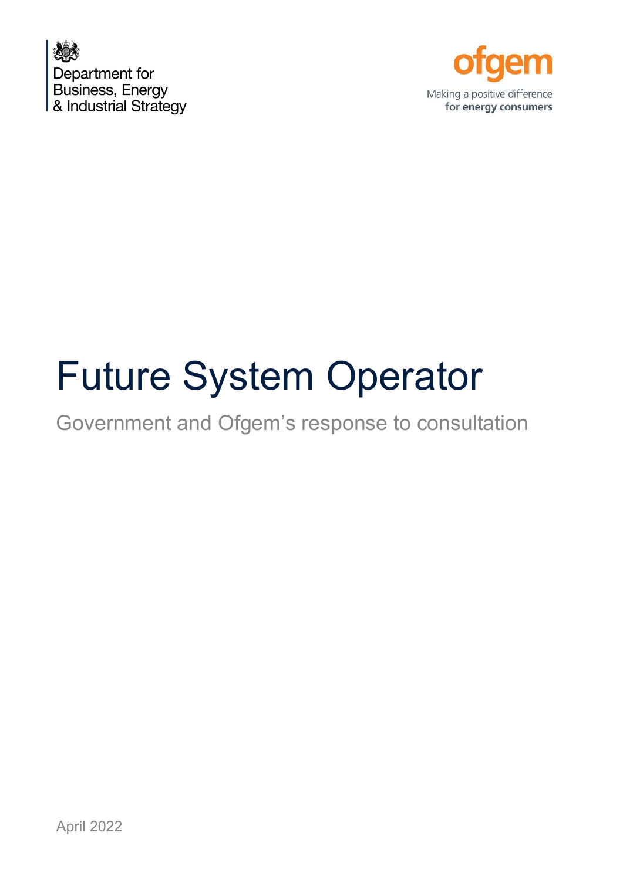Department for Business, Energy & Industrial Strategy

ofgem

Making a positive difference for energy consumers

# Future System Operator

## Government and Ofgem's response to consultation

April 2022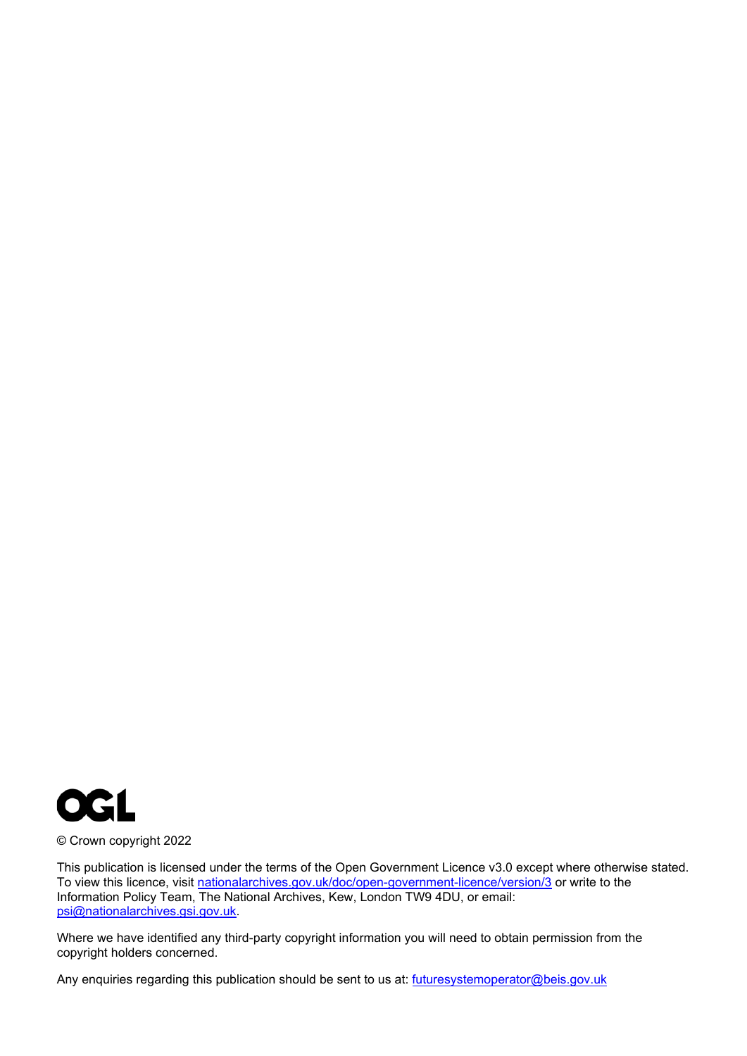© Crown copyright 2022

This publication is licensed under the terms of the Open Government Licence v3.0 except where otherwise stated. To view this licence, visit nationalarchives.gov.uk/doc/open-government-licence/version/3 or write to the Information Policy Team, The National Archives, Kew, London TW9 4DU, or email: psi@nationalarchives.gsi.gov.uk.

Where we have identified any third-party copyright information you will need to obtain permission from the copyright holders concerned.

Any enquiries regarding this publication should be sent to us at: futuresystemoperator@beis.gov.uk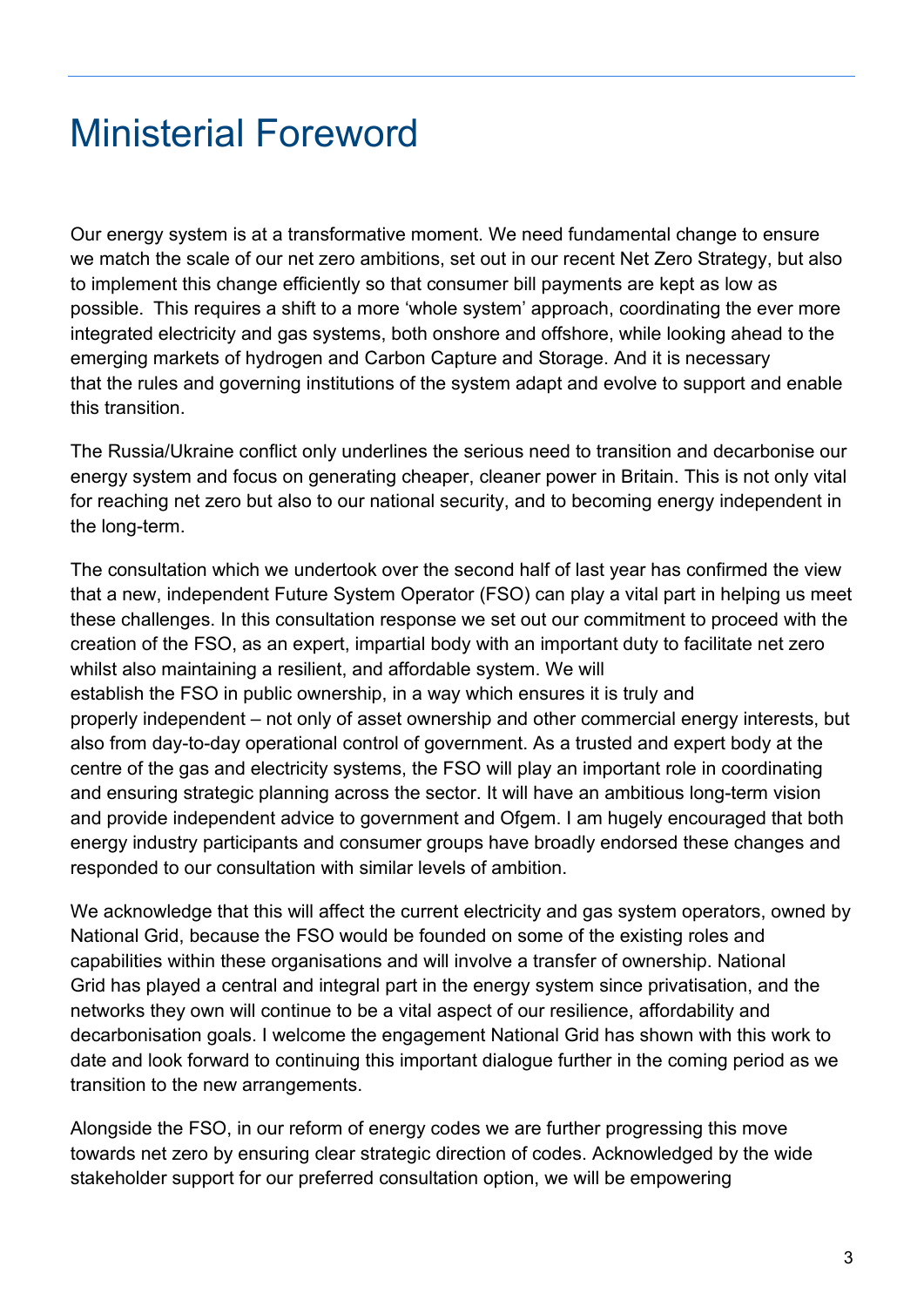# Ministerial Foreword

Our energy system is at a transformative moment. We need fundamental change to ensure we match the scale of our net zero ambitions, set out in our recent Net Zero Strategy, but also to implement this change efficiently so that consumer bill payments are kept as low as possible. This requires a shift to a more 'whole system' approach, coordinating the ever more integrated electricity and gas systems, both onshore and offshore, while looking ahead to the emerging markets of hydrogen and Carbon Capture and Storage. And it is necessary that the rules and governing institutions of the system adapt and evolve to support and enable this transition.

The Russia/Ukraine conflict only underlines the serious need to transition and decarbonise our energy system and focus on generating cheaper, cleaner power in Britain. This is not only vital for reaching net zero but also to our national security, and to becoming energy independent in the long-term.

The consultation which we undertook over the second half of last year has confirmed the view that a new, independent Future System Operator (FSO) can play a vital part in helping us meet these challenges. In this consultation response we set out our commitment to proceed with the creation of the FSO, as an expert, impartial body with an important duty to facilitate net zero whilst also maintaining a resilient, and affordable system. We will establish the FSO in public ownership, in a way which ensures it is truly and properly independent – not only of asset ownership and other commercial energy interests, but also from day-to-day operational control of government. As a trusted and expert body at the centre of the gas and electricity systems, the FSO will play an important role in coordinating and ensuring strategic planning across the sector. It will have an ambitious long-term vision and provide independent advice to government and Ofgem. I am hugely encouraged that both energy industry participants and consumer groups have broadly endorsed these changes and responded to our consultation with similar levels of ambition.

We acknowledge that this will affect the current electricity and gas system operators, owned by National Grid, because the FSO would be founded on some of the existing roles and capabilities within these organisations and will involve a transfer of ownership. National Grid has played a central and integral part in the energy system since privatisation, and the networks they own will continue to be a vital aspect of our resilience, affordability and decarbonisation goals. I welcome the engagement National Grid has shown with this work to date and look forward to continuing this important dialogue further in the coming period as we transition to the new arrangements.

Alongside the FSO, in our reform of energy codes we are further progressing this move towards net zero by ensuring clear strategic direction of codes. Acknowledged by the wide stakeholder support for our preferred consultation option, we will be empowering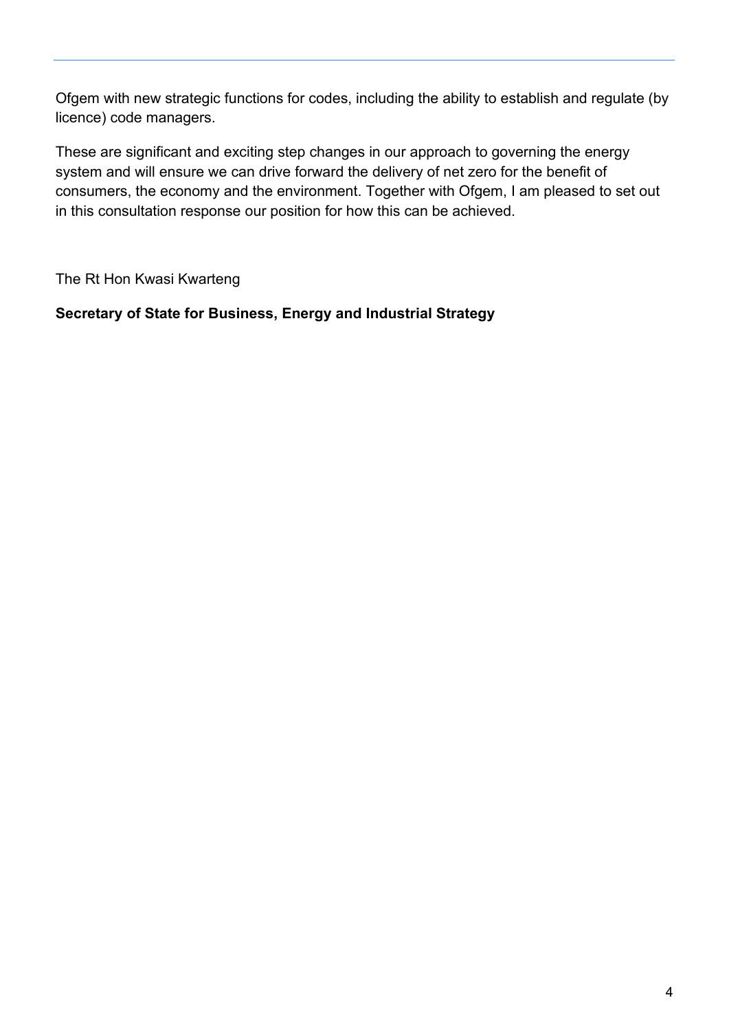Ofgem with new strategic functions for codes, including the ability to establish and regulate (by licence) code managers.

These are significant and exciting step changes in our approach to governing the energy system and will ensure we can drive forward the delivery of net zero for the benefit of consumers, the economy and the environment. Together with Ofgem, I am pleased to set out in this consultation response our position for how this can be achieved.

The Rt Hon Kwasi Kwarteng

**Secretary of State for Business, Energy and Industrial Strategy**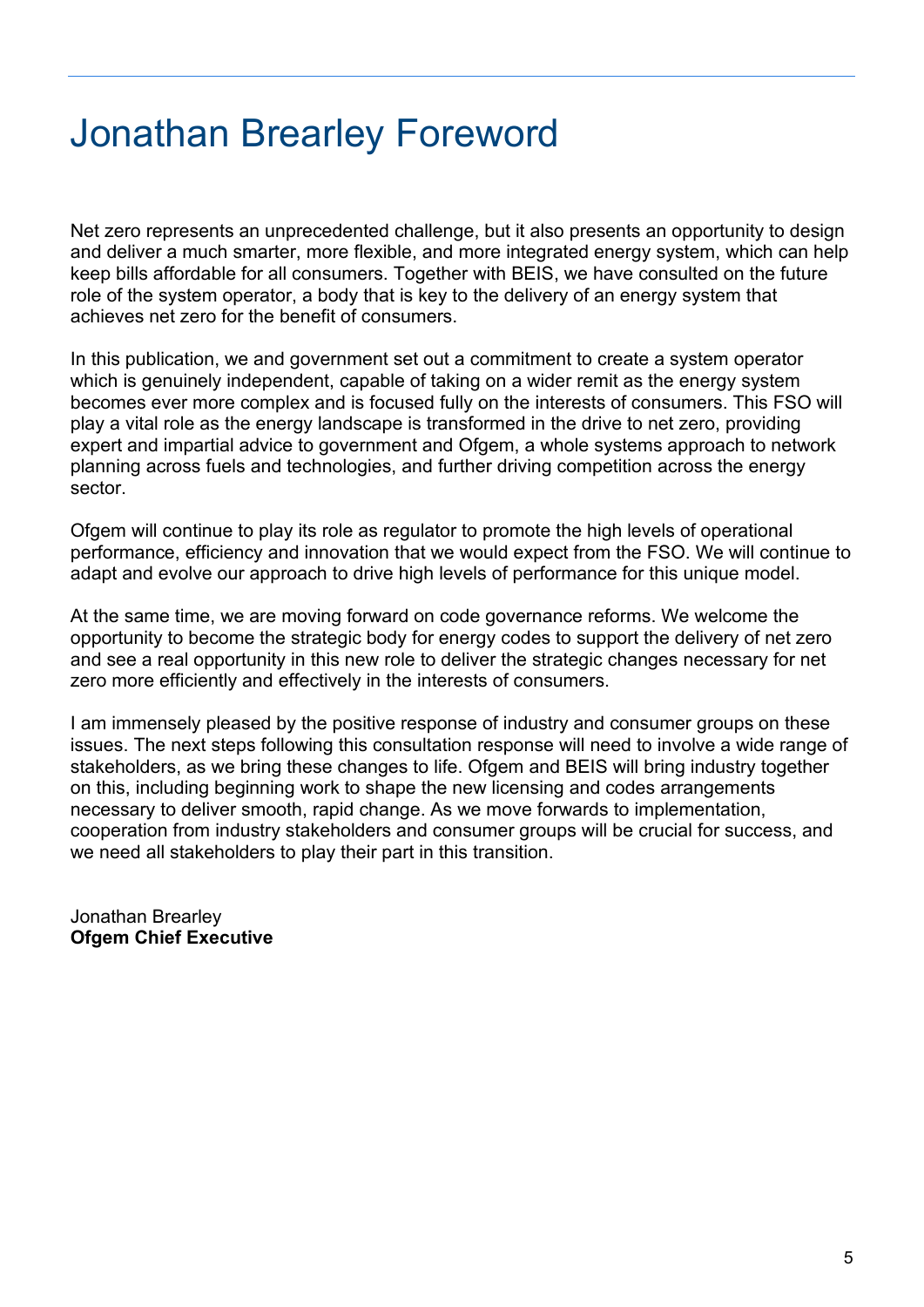# Jonathan Brearley Foreword

Net zero represents an unprecedented challenge, but it also presents an opportunity to design and deliver a much smarter, more flexible, and more integrated energy system, which can help keep bills affordable for all consumers. Together with BEIS, we have consulted on the future role of the system operator, a body that is key to the delivery of an energy system that achieves net zero for the benefit of consumers.

In this publication, we and government set out a commitment to create a system operator which is genuinely independent, capable of taking on a wider remit as the energy system becomes ever more complex and is focused fully on the interests of consumers. This FSO will play a vital role as the energy landscape is transformed in the drive to net zero, providing expert and impartial advice to government and Ofgem, a whole systems approach to network planning across fuels and technologies, and further driving competition across the energy sector.

Ofgem will continue to play its role as regulator to promote the high levels of operational performance, efficiency and innovation that we would expect from the FSO. We will continue to adapt and evolve our approach to drive high levels of performance for this unique model.

At the same time, we are moving forward on code governance reforms. We welcome the opportunity to become the strategic body for energy codes to support the delivery of net zero and see a real opportunity in this new role to deliver the strategic changes necessary for net zero more efficiently and effectively in the interests of consumers.

I am immensely pleased by the positive response of industry and consumer groups on these issues. The next steps following this consultation response will need to involve a wide range of stakeholders, as we bring these changes to life. Ofgem and BEIS will bring industry together on this, including beginning work to shape the new licensing and codes arrangements necessary to deliver smooth, rapid change. As we move forwards to implementation, cooperation from industry stakeholders and consumer groups will be crucial for success, and we need all stakeholders to play their part in this transition.

Jonathan Brearley
**Ofgem Chief Executive**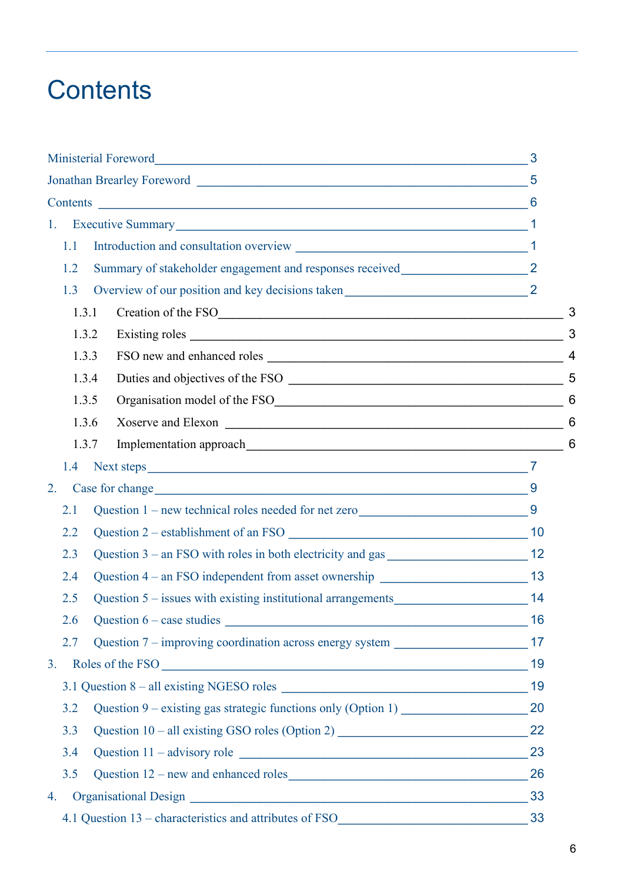# Contents

Ministerial Foreword ____ 3

Jonathan Brearley Foreword ____ 5

Contents ____ 6

1. Executive Summary ____ 1
   - 1.1 Introduction and consultation overview ____ 1
   - 1.2 Summary of stakeholder engagement and responses received ____ 2
   - 1.3 Overview of our position and key decisions taken ____ 2
     - 1.3.1 Creation of the FSO ____ 3
     - 1.3.2 Existing roles ____ 3
     - 1.3.3 FSO new and enhanced roles ____ 4
     - 1.3.4 Duties and objectives of the FSO ____ 5
     - 1.3.5 Organisation model of the FSO ____ 6
     - 1.3.6 Xoserve and Elexon ____ 6
     - 1.3.7 Implementation approach ____ 6
   - 1.4 Next steps ____ 7
2. Case for change ____ 9
   - 2.1 Question 1 – new technical roles needed for net zero ____ 9
   - 2.2 Question 2 – establishment of an FSO ____ 10
   - 2.3 Question 3 – an FSO with roles in both electricity and gas ____ 12
   - 2.4 Question 4 – an FSO independent from asset ownership ____ 13
   - 2.5 Question 5 – issues with existing institutional arrangements ____ 14
   - 2.6 Question 6 – case studies ____ 16
   - 2.7 Question 7 – improving coordination across energy system ____ 17
3. Roles of the FSO ____ 19
   - 3.1 Question 8 – all existing NGESO roles ____ 19
   - 3.2 Question 9 – existing gas strategic functions only (Option 1) ____ 20
   - 3.3 Question 10 – all existing GSO roles (Option 2) ____ 22
   - 3.4 Question 11 – advisory role ____ 23
   - 3.5 Question 12 – new and enhanced roles ____ 26
4. Organisational Design ____ 33
   - 4.1 Question 13 – characteristics and attributes of FSO ____ 33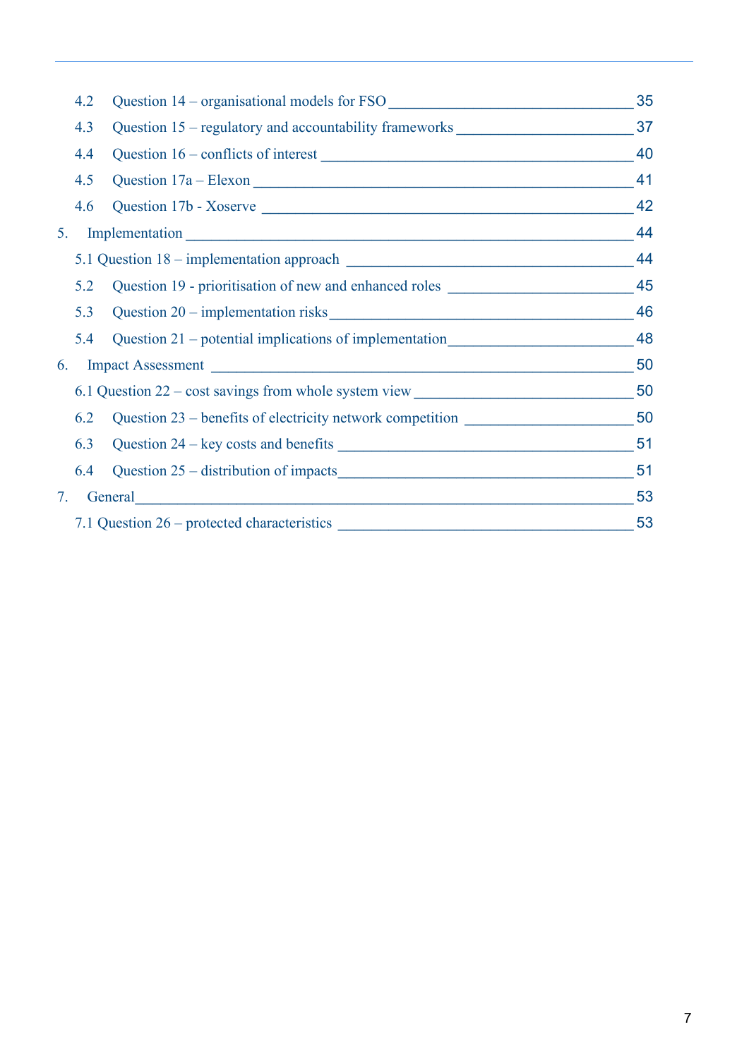- 4.2 Question 14 – organisational models for FSO ____ 35
- 4.3 Question 15 – regulatory and accountability frameworks ____ 37
- 4.4 Question 16 – conflicts of interest ____ 40
- 4.5 Question 17a – Elexon ____ 41
- 4.6 Question 17b - Xoserve ____ 42

5. Implementation ____ 44
- 5.1 Question 18 – implementation approach ____ 44
- 5.2 Question 19 - prioritisation of new and enhanced roles ____ 45
- 5.3 Question 20 – implementation risks ____ 46
- 5.4 Question 21 – potential implications of implementation ____ 48

6. Impact Assessment ____ 50
- 6.1 Question 22 – cost savings from whole system view ____ 50
- 6.2 Question 23 – benefits of electricity network competition ____ 50
- 6.3 Question 24 – key costs and benefits ____ 51
- 6.4 Question 25 – distribution of impacts ____ 51

7. General ____ 53
- 7.1 Question 26 – protected characteristics ____ 53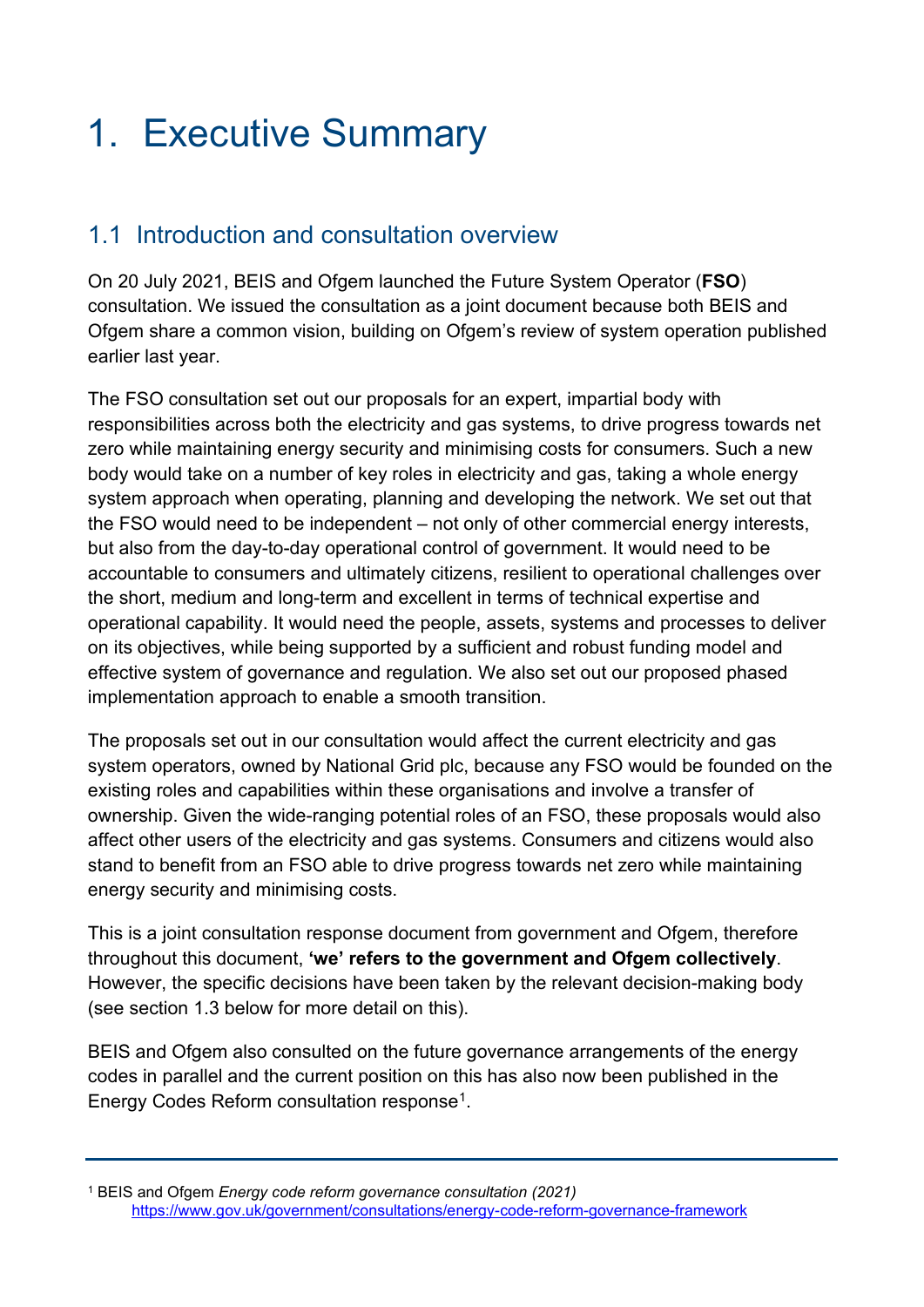# 1. Executive Summary

## 1.1 Introduction and consultation overview

On 20 July 2021, BEIS and Ofgem launched the Future System Operator (**FSO**) consultation. We issued the consultation as a joint document because both BEIS and Ofgem share a common vision, building on Ofgem's review of system operation published earlier last year.

The FSO consultation set out our proposals for an expert, impartial body with responsibilities across both the electricity and gas systems, to drive progress towards net zero while maintaining energy security and minimising costs for consumers. Such a new body would take on a number of key roles in electricity and gas, taking a whole energy system approach when operating, planning and developing the network. We set out that the FSO would need to be independent – not only of other commercial energy interests, but also from the day-to-day operational control of government. It would need to be accountable to consumers and ultimately citizens, resilient to operational challenges over the short, medium and long-term and excellent in terms of technical expertise and operational capability. It would need the people, assets, systems and processes to deliver on its objectives, while being supported by a sufficient and robust funding model and effective system of governance and regulation. We also set out our proposed phased implementation approach to enable a smooth transition.

The proposals set out in our consultation would affect the current electricity and gas system operators, owned by National Grid plc, because any FSO would be founded on the existing roles and capabilities within these organisations and involve a transfer of ownership. Given the wide-ranging potential roles of an FSO, these proposals would also affect other users of the electricity and gas systems. Consumers and citizens would also stand to benefit from an FSO able to drive progress towards net zero while maintaining energy security and minimising costs.

This is a joint consultation response document from government and Ofgem, therefore throughout this document, **'we' refers to the government and Ofgem collectively**. However, the specific decisions have been taken by the relevant decision-making body (see section 1.3 below for more detail on this).

BEIS and Ofgem also consulted on the future governance arrangements of the energy codes in parallel and the current position on this has also now been published in the Energy Codes Reform consultation response[1].

---

[1] BEIS and Ofgem *Energy code reform governance consultation (2021)* https://www.gov.uk/government/consultations/energy-code-reform-governance-framework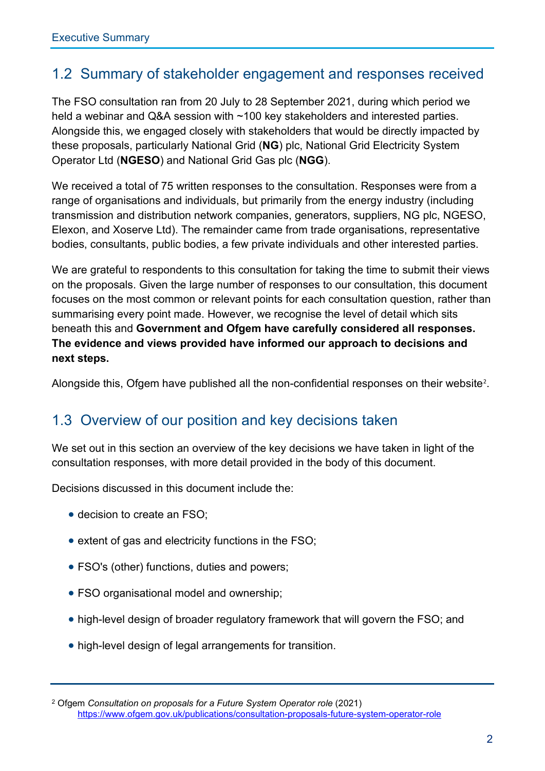## 1.2 Summary of stakeholder engagement and responses received

The FSO consultation ran from 20 July to 28 September 2021, during which period we held a webinar and Q&A session with ~100 key stakeholders and interested parties. Alongside this, we engaged closely with stakeholders that would be directly impacted by these proposals, particularly National Grid (**NG**) plc, National Grid Electricity System Operator Ltd (**NGESO**) and National Grid Gas plc (**NGG**).

We received a total of 75 written responses to the consultation. Responses were from a range of organisations and individuals, but primarily from the energy industry (including transmission and distribution network companies, generators, suppliers, NG plc, NGESO, Elexon, and Xoserve Ltd). The remainder came from trade organisations, representative bodies, consultants, public bodies, a few private individuals and other interested parties.

We are grateful to respondents to this consultation for taking the time to submit their views on the proposals. Given the large number of responses to our consultation, this document focuses on the most common or relevant points for each consultation question, rather than summarising every point made. However, we recognise the level of detail which sits beneath this and **Government and Ofgem have carefully considered all responses. The evidence and views provided have informed our approach to decisions and next steps.**

Alongside this, Ofgem have published all the non-confidential responses on their website[2].

## 1.3 Overview of our position and key decisions taken

We set out in this section an overview of the key decisions we have taken in light of the consultation responses, with more detail provided in the body of this document.

Decisions discussed in this document include the:

- decision to create an FSO;
- extent of gas and electricity functions in the FSO;
- FSO's (other) functions, duties and powers;
- FSO organisational model and ownership;
- high-level design of broader regulatory framework that will govern the FSO; and
- high-level design of legal arrangements for transition.

[2] Ofgem *Consultation on proposals for a Future System Operator role* (2021) https://www.ofgem.gov.uk/publications/consultation-proposals-future-system-operator-role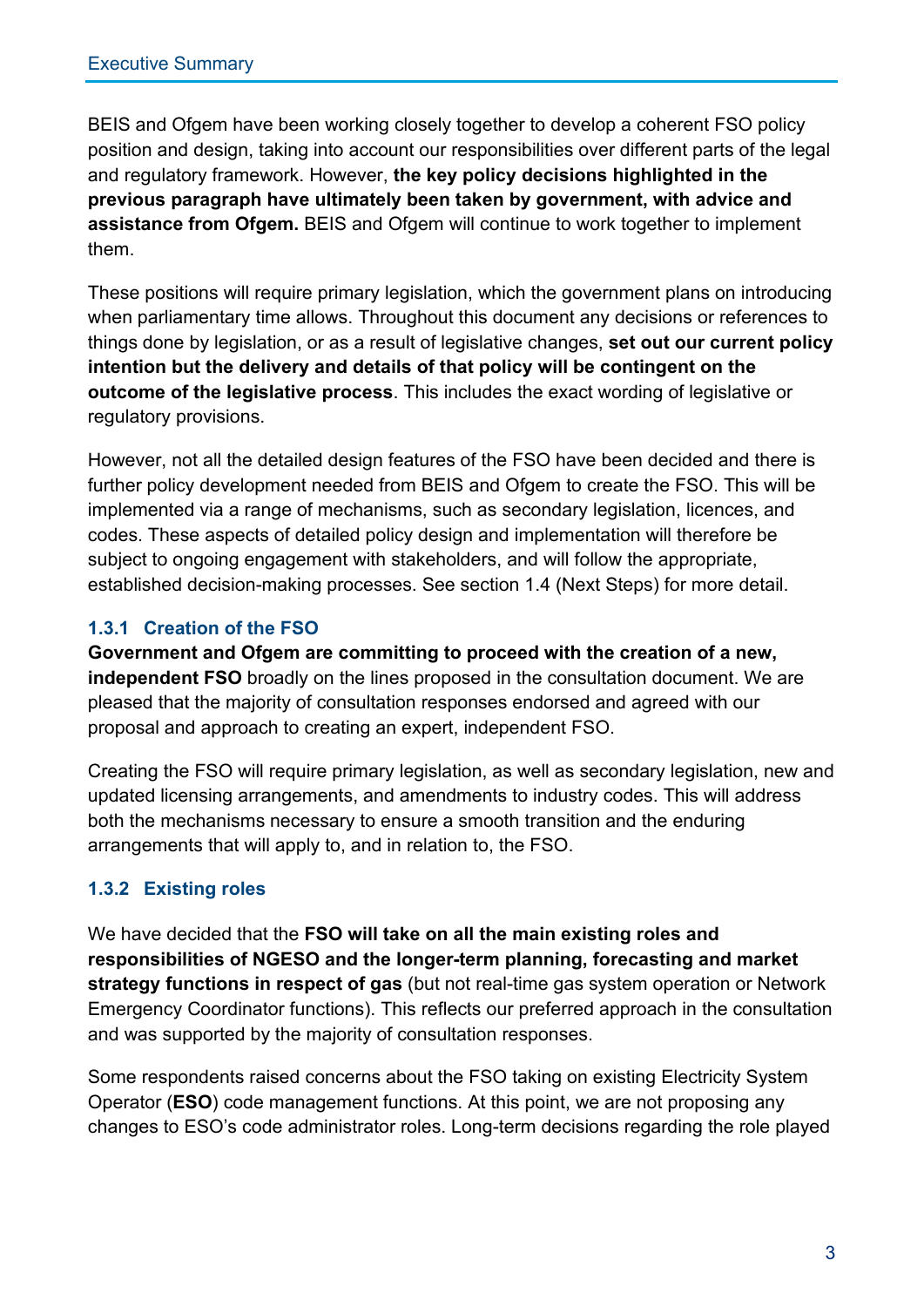BEIS and Ofgem have been working closely together to develop a coherent FSO policy position and design, taking into account our responsibilities over different parts of the legal and regulatory framework. However, **the key policy decisions highlighted in the previous paragraph have ultimately been taken by government, with advice and assistance from Ofgem.** BEIS and Ofgem will continue to work together to implement them.

These positions will require primary legislation, which the government plans on introducing when parliamentary time allows. Throughout this document any decisions or references to things done by legislation, or as a result of legislative changes, **set out our current policy intention but the delivery and details of that policy will be contingent on the outcome of the legislative process**. This includes the exact wording of legislative or regulatory provisions.

However, not all the detailed design features of the FSO have been decided and there is further policy development needed from BEIS and Ofgem to create the FSO. This will be implemented via a range of mechanisms, such as secondary legislation, licences, and codes. These aspects of detailed policy design and implementation will therefore be subject to ongoing engagement with stakeholders, and will follow the appropriate, established decision-making processes. See section 1.4 (Next Steps) for more detail.

### 1.3.1 Creation of the FSO

**Government and Ofgem are committing to proceed with the creation of a new, independent FSO** broadly on the lines proposed in the consultation document. We are pleased that the majority of consultation responses endorsed and agreed with our proposal and approach to creating an expert, independent FSO.

Creating the FSO will require primary legislation, as well as secondary legislation, new and updated licensing arrangements, and amendments to industry codes. This will address both the mechanisms necessary to ensure a smooth transition and the enduring arrangements that will apply to, and in relation to, the FSO.

### 1.3.2 Existing roles

We have decided that the **FSO will take on all the main existing roles and responsibilities of NGESO and the longer-term planning, forecasting and market strategy functions in respect of gas** (but not real-time gas system operation or Network Emergency Coordinator functions). This reflects our preferred approach in the consultation and was supported by the majority of consultation responses.

Some respondents raised concerns about the FSO taking on existing Electricity System Operator (**ESO**) code management functions. At this point, we are not proposing any changes to ESO's code administrator roles. Long-term decisions regarding the role played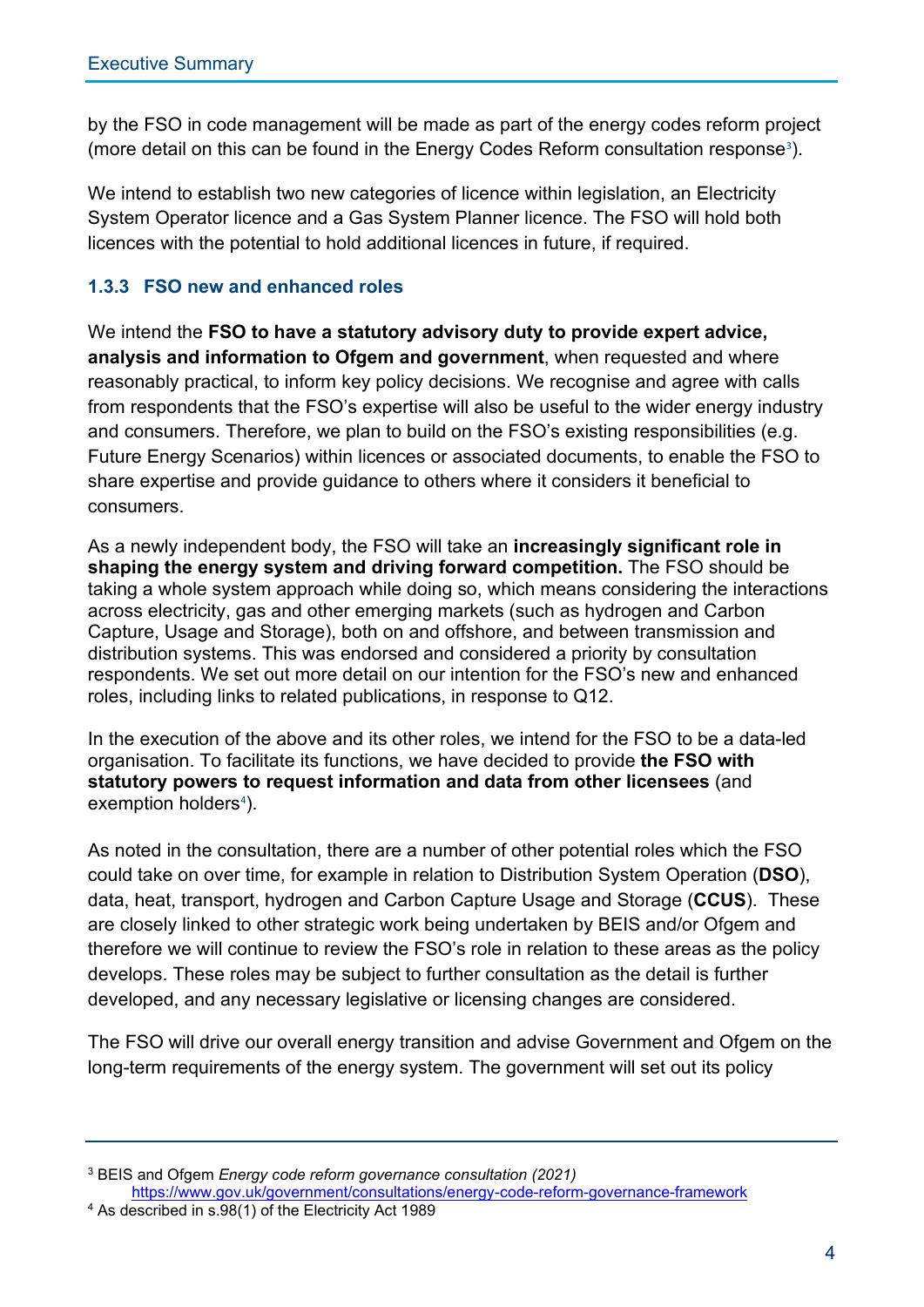by the FSO in code management will be made as part of the energy codes reform project (more detail on this can be found in the Energy Codes Reform consultation response[3]).

We intend to establish two new categories of licence within legislation, an Electricity System Operator licence and a Gas System Planner licence. The FSO will hold both licences with the potential to hold additional licences in future, if required.

### 1.3.3 FSO new and enhanced roles

We intend the **FSO to have a statutory advisory duty to provide expert advice, analysis and information to Ofgem and government**, when requested and where reasonably practical, to inform key policy decisions. We recognise and agree with calls from respondents that the FSO's expertise will also be useful to the wider energy industry and consumers. Therefore, we plan to build on the FSO's existing responsibilities (e.g. Future Energy Scenarios) within licences or associated documents, to enable the FSO to share expertise and provide guidance to others where it considers it beneficial to consumers.

As a newly independent body, the FSO will take an **increasingly significant role in shaping the energy system and driving forward competition.** The FSO should be taking a whole system approach while doing so, which means considering the interactions across electricity, gas and other emerging markets (such as hydrogen and Carbon Capture, Usage and Storage), both on and offshore, and between transmission and distribution systems. This was endorsed and considered a priority by consultation respondents. We set out more detail on our intention for the FSO's new and enhanced roles, including links to related publications, in response to Q12.

In the execution of the above and its other roles, we intend for the FSO to be a data-led organisation. To facilitate its functions, we have decided to provide **the FSO with statutory powers to request information and data from other licensees** (and exemption holders[4]).

As noted in the consultation, there are a number of other potential roles which the FSO could take on over time, for example in relation to Distribution System Operation (**DSO**), data, heat, transport, hydrogen and Carbon Capture Usage and Storage (**CCUS**). These are closely linked to other strategic work being undertaken by BEIS and/or Ofgem and therefore we will continue to review the FSO's role in relation to these areas as the policy develops. These roles may be subject to further consultation as the detail is further developed, and any necessary legislative or licensing changes are considered.

The FSO will drive our overall energy transition and advise Government and Ofgem on the long-term requirements of the energy system. The government will set out its policy

---

[3] BEIS and Ofgem *Energy code reform governance consultation (2021)* https://www.gov.uk/government/consultations/energy-code-reform-governance-framework

[4] As described in s.98(1) of the Electricity Act 1989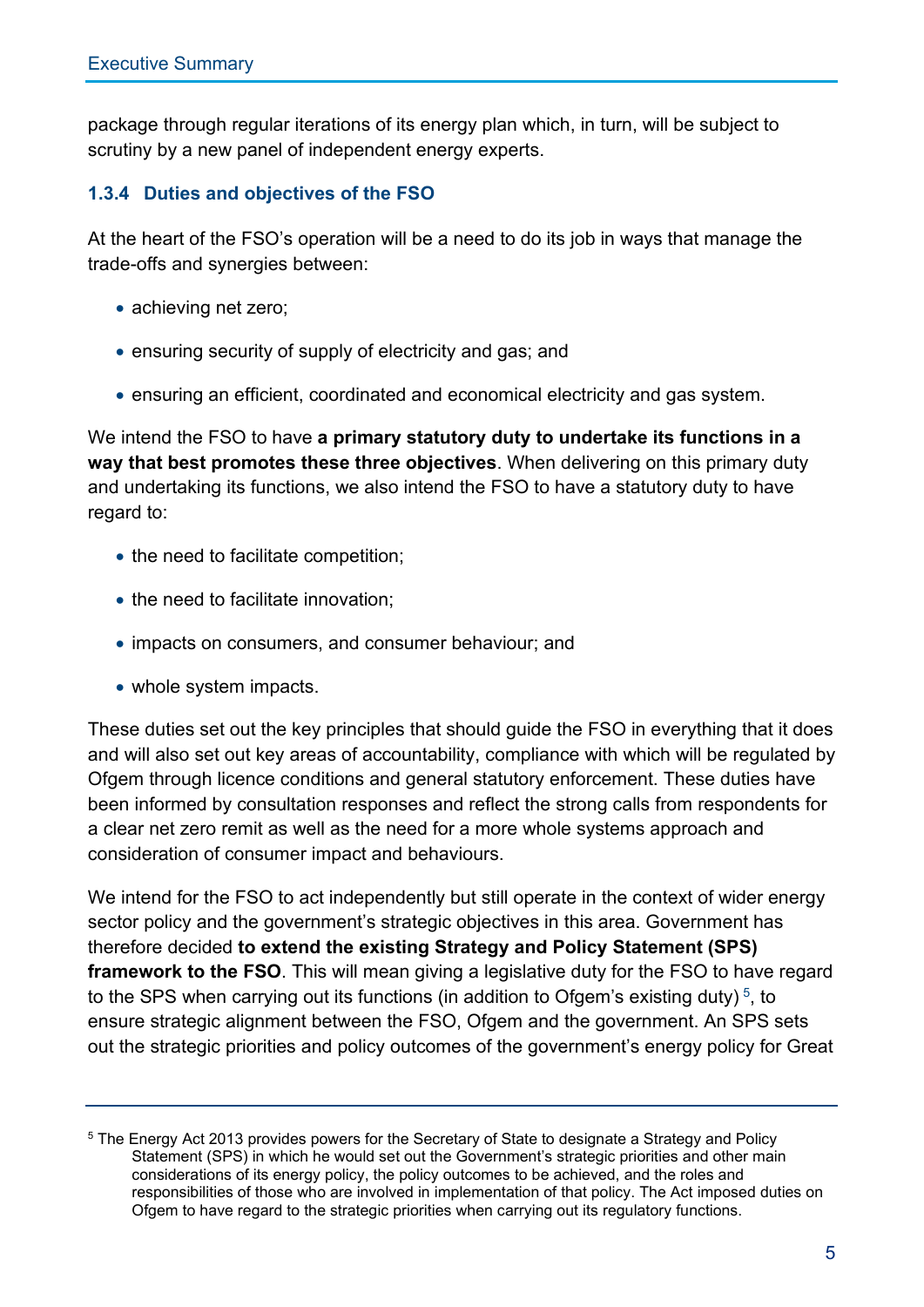package through regular iterations of its energy plan which, in turn, will be subject to scrutiny by a new panel of independent energy experts.

### 1.3.4 Duties and objectives of the FSO

At the heart of the FSO's operation will be a need to do its job in ways that manage the trade-offs and synergies between:

- achieving net zero;
- ensuring security of supply of electricity and gas; and
- ensuring an efficient, coordinated and economical electricity and gas system.

We intend the FSO to have **a primary statutory duty to undertake its functions in a way that best promotes these three objectives**. When delivering on this primary duty and undertaking its functions, we also intend the FSO to have a statutory duty to have regard to:

- the need to facilitate competition;
- the need to facilitate innovation;
- impacts on consumers, and consumer behaviour; and
- whole system impacts.

These duties set out the key principles that should guide the FSO in everything that it does and will also set out key areas of accountability, compliance with which will be regulated by Ofgem through licence conditions and general statutory enforcement. These duties have been informed by consultation responses and reflect the strong calls from respondents for a clear net zero remit as well as the need for a more whole systems approach and consideration of consumer impact and behaviours.

We intend for the FSO to act independently but still operate in the context of wider energy sector policy and the government's strategic objectives in this area. Government has therefore decided **to extend the existing Strategy and Policy Statement (SPS) framework to the FSO**. This will mean giving a legislative duty for the FSO to have regard to the SPS when carrying out its functions (in addition to Ofgem's existing duty)[5], to ensure strategic alignment between the FSO, Ofgem and the government. An SPS sets out the strategic priorities and policy outcomes of the government's energy policy for Great

[5] The Energy Act 2013 provides powers for the Secretary of State to designate a Strategy and Policy Statement (SPS) in which he would set out the Government's strategic priorities and other main considerations of its energy policy, the policy outcomes to be achieved, and the roles and responsibilities of those who are involved in implementation of that policy. The Act imposed duties on Ofgem to have regard to the strategic priorities when carrying out its regulatory functions.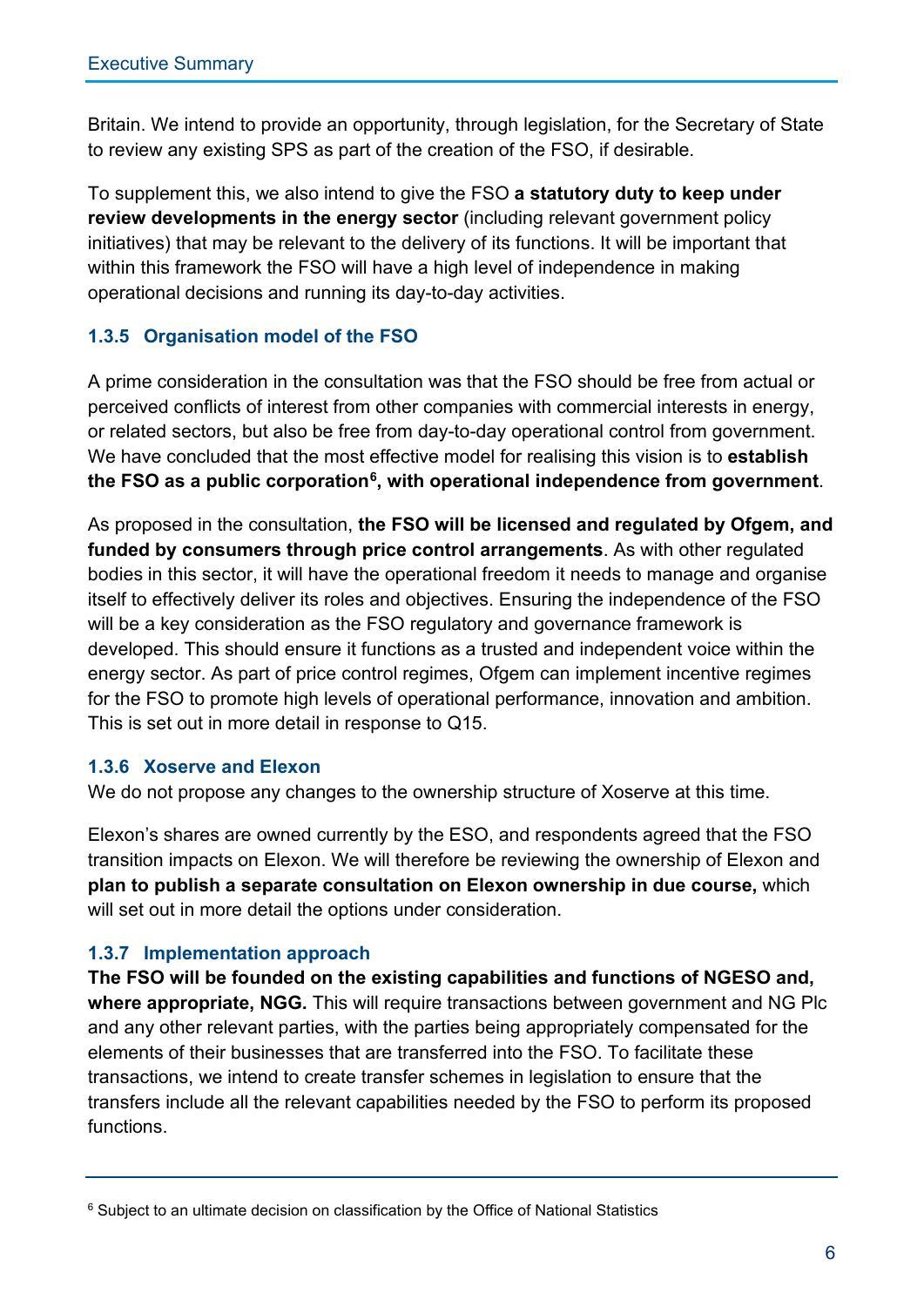Britain. We intend to provide an opportunity, through legislation, for the Secretary of State to review any existing SPS as part of the creation of the FSO, if desirable.

To supplement this, we also intend to give the FSO **a statutory duty to keep under review developments in the energy sector** (including relevant government policy initiatives) that may be relevant to the delivery of its functions. It will be important that within this framework the FSO will have a high level of independence in making operational decisions and running its day-to-day activities.

### 1.3.5 Organisation model of the FSO

A prime consideration in the consultation was that the FSO should be free from actual or perceived conflicts of interest from other companies with commercial interests in energy, or related sectors, but also be free from day-to-day operational control from government. We have concluded that the most effective model for realising this vision is to **establish the FSO as a public corporation[6], with operational independence from government**.

As proposed in the consultation, **the FSO will be licensed and regulated by Ofgem, and funded by consumers through price control arrangements**. As with other regulated bodies in this sector, it will have the operational freedom it needs to manage and organise itself to effectively deliver its roles and objectives. Ensuring the independence of the FSO will be a key consideration as the FSO regulatory and governance framework is developed. This should ensure it functions as a trusted and independent voice within the energy sector. As part of price control regimes, Ofgem can implement incentive regimes for the FSO to promote high levels of operational performance, innovation and ambition. This is set out in more detail in response to Q15.

### 1.3.6 Xoserve and Elexon

We do not propose any changes to the ownership structure of Xoserve at this time.

Elexon's shares are owned currently by the ESO, and respondents agreed that the FSO transition impacts on Elexon. We will therefore be reviewing the ownership of Elexon and **plan to publish a separate consultation on Elexon ownership in due course,** which will set out in more detail the options under consideration.

### 1.3.7 Implementation approach

**The FSO will be founded on the existing capabilities and functions of NGESO and, where appropriate, NGG.** This will require transactions between government and NG Plc and any other relevant parties, with the parties being appropriately compensated for the elements of their businesses that are transferred into the FSO. To facilitate these transactions, we intend to create transfer schemes in legislation to ensure that the transfers include all the relevant capabilities needed by the FSO to perform its proposed functions.

---

[6] Subject to an ultimate decision on classification by the Office of National Statistics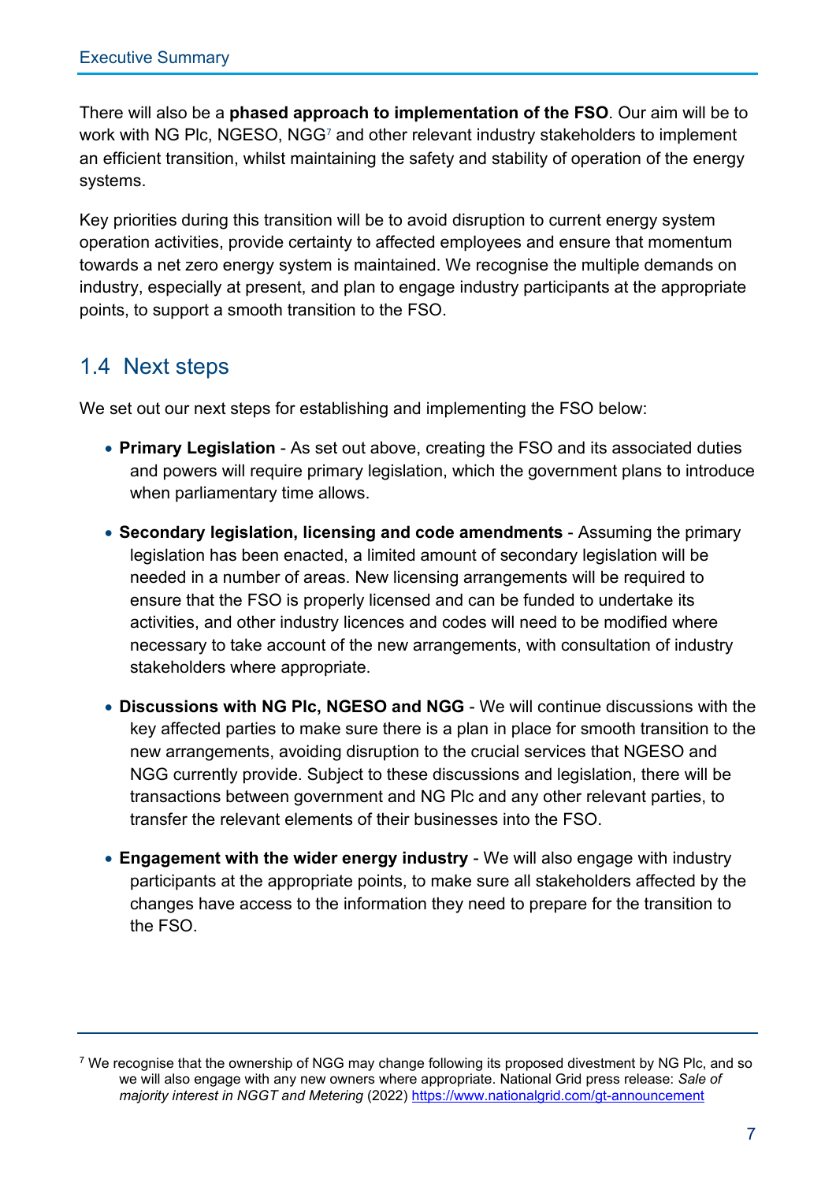There will also be a **phased approach to implementation of the FSO**. Our aim will be to work with NG Plc, NGESO, NGG[7] and other relevant industry stakeholders to implement an efficient transition, whilst maintaining the safety and stability of operation of the energy systems.

Key priorities during this transition will be to avoid disruption to current energy system operation activities, provide certainty to affected employees and ensure that momentum towards a net zero energy system is maintained. We recognise the multiple demands on industry, especially at present, and plan to engage industry participants at the appropriate points, to support a smooth transition to the FSO.

## 1.4 Next steps

We set out our next steps for establishing and implementing the FSO below:

- **Primary Legislation** - As set out above, creating the FSO and its associated duties and powers will require primary legislation, which the government plans to introduce when parliamentary time allows.
- **Secondary legislation, licensing and code amendments** - Assuming the primary legislation has been enacted, a limited amount of secondary legislation will be needed in a number of areas. New licensing arrangements will be required to ensure that the FSO is properly licensed and can be funded to undertake its activities, and other industry licences and codes will need to be modified where necessary to take account of the new arrangements, with consultation of industry stakeholders where appropriate.
- **Discussions with NG Plc, NGESO and NGG** - We will continue discussions with the key affected parties to make sure there is a plan in place for smooth transition to the new arrangements, avoiding disruption to the crucial services that NGESO and NGG currently provide. Subject to these discussions and legislation, there will be transactions between government and NG Plc and any other relevant parties, to transfer the relevant elements of their businesses into the FSO.
- **Engagement with the wider energy industry** - We will also engage with industry participants at the appropriate points, to make sure all stakeholders affected by the changes have access to the information they need to prepare for the transition to the FSO.

[7] We recognise that the ownership of NGG may change following its proposed divestment by NG Plc, and so we will also engage with any new owners where appropriate. National Grid press release: *Sale of majority interest in NGGT and Metering* (2022) https://www.nationalgrid.com/gt-announcement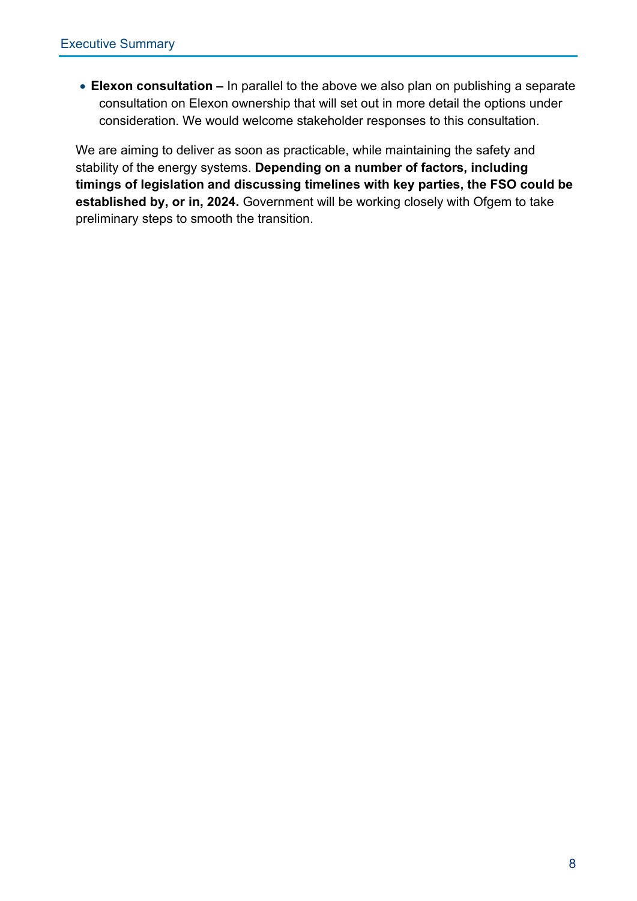- **Elexon consultation –** In parallel to the above we also plan on publishing a separate consultation on Elexon ownership that will set out in more detail the options under consideration. We would welcome stakeholder responses to this consultation.

We are aiming to deliver as soon as practicable, while maintaining the safety and stability of the energy systems. **Depending on a number of factors, including timings of legislation and discussing timelines with key parties, the FSO could be established by, or in, 2024.** Government will be working closely with Ofgem to take preliminary steps to smooth the transition.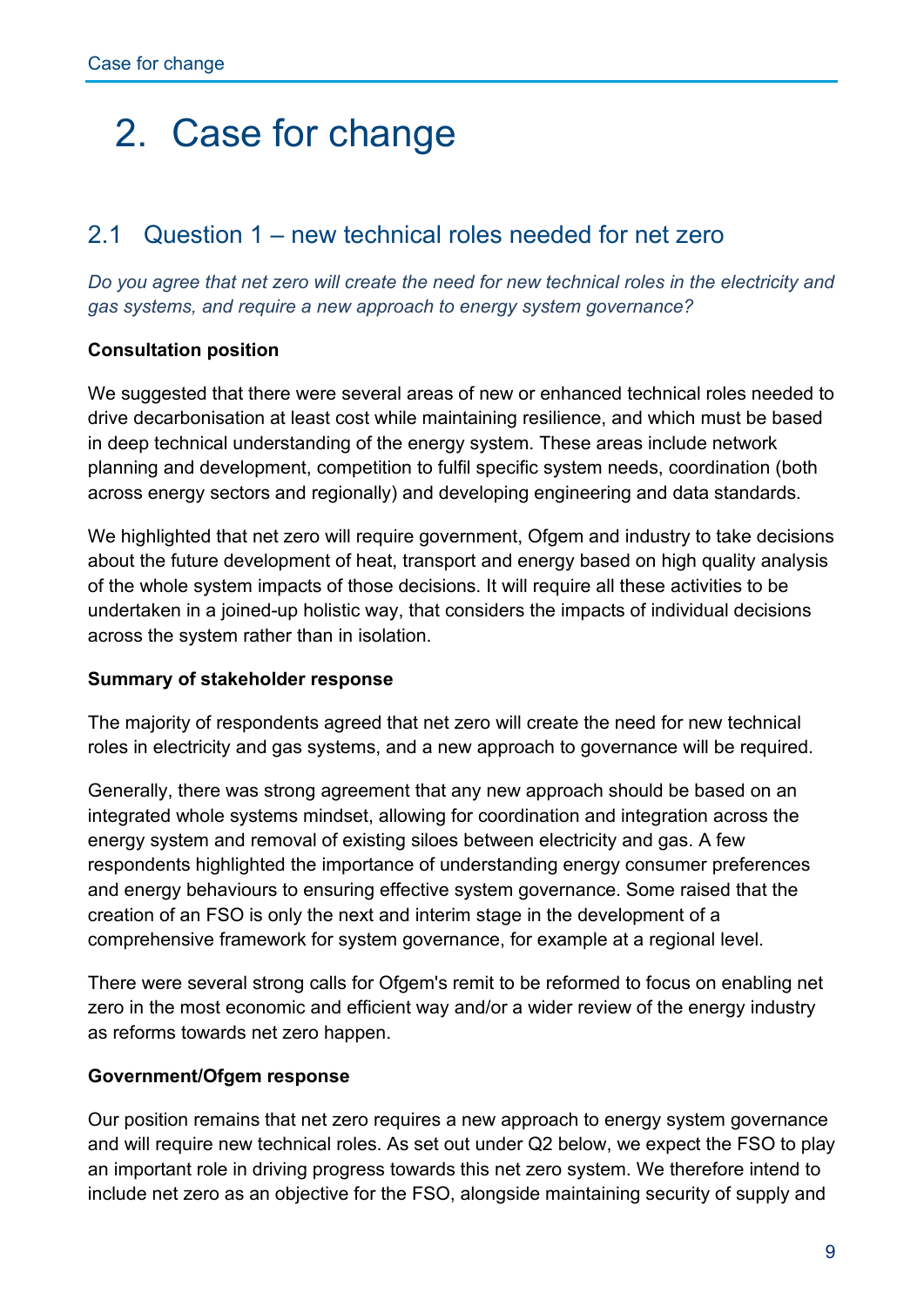# 2. Case for change

## 2.1 Question 1 – new technical roles needed for net zero

*Do you agree that net zero will create the need for new technical roles in the electricity and gas systems, and require a new approach to energy system governance?*

**Consultation position**

We suggested that there were several areas of new or enhanced technical roles needed to drive decarbonisation at least cost while maintaining resilience, and which must be based in deep technical understanding of the energy system. These areas include network planning and development, competition to fulfil specific system needs, coordination (both across energy sectors and regionally) and developing engineering and data standards.

We highlighted that net zero will require government, Ofgem and industry to take decisions about the future development of heat, transport and energy based on high quality analysis of the whole system impacts of those decisions. It will require all these activities to be undertaken in a joined-up holistic way, that considers the impacts of individual decisions across the system rather than in isolation.

**Summary of stakeholder response**

The majority of respondents agreed that net zero will create the need for new technical roles in electricity and gas systems, and a new approach to governance will be required.

Generally, there was strong agreement that any new approach should be based on an integrated whole systems mindset, allowing for coordination and integration across the energy system and removal of existing siloes between electricity and gas. A few respondents highlighted the importance of understanding energy consumer preferences and energy behaviours to ensuring effective system governance. Some raised that the creation of an FSO is only the next and interim stage in the development of a comprehensive framework for system governance, for example at a regional level.

There were several strong calls for Ofgem's remit to be reformed to focus on enabling net zero in the most economic and efficient way and/or a wider review of the energy industry as reforms towards net zero happen.

**Government/Ofgem response**

Our position remains that net zero requires a new approach to energy system governance and will require new technical roles. As set out under Q2 below, we expect the FSO to play an important role in driving progress towards this net zero system. We therefore intend to include net zero as an objective for the FSO, alongside maintaining security of supply and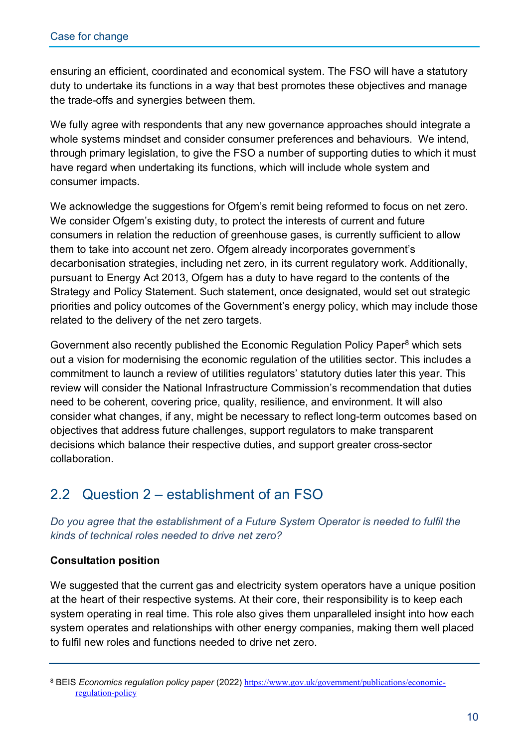ensuring an efficient, coordinated and economical system. The FSO will have a statutory duty to undertake its functions in a way that best promotes these objectives and manage the trade-offs and synergies between them.

We fully agree with respondents that any new governance approaches should integrate a whole systems mindset and consider consumer preferences and behaviours. We intend, through primary legislation, to give the FSO a number of supporting duties to which it must have regard when undertaking its functions, which will include whole system and consumer impacts.

We acknowledge the suggestions for Ofgem's remit being reformed to focus on net zero. We consider Ofgem's existing duty, to protect the interests of current and future consumers in relation the reduction of greenhouse gases, is currently sufficient to allow them to take into account net zero. Ofgem already incorporates government's decarbonisation strategies, including net zero, in its current regulatory work. Additionally, pursuant to Energy Act 2013, Ofgem has a duty to have regard to the contents of the Strategy and Policy Statement. Such statement, once designated, would set out strategic priorities and policy outcomes of the Government's energy policy, which may include those related to the delivery of the net zero targets.

Government also recently published the Economic Regulation Policy Paper[8] which sets out a vision for modernising the economic regulation of the utilities sector. This includes a commitment to launch a review of utilities regulators' statutory duties later this year. This review will consider the National Infrastructure Commission's recommendation that duties need to be coherent, covering price, quality, resilience, and environment. It will also consider what changes, if any, might be necessary to reflect long-term outcomes based on objectives that address future challenges, support regulators to make transparent decisions which balance their respective duties, and support greater cross-sector collaboration.

## 2.2 Question 2 – establishment of an FSO

*Do you agree that the establishment of a Future System Operator is needed to fulfil the kinds of technical roles needed to drive net zero?*

**Consultation position**

We suggested that the current gas and electricity system operators have a unique position at the heart of their respective systems. At their core, their responsibility is to keep each system operating in real time. This role also gives them unparalleled insight into how each system operates and relationships with other energy companies, making them well placed to fulfil new roles and functions needed to drive net zero.

---

[8] BEIS *Economics regulation policy paper* (2022) https://www.gov.uk/government/publications/economic-regulation-policy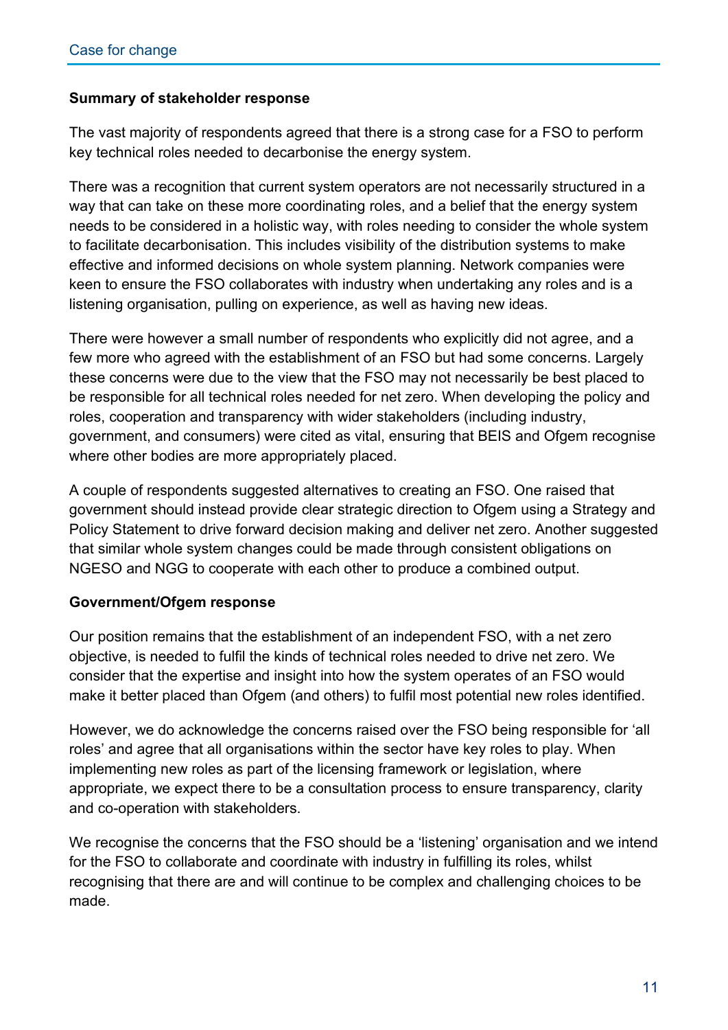**Summary of stakeholder response**

The vast majority of respondents agreed that there is a strong case for a FSO to perform key technical roles needed to decarbonise the energy system.

There was a recognition that current system operators are not necessarily structured in a way that can take on these more coordinating roles, and a belief that the energy system needs to be considered in a holistic way, with roles needing to consider the whole system to facilitate decarbonisation. This includes visibility of the distribution systems to make effective and informed decisions on whole system planning. Network companies were keen to ensure the FSO collaborates with industry when undertaking any roles and is a listening organisation, pulling on experience, as well as having new ideas.

There were however a small number of respondents who explicitly did not agree, and a few more who agreed with the establishment of an FSO but had some concerns. Largely these concerns were due to the view that the FSO may not necessarily be best placed to be responsible for all technical roles needed for net zero. When developing the policy and roles, cooperation and transparency with wider stakeholders (including industry, government, and consumers) were cited as vital, ensuring that BEIS and Ofgem recognise where other bodies are more appropriately placed.

A couple of respondents suggested alternatives to creating an FSO. One raised that government should instead provide clear strategic direction to Ofgem using a Strategy and Policy Statement to drive forward decision making and deliver net zero. Another suggested that similar whole system changes could be made through consistent obligations on NGESO and NGG to cooperate with each other to produce a combined output.

**Government/Ofgem response**

Our position remains that the establishment of an independent FSO, with a net zero objective, is needed to fulfil the kinds of technical roles needed to drive net zero. We consider that the expertise and insight into how the system operates of an FSO would make it better placed than Ofgem (and others) to fulfil most potential new roles identified.

However, we do acknowledge the concerns raised over the FSO being responsible for 'all roles' and agree that all organisations within the sector have key roles to play. When implementing new roles as part of the licensing framework or legislation, where appropriate, we expect there to be a consultation process to ensure transparency, clarity and co-operation with stakeholders.

We recognise the concerns that the FSO should be a 'listening' organisation and we intend for the FSO to collaborate and coordinate with industry in fulfilling its roles, whilst recognising that there are and will continue to be complex and challenging choices to be made.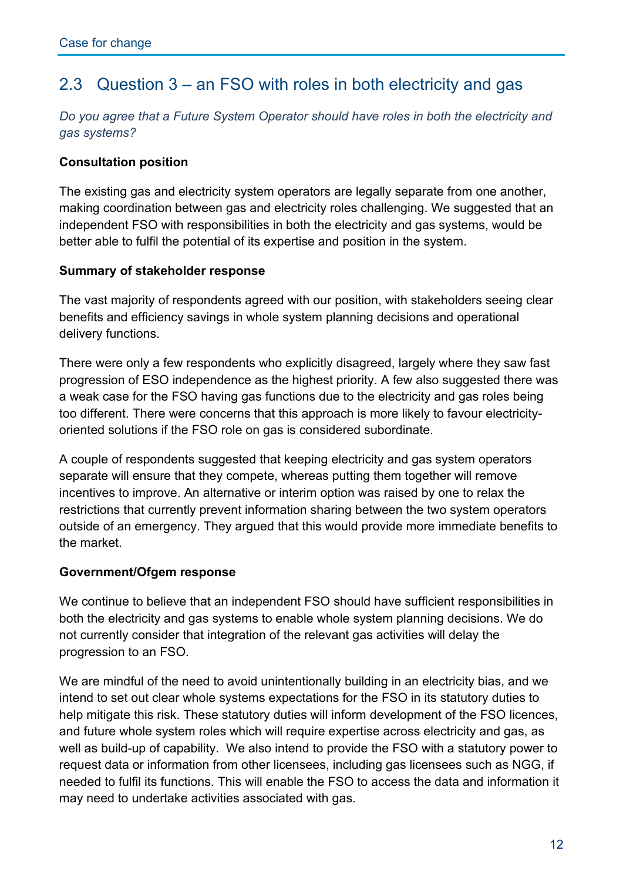## 2.3 Question 3 – an FSO with roles in both electricity and gas

*Do you agree that a Future System Operator should have roles in both the electricity and gas systems?*

**Consultation position**

The existing gas and electricity system operators are legally separate from one another, making coordination between gas and electricity roles challenging. We suggested that an independent FSO with responsibilities in both the electricity and gas systems, would be better able to fulfil the potential of its expertise and position in the system.

**Summary of stakeholder response**

The vast majority of respondents agreed with our position, with stakeholders seeing clear benefits and efficiency savings in whole system planning decisions and operational delivery functions.

There were only a few respondents who explicitly disagreed, largely where they saw fast progression of ESO independence as the highest priority. A few also suggested there was a weak case for the FSO having gas functions due to the electricity and gas roles being too different. There were concerns that this approach is more likely to favour electricity-oriented solutions if the FSO role on gas is considered subordinate.

A couple of respondents suggested that keeping electricity and gas system operators separate will ensure that they compete, whereas putting them together will remove incentives to improve. An alternative or interim option was raised by one to relax the restrictions that currently prevent information sharing between the two system operators outside of an emergency. They argued that this would provide more immediate benefits to the market.

**Government/Ofgem response**

We continue to believe that an independent FSO should have sufficient responsibilities in both the electricity and gas systems to enable whole system planning decisions. We do not currently consider that integration of the relevant gas activities will delay the progression to an FSO.

We are mindful of the need to avoid unintentionally building in an electricity bias, and we intend to set out clear whole systems expectations for the FSO in its statutory duties to help mitigate this risk. These statutory duties will inform development of the FSO licences, and future whole system roles which will require expertise across electricity and gas, as well as build-up of capability. We also intend to provide the FSO with a statutory power to request data or information from other licensees, including gas licensees such as NGG, if needed to fulfil its functions. This will enable the FSO to access the data and information it may need to undertake activities associated with gas.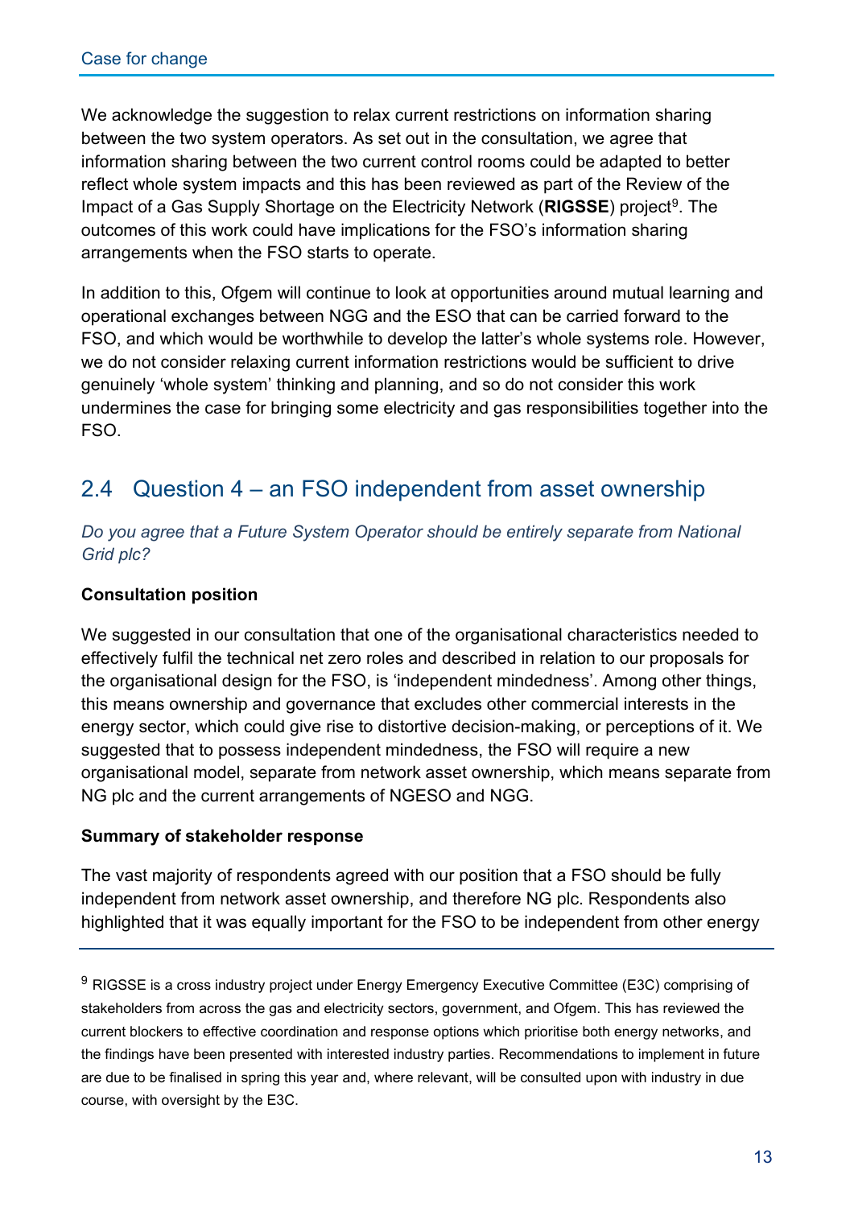We acknowledge the suggestion to relax current restrictions on information sharing between the two system operators. As set out in the consultation, we agree that information sharing between the two current control rooms could be adapted to better reflect whole system impacts and this has been reviewed as part of the Review of the Impact of a Gas Supply Shortage on the Electricity Network (**RIGSSE**) project[9]. The outcomes of this work could have implications for the FSO's information sharing arrangements when the FSO starts to operate.

In addition to this, Ofgem will continue to look at opportunities around mutual learning and operational exchanges between NGG and the ESO that can be carried forward to the FSO, and which would be worthwhile to develop the latter's whole systems role. However, we do not consider relaxing current information restrictions would be sufficient to drive genuinely 'whole system' thinking and planning, and so do not consider this work undermines the case for bringing some electricity and gas responsibilities together into the FSO.

## 2.4 Question 4 – an FSO independent from asset ownership

*Do you agree that a Future System Operator should be entirely separate from National Grid plc?*

**Consultation position**

We suggested in our consultation that one of the organisational characteristics needed to effectively fulfil the technical net zero roles and described in relation to our proposals for the organisational design for the FSO, is 'independent mindedness'. Among other things, this means ownership and governance that excludes other commercial interests in the energy sector, which could give rise to distortive decision-making, or perceptions of it. We suggested that to possess independent mindedness, the FSO will require a new organisational model, separate from network asset ownership, which means separate from NG plc and the current arrangements of NGESO and NGG.

**Summary of stakeholder response**

The vast majority of respondents agreed with our position that a FSO should be fully independent from network asset ownership, and therefore NG plc. Respondents also highlighted that it was equally important for the FSO to be independent from other energy

[9] RIGSSE is a cross industry project under Energy Emergency Executive Committee (E3C) comprising of stakeholders from across the gas and electricity sectors, government, and Ofgem. This has reviewed the current blockers to effective coordination and response options which prioritise both energy networks, and the findings have been presented with interested industry parties. Recommendations to implement in future are due to be finalised in spring this year and, where relevant, will be consulted upon with industry in due course, with oversight by the E3C.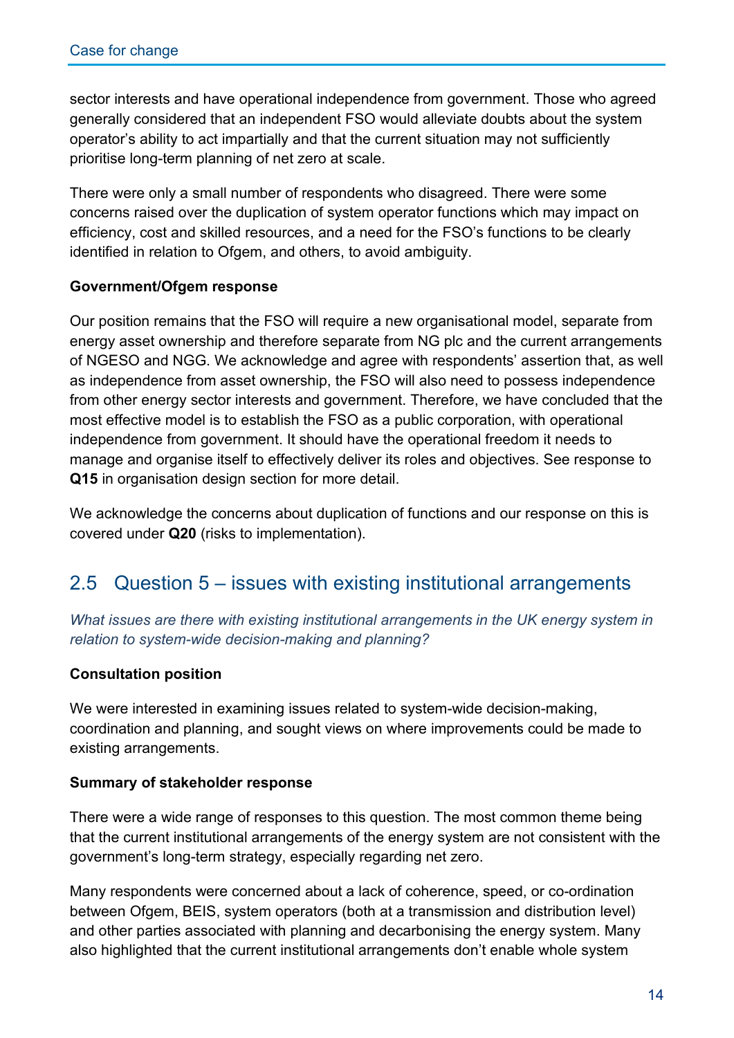sector interests and have operational independence from government. Those who agreed generally considered that an independent FSO would alleviate doubts about the system operator's ability to act impartially and that the current situation may not sufficiently prioritise long-term planning of net zero at scale.

There were only a small number of respondents who disagreed. There were some concerns raised over the duplication of system operator functions which may impact on efficiency, cost and skilled resources, and a need for the FSO's functions to be clearly identified in relation to Ofgem, and others, to avoid ambiguity.

**Government/Ofgem response**

Our position remains that the FSO will require a new organisational model, separate from energy asset ownership and therefore separate from NG plc and the current arrangements of NGESO and NGG. We acknowledge and agree with respondents' assertion that, as well as independence from asset ownership, the FSO will also need to possess independence from other energy sector interests and government. Therefore, we have concluded that the most effective model is to establish the FSO as a public corporation, with operational independence from government. It should have the operational freedom it needs to manage and organise itself to effectively deliver its roles and objectives. See response to **Q15** in organisation design section for more detail.

We acknowledge the concerns about duplication of functions and our response on this is covered under **Q20** (risks to implementation).

## 2.5 Question 5 – issues with existing institutional arrangements

*What issues are there with existing institutional arrangements in the UK energy system in relation to system-wide decision-making and planning?*

**Consultation position**

We were interested in examining issues related to system-wide decision-making, coordination and planning, and sought views on where improvements could be made to existing arrangements.

**Summary of stakeholder response**

There were a wide range of responses to this question. The most common theme being that the current institutional arrangements of the energy system are not consistent with the government's long-term strategy, especially regarding net zero.

Many respondents were concerned about a lack of coherence, speed, or co-ordination between Ofgem, BEIS, system operators (both at a transmission and distribution level) and other parties associated with planning and decarbonising the energy system. Many also highlighted that the current institutional arrangements don't enable whole system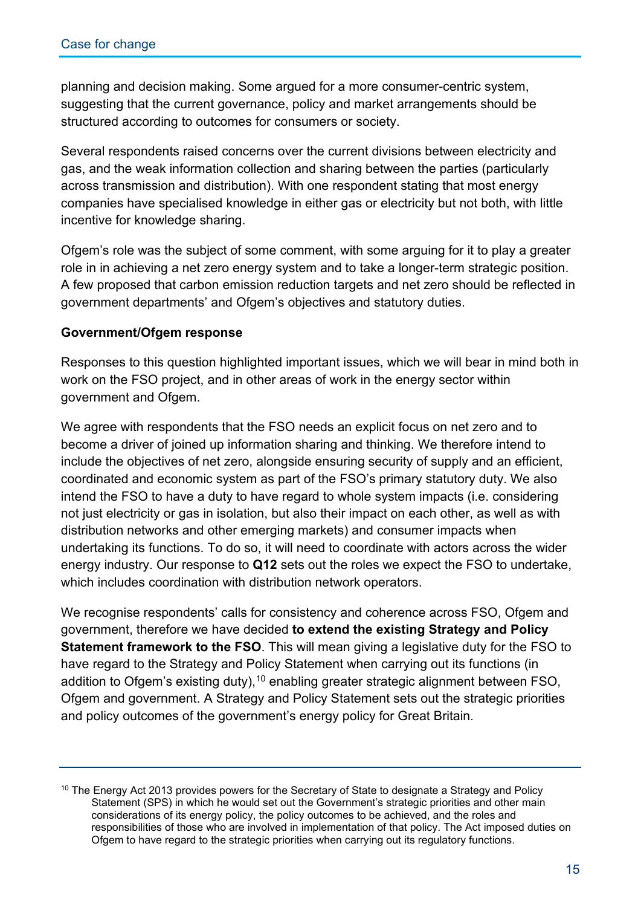planning and decision making. Some argued for a more consumer-centric system, suggesting that the current governance, policy and market arrangements should be structured according to outcomes for consumers or society.

Several respondents raised concerns over the current divisions between electricity and gas, and the weak information collection and sharing between the parties (particularly across transmission and distribution). With one respondent stating that most energy companies have specialised knowledge in either gas or electricity but not both, with little incentive for knowledge sharing.

Ofgem's role was the subject of some comment, with some arguing for it to play a greater role in in achieving a net zero energy system and to take a longer-term strategic position. A few proposed that carbon emission reduction targets and net zero should be reflected in government departments' and Ofgem's objectives and statutory duties.

**Government/Ofgem response**

Responses to this question highlighted important issues, which we will bear in mind both in work on the FSO project, and in other areas of work in the energy sector within government and Ofgem.

We agree with respondents that the FSO needs an explicit focus on net zero and to become a driver of joined up information sharing and thinking. We therefore intend to include the objectives of net zero, alongside ensuring security of supply and an efficient, coordinated and economic system as part of the FSO's primary statutory duty. We also intend the FSO to have a duty to have regard to whole system impacts (i.e. considering not just electricity or gas in isolation, but also their impact on each other, as well as with distribution networks and other emerging markets) and consumer impacts when undertaking its functions. To do so, it will need to coordinate with actors across the wider energy industry. Our response to **Q12** sets out the roles we expect the FSO to undertake, which includes coordination with distribution network operators.

We recognise respondents' calls for consistency and coherence across FSO, Ofgem and government, therefore we have decided **to extend the existing Strategy and Policy Statement framework to the FSO**. This will mean giving a legislative duty for the FSO to have regard to the Strategy and Policy Statement when carrying out its functions (in addition to Ofgem's existing duty),[10] enabling greater strategic alignment between FSO, Ofgem and government. A Strategy and Policy Statement sets out the strategic priorities and policy outcomes of the government's energy policy for Great Britain.

[10] The Energy Act 2013 provides powers for the Secretary of State to designate a Strategy and Policy Statement (SPS) in which he would set out the Government's strategic priorities and other main considerations of its energy policy, the policy outcomes to be achieved, and the roles and responsibilities of those who are involved in implementation of that policy. The Act imposed duties on Ofgem to have regard to the strategic priorities when carrying out its regulatory functions.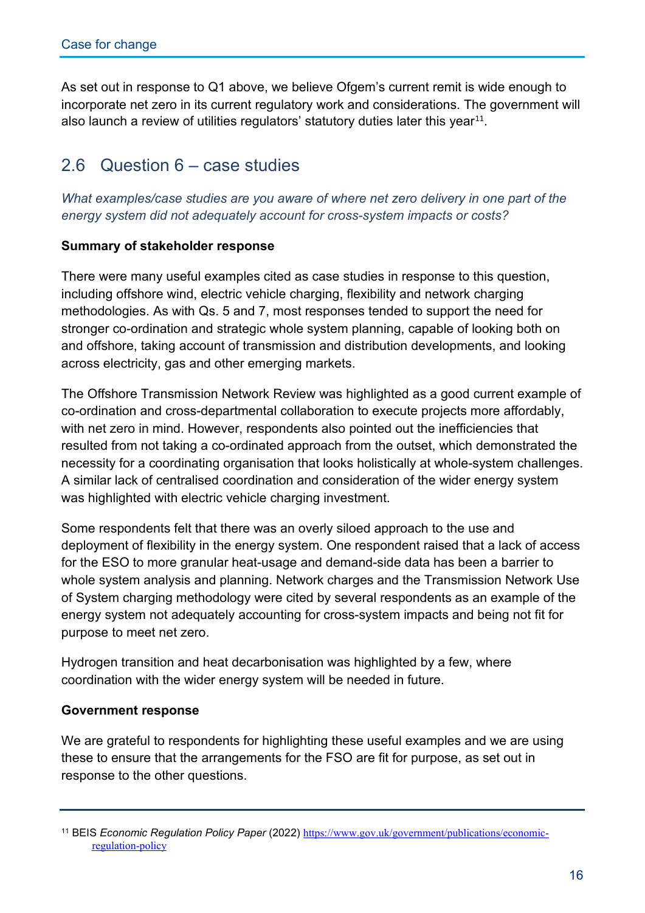As set out in response to Q1 above, we believe Ofgem's current remit is wide enough to incorporate net zero in its current regulatory work and considerations. The government will also launch a review of utilities regulators' statutory duties later this year[11].

## 2.6 Question 6 – case studies

*What examples/case studies are you aware of where net zero delivery in one part of the energy system did not adequately account for cross-system impacts or costs?*

**Summary of stakeholder response**

There were many useful examples cited as case studies in response to this question, including offshore wind, electric vehicle charging, flexibility and network charging methodologies. As with Qs. 5 and 7, most responses tended to support the need for stronger co-ordination and strategic whole system planning, capable of looking both on and offshore, taking account of transmission and distribution developments, and looking across electricity, gas and other emerging markets.

The Offshore Transmission Network Review was highlighted as a good current example of co-ordination and cross-departmental collaboration to execute projects more affordably, with net zero in mind. However, respondents also pointed out the inefficiencies that resulted from not taking a co-ordinated approach from the outset, which demonstrated the necessity for a coordinating organisation that looks holistically at whole-system challenges. A similar lack of centralised coordination and consideration of the wider energy system was highlighted with electric vehicle charging investment.

Some respondents felt that there was an overly siloed approach to the use and deployment of flexibility in the energy system. One respondent raised that a lack of access for the ESO to more granular heat-usage and demand-side data has been a barrier to whole system analysis and planning. Network charges and the Transmission Network Use of System charging methodology were cited by several respondents as an example of the energy system not adequately accounting for cross-system impacts and being not fit for purpose to meet net zero.

Hydrogen transition and heat decarbonisation was highlighted by a few, where coordination with the wider energy system will be needed in future.

**Government response**

We are grateful to respondents for highlighting these useful examples and we are using these to ensure that the arrangements for the FSO are fit for purpose, as set out in response to the other questions.

---

[11] BEIS *Economic Regulation Policy Paper* (2022) https://www.gov.uk/government/publications/economic-regulation-policy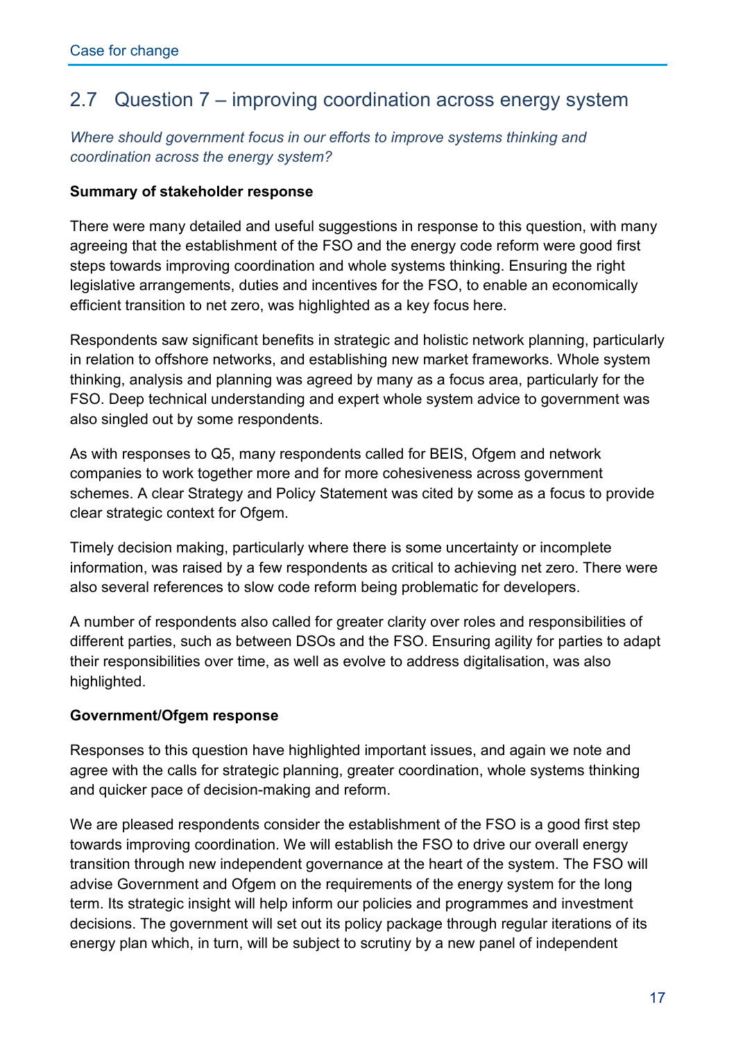## 2.7 Question 7 – improving coordination across energy system

*Where should government focus in our efforts to improve systems thinking and coordination across the energy system?*

**Summary of stakeholder response**

There were many detailed and useful suggestions in response to this question, with many agreeing that the establishment of the FSO and the energy code reform were good first steps towards improving coordination and whole systems thinking. Ensuring the right legislative arrangements, duties and incentives for the FSO, to enable an economically efficient transition to net zero, was highlighted as a key focus here.

Respondents saw significant benefits in strategic and holistic network planning, particularly in relation to offshore networks, and establishing new market frameworks. Whole system thinking, analysis and planning was agreed by many as a focus area, particularly for the FSO. Deep technical understanding and expert whole system advice to government was also singled out by some respondents.

As with responses to Q5, many respondents called for BEIS, Ofgem and network companies to work together more and for more cohesiveness across government schemes. A clear Strategy and Policy Statement was cited by some as a focus to provide clear strategic context for Ofgem.

Timely decision making, particularly where there is some uncertainty or incomplete information, was raised by a few respondents as critical to achieving net zero. There were also several references to slow code reform being problematic for developers.

A number of respondents also called for greater clarity over roles and responsibilities of different parties, such as between DSOs and the FSO. Ensuring agility for parties to adapt their responsibilities over time, as well as evolve to address digitalisation, was also highlighted.

**Government/Ofgem response**

Responses to this question have highlighted important issues, and again we note and agree with the calls for strategic planning, greater coordination, whole systems thinking and quicker pace of decision-making and reform.

We are pleased respondents consider the establishment of the FSO is a good first step towards improving coordination. We will establish the FSO to drive our overall energy transition through new independent governance at the heart of the system. The FSO will advise Government and Ofgem on the requirements of the energy system for the long term. Its strategic insight will help inform our policies and programmes and investment decisions. The government will set out its policy package through regular iterations of its energy plan which, in turn, will be subject to scrutiny by a new panel of independent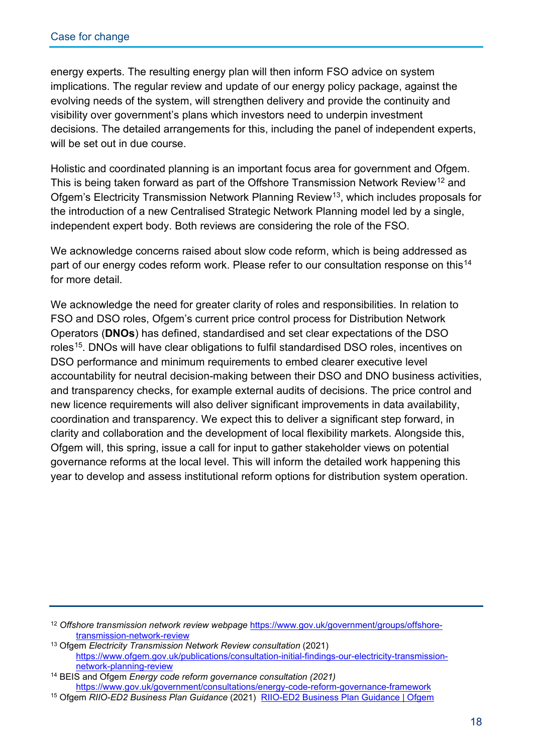energy experts. The resulting energy plan will then inform FSO advice on system implications. The regular review and update of our energy policy package, against the evolving needs of the system, will strengthen delivery and provide the continuity and visibility over government's plans which investors need to underpin investment decisions. The detailed arrangements for this, including the panel of independent experts, will be set out in due course.

Holistic and coordinated planning is an important focus area for government and Ofgem. This is being taken forward as part of the Offshore Transmission Network Review[12] and Ofgem's Electricity Transmission Network Planning Review[13], which includes proposals for the introduction of a new Centralised Strategic Network Planning model led by a single, independent expert body. Both reviews are considering the role of the FSO.

We acknowledge concerns raised about slow code reform, which is being addressed as part of our energy codes reform work. Please refer to our consultation response on this[14] for more detail.

We acknowledge the need for greater clarity of roles and responsibilities. In relation to FSO and DSO roles, Ofgem's current price control process for Distribution Network Operators (**DNOs**) has defined, standardised and set clear expectations of the DSO roles[15]. DNOs will have clear obligations to fulfil standardised DSO roles, incentives on DSO performance and minimum requirements to embed clearer executive level accountability for neutral decision-making between their DSO and DNO business activities, and transparency checks, for example external audits of decisions. The price control and new licence requirements will also deliver significant improvements in data availability, coordination and transparency. We expect this to deliver a significant step forward, in clarity and collaboration and the development of local flexibility markets. Alongside this, Ofgem will, this spring, issue a call for input to gather stakeholder views on potential governance reforms at the local level. This will inform the detailed work happening this year to develop and assess institutional reform options for distribution system operation.

---

[12] *Offshore transmission network review webpage* https://www.gov.uk/government/groups/offshore-transmission-network-review

[13] Ofgem *Electricity Transmission Network Review consultation* (2021) https://www.ofgem.gov.uk/publications/consultation-initial-findings-our-electricity-transmission-network-planning-review

[14] BEIS and Ofgem *Energy code reform governance consultation (2021)* https://www.gov.uk/government/consultations/energy-code-reform-governance-framework

[15] Ofgem *RIIO-ED2 Business Plan Guidance* (2021) RIIO-ED2 Business Plan Guidance | Ofgem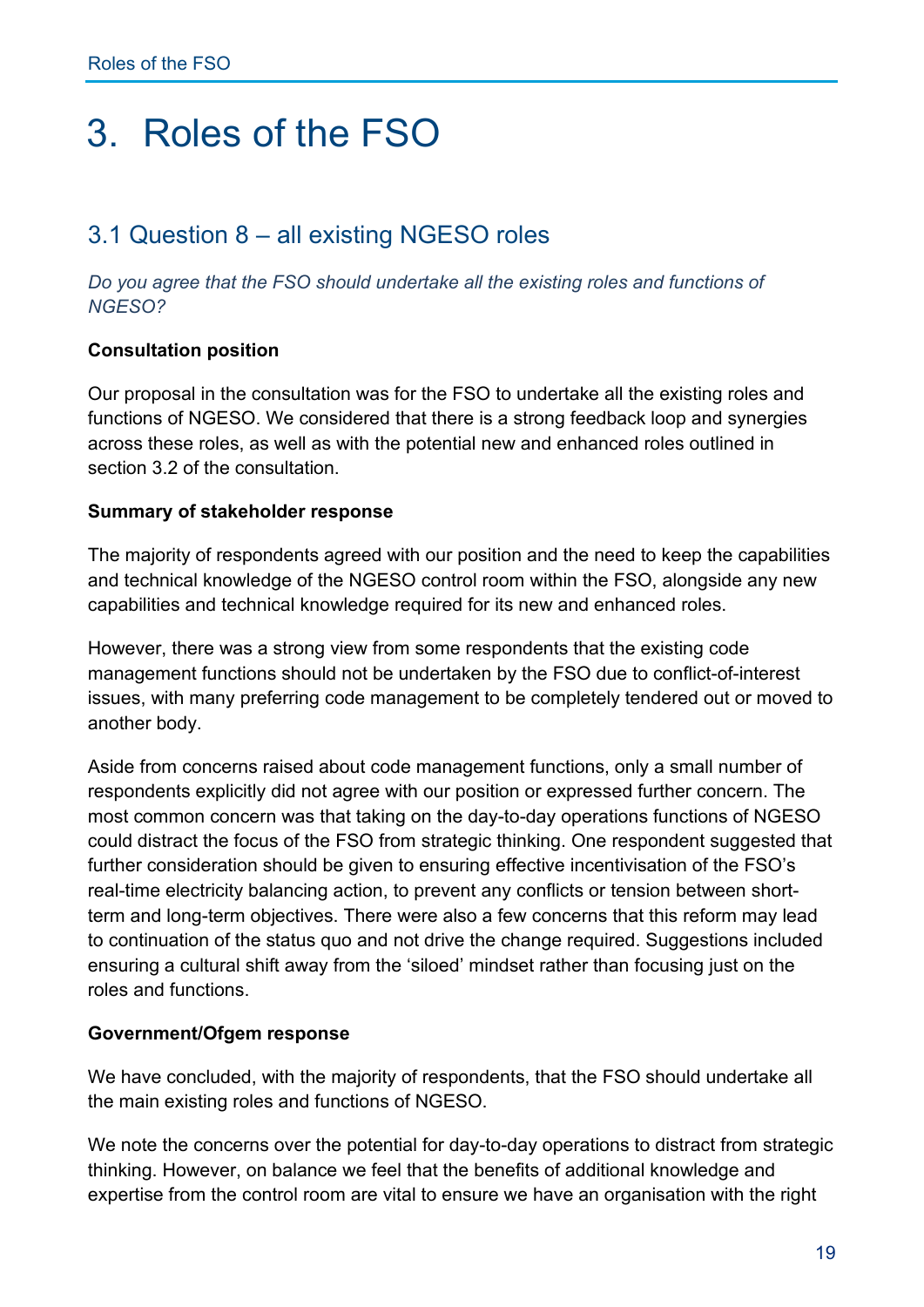# 3. Roles of the FSO

## 3.1 Question 8 – all existing NGESO roles

*Do you agree that the FSO should undertake all the existing roles and functions of NGESO?*

**Consultation position**

Our proposal in the consultation was for the FSO to undertake all the existing roles and functions of NGESO. We considered that there is a strong feedback loop and synergies across these roles, as well as with the potential new and enhanced roles outlined in section 3.2 of the consultation.

**Summary of stakeholder response**

The majority of respondents agreed with our position and the need to keep the capabilities and technical knowledge of the NGESO control room within the FSO, alongside any new capabilities and technical knowledge required for its new and enhanced roles.

However, there was a strong view from some respondents that the existing code management functions should not be undertaken by the FSO due to conflict-of-interest issues, with many preferring code management to be completely tendered out or moved to another body.

Aside from concerns raised about code management functions, only a small number of respondents explicitly did not agree with our position or expressed further concern. The most common concern was that taking on the day-to-day operations functions of NGESO could distract the focus of the FSO from strategic thinking. One respondent suggested that further consideration should be given to ensuring effective incentivisation of the FSO's real-time electricity balancing action, to prevent any conflicts or tension between short-term and long-term objectives. There were also a few concerns that this reform may lead to continuation of the status quo and not drive the change required. Suggestions included ensuring a cultural shift away from the 'siloed' mindset rather than focusing just on the roles and functions.

**Government/Ofgem response**

We have concluded, with the majority of respondents, that the FSO should undertake all the main existing roles and functions of NGESO.

We note the concerns over the potential for day-to-day operations to distract from strategic thinking. However, on balance we feel that the benefits of additional knowledge and expertise from the control room are vital to ensure we have an organisation with the right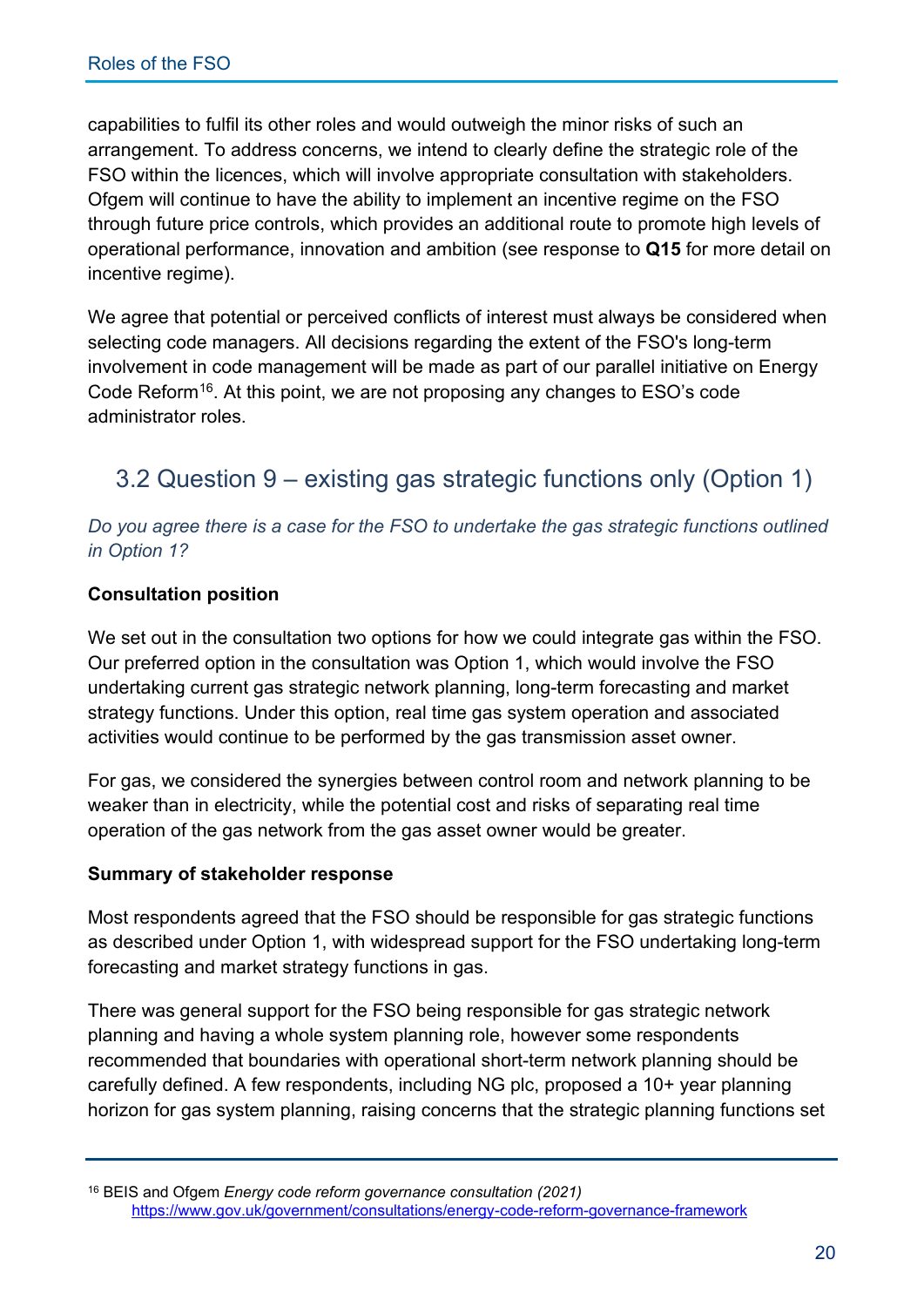capabilities to fulfil its other roles and would outweigh the minor risks of such an arrangement. To address concerns, we intend to clearly define the strategic role of the FSO within the licences, which will involve appropriate consultation with stakeholders. Ofgem will continue to have the ability to implement an incentive regime on the FSO through future price controls, which provides an additional route to promote high levels of operational performance, innovation and ambition (see response to **Q15** for more detail on incentive regime).

We agree that potential or perceived conflicts of interest must always be considered when selecting code managers. All decisions regarding the extent of the FSO's long-term involvement in code management will be made as part of our parallel initiative on Energy Code Reform[16]. At this point, we are not proposing any changes to ESO's code administrator roles.

## 3.2 Question 9 – existing gas strategic functions only (Option 1)

*Do you agree there is a case for the FSO to undertake the gas strategic functions outlined in Option 1?*

**Consultation position**

We set out in the consultation two options for how we could integrate gas within the FSO. Our preferred option in the consultation was Option 1, which would involve the FSO undertaking current gas strategic network planning, long-term forecasting and market strategy functions. Under this option, real time gas system operation and associated activities would continue to be performed by the gas transmission asset owner.

For gas, we considered the synergies between control room and network planning to be weaker than in electricity, while the potential cost and risks of separating real time operation of the gas network from the gas asset owner would be greater.

**Summary of stakeholder response**

Most respondents agreed that the FSO should be responsible for gas strategic functions as described under Option 1, with widespread support for the FSO undertaking long-term forecasting and market strategy functions in gas.

There was general support for the FSO being responsible for gas strategic network planning and having a whole system planning role, however some respondents recommended that boundaries with operational short-term network planning should be carefully defined. A few respondents, including NG plc, proposed a 10+ year planning horizon for gas system planning, raising concerns that the strategic planning functions set

[16] BEIS and Ofgem *Energy code reform governance consultation (2021)* https://www.gov.uk/government/consultations/energy-code-reform-governance-framework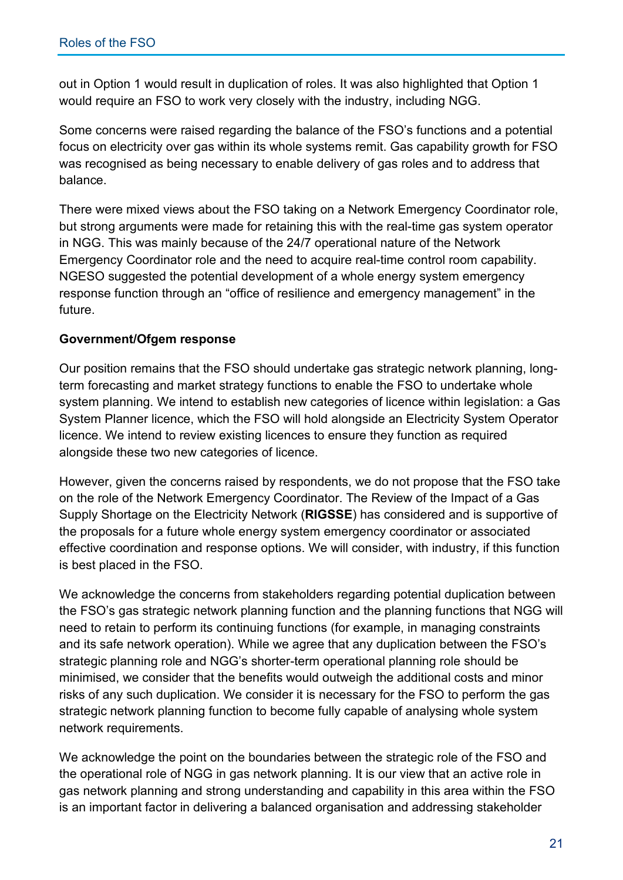out in Option 1 would result in duplication of roles. It was also highlighted that Option 1 would require an FSO to work very closely with the industry, including NGG.

Some concerns were raised regarding the balance of the FSO's functions and a potential focus on electricity over gas within its whole systems remit. Gas capability growth for FSO was recognised as being necessary to enable delivery of gas roles and to address that balance.

There were mixed views about the FSO taking on a Network Emergency Coordinator role, but strong arguments were made for retaining this with the real-time gas system operator in NGG. This was mainly because of the 24/7 operational nature of the Network Emergency Coordinator role and the need to acquire real-time control room capability. NGESO suggested the potential development of a whole energy system emergency response function through an "office of resilience and emergency management" in the future.

**Government/Ofgem response**

Our position remains that the FSO should undertake gas strategic network planning, long-term forecasting and market strategy functions to enable the FSO to undertake whole system planning. We intend to establish new categories of licence within legislation: a Gas System Planner licence, which the FSO will hold alongside an Electricity System Operator licence. We intend to review existing licences to ensure they function as required alongside these two new categories of licence.

However, given the concerns raised by respondents, we do not propose that the FSO take on the role of the Network Emergency Coordinator. The Review of the Impact of a Gas Supply Shortage on the Electricity Network (**RIGSSE**) has considered and is supportive of the proposals for a future whole energy system emergency coordinator or associated effective coordination and response options. We will consider, with industry, if this function is best placed in the FSO.

We acknowledge the concerns from stakeholders regarding potential duplication between the FSO's gas strategic network planning function and the planning functions that NGG will need to retain to perform its continuing functions (for example, in managing constraints and its safe network operation). While we agree that any duplication between the FSO's strategic planning role and NGG's shorter-term operational planning role should be minimised, we consider that the benefits would outweigh the additional costs and minor risks of any such duplication. We consider it is necessary for the FSO to perform the gas strategic network planning function to become fully capable of analysing whole system network requirements.

We acknowledge the point on the boundaries between the strategic role of the FSO and the operational role of NGG in gas network planning. It is our view that an active role in gas network planning and strong understanding and capability in this area within the FSO is an important factor in delivering a balanced organisation and addressing stakeholder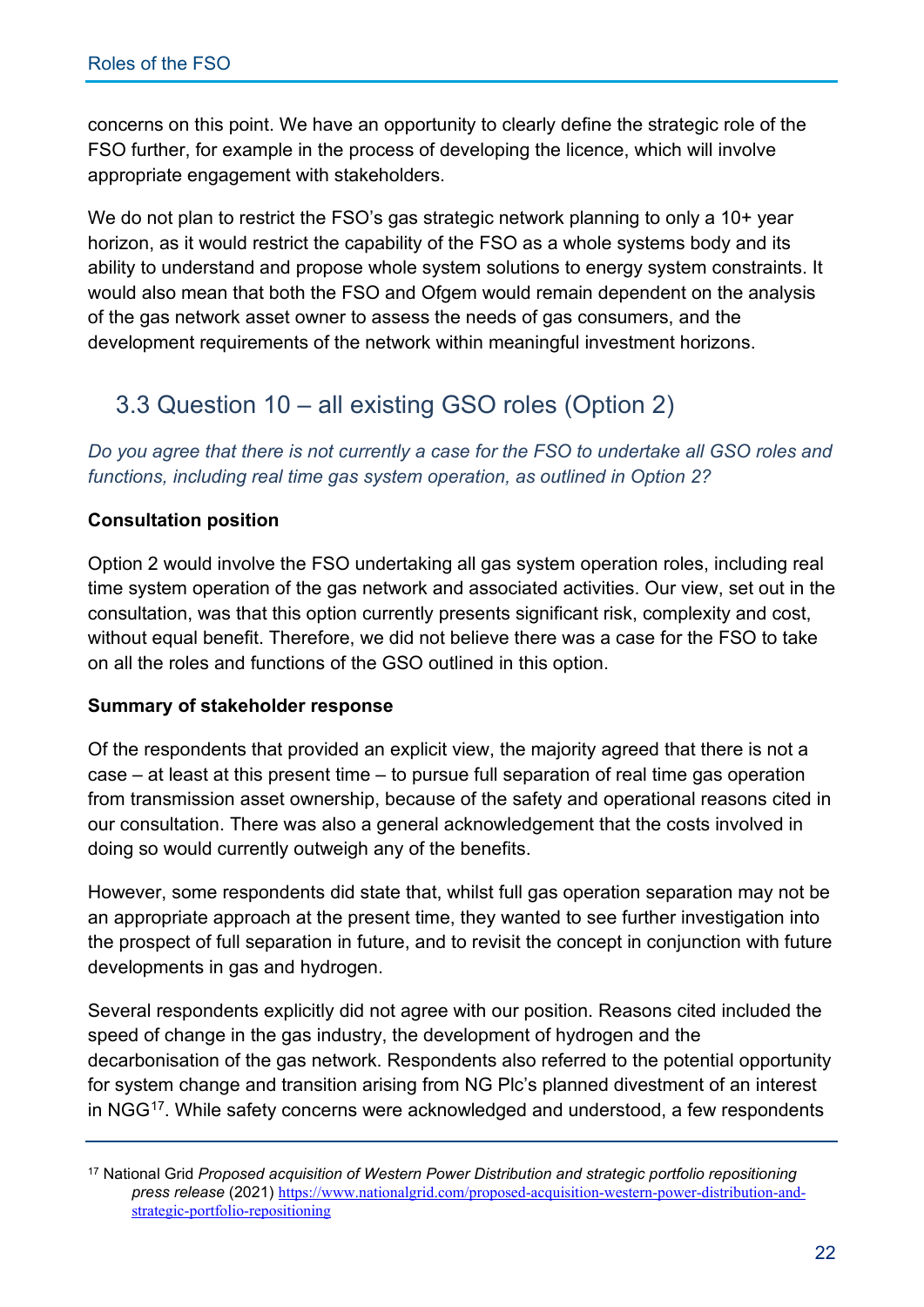concerns on this point. We have an opportunity to clearly define the strategic role of the FSO further, for example in the process of developing the licence, which will involve appropriate engagement with stakeholders.

We do not plan to restrict the FSO's gas strategic network planning to only a 10+ year horizon, as it would restrict the capability of the FSO as a whole systems body and its ability to understand and propose whole system solutions to energy system constraints. It would also mean that both the FSO and Ofgem would remain dependent on the analysis of the gas network asset owner to assess the needs of gas consumers, and the development requirements of the network within meaningful investment horizons.

## 3.3 Question 10 – all existing GSO roles (Option 2)

*Do you agree that there is not currently a case for the FSO to undertake all GSO roles and functions, including real time gas system operation, as outlined in Option 2?*

**Consultation position**

Option 2 would involve the FSO undertaking all gas system operation roles, including real time system operation of the gas network and associated activities. Our view, set out in the consultation, was that this option currently presents significant risk, complexity and cost, without equal benefit. Therefore, we did not believe there was a case for the FSO to take on all the roles and functions of the GSO outlined in this option.

**Summary of stakeholder response**

Of the respondents that provided an explicit view, the majority agreed that there is not a case – at least at this present time – to pursue full separation of real time gas operation from transmission asset ownership, because of the safety and operational reasons cited in our consultation. There was also a general acknowledgement that the costs involved in doing so would currently outweigh any of the benefits.

However, some respondents did state that, whilst full gas operation separation may not be an appropriate approach at the present time, they wanted to see further investigation into the prospect of full separation in future, and to revisit the concept in conjunction with future developments in gas and hydrogen.

Several respondents explicitly did not agree with our position. Reasons cited included the speed of change in the gas industry, the development of hydrogen and the decarbonisation of the gas network. Respondents also referred to the potential opportunity for system change and transition arising from NG Plc's planned divestment of an interest in NGG[17]. While safety concerns were acknowledged and understood, a few respondents

[17] National Grid *Proposed acquisition of Western Power Distribution and strategic portfolio repositioning press release* (2021) https://www.nationalgrid.com/proposed-acquisition-western-power-distribution-and-strategic-portfolio-repositioning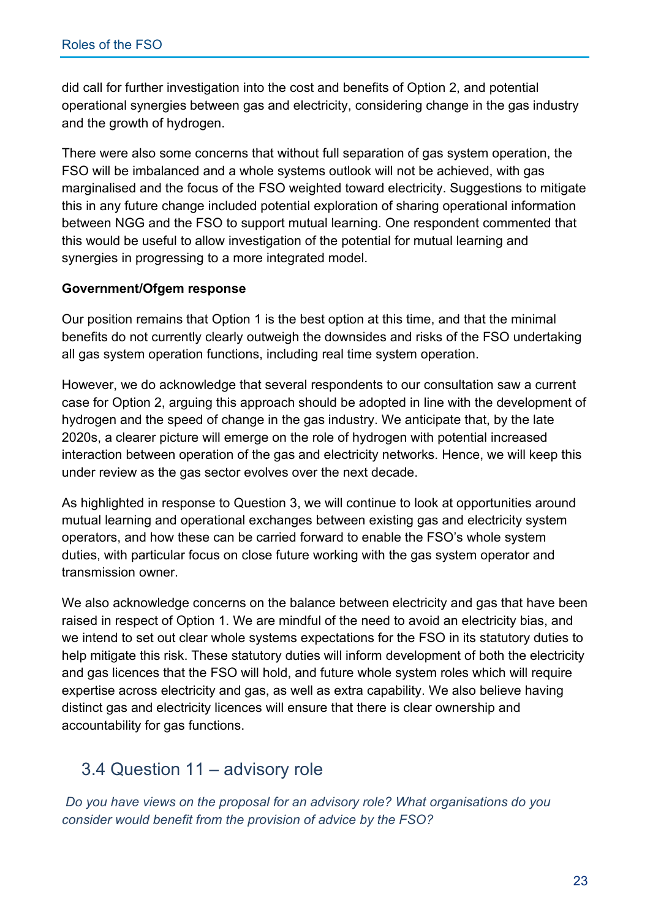did call for further investigation into the cost and benefits of Option 2, and potential operational synergies between gas and electricity, considering change in the gas industry and the growth of hydrogen.

There were also some concerns that without full separation of gas system operation, the FSO will be imbalanced and a whole systems outlook will not be achieved, with gas marginalised and the focus of the FSO weighted toward electricity. Suggestions to mitigate this in any future change included potential exploration of sharing operational information between NGG and the FSO to support mutual learning. One respondent commented that this would be useful to allow investigation of the potential for mutual learning and synergies in progressing to a more integrated model.

**Government/Ofgem response**

Our position remains that Option 1 is the best option at this time, and that the minimal benefits do not currently clearly outweigh the downsides and risks of the FSO undertaking all gas system operation functions, including real time system operation.

However, we do acknowledge that several respondents to our consultation saw a current case for Option 2, arguing this approach should be adopted in line with the development of hydrogen and the speed of change in the gas industry. We anticipate that, by the late 2020s, a clearer picture will emerge on the role of hydrogen with potential increased interaction between operation of the gas and electricity networks. Hence, we will keep this under review as the gas sector evolves over the next decade.

As highlighted in response to Question 3, we will continue to look at opportunities around mutual learning and operational exchanges between existing gas and electricity system operators, and how these can be carried forward to enable the FSO's whole system duties, with particular focus on close future working with the gas system operator and transmission owner.

We also acknowledge concerns on the balance between electricity and gas that have been raised in respect of Option 1. We are mindful of the need to avoid an electricity bias, and we intend to set out clear whole systems expectations for the FSO in its statutory duties to help mitigate this risk. These statutory duties will inform development of both the electricity and gas licences that the FSO will hold, and future whole system roles which will require expertise across electricity and gas, as well as extra capability. We also believe having distinct gas and electricity licences will ensure that there is clear ownership and accountability for gas functions.

## 3.4 Question 11 – advisory role

*Do you have views on the proposal for an advisory role? What organisations do you consider would benefit from the provision of advice by the FSO?*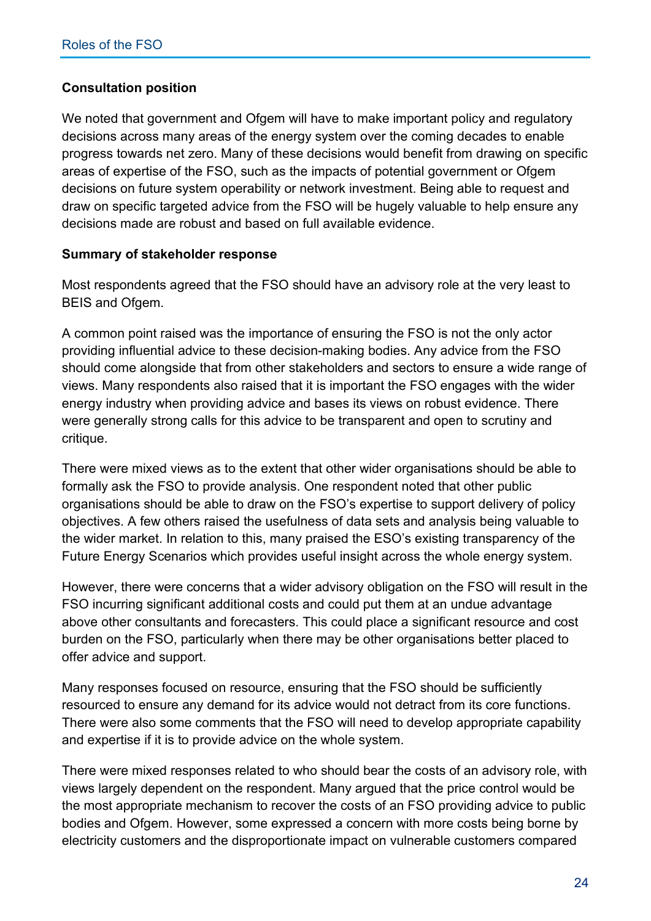**Consultation position**

We noted that government and Ofgem will have to make important policy and regulatory decisions across many areas of the energy system over the coming decades to enable progress towards net zero. Many of these decisions would benefit from drawing on specific areas of expertise of the FSO, such as the impacts of potential government or Ofgem decisions on future system operability or network investment. Being able to request and draw on specific targeted advice from the FSO will be hugely valuable to help ensure any decisions made are robust and based on full available evidence.

**Summary of stakeholder response**

Most respondents agreed that the FSO should have an advisory role at the very least to BEIS and Ofgem.

A common point raised was the importance of ensuring the FSO is not the only actor providing influential advice to these decision-making bodies. Any advice from the FSO should come alongside that from other stakeholders and sectors to ensure a wide range of views. Many respondents also raised that it is important the FSO engages with the wider energy industry when providing advice and bases its views on robust evidence. There were generally strong calls for this advice to be transparent and open to scrutiny and critique.

There were mixed views as to the extent that other wider organisations should be able to formally ask the FSO to provide analysis. One respondent noted that other public organisations should be able to draw on the FSO's expertise to support delivery of policy objectives. A few others raised the usefulness of data sets and analysis being valuable to the wider market. In relation to this, many praised the ESO's existing transparency of the Future Energy Scenarios which provides useful insight across the whole energy system.

However, there were concerns that a wider advisory obligation on the FSO will result in the FSO incurring significant additional costs and could put them at an undue advantage above other consultants and forecasters. This could place a significant resource and cost burden on the FSO, particularly when there may be other organisations better placed to offer advice and support.

Many responses focused on resource, ensuring that the FSO should be sufficiently resourced to ensure any demand for its advice would not detract from its core functions. There were also some comments that the FSO will need to develop appropriate capability and expertise if it is to provide advice on the whole system.

There were mixed responses related to who should bear the costs of an advisory role, with views largely dependent on the respondent. Many argued that the price control would be the most appropriate mechanism to recover the costs of an FSO providing advice to public bodies and Ofgem. However, some expressed a concern with more costs being borne by electricity customers and the disproportionate impact on vulnerable customers compared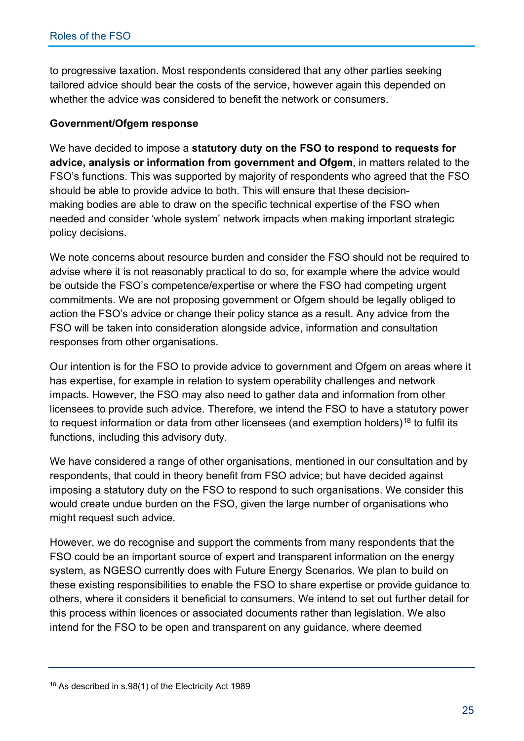to progressive taxation. Most respondents considered that any other parties seeking tailored advice should bear the costs of the service, however again this depended on whether the advice was considered to benefit the network or consumers.

**Government/Ofgem response**

We have decided to impose a **statutory duty on the FSO to respond to requests for advice, analysis or information from government and Ofgem**, in matters related to the FSO's functions. This was supported by majority of respondents who agreed that the FSO should be able to provide advice to both. This will ensure that these decision-making bodies are able to draw on the specific technical expertise of the FSO when needed and consider 'whole system' network impacts when making important strategic policy decisions.

We note concerns about resource burden and consider the FSO should not be required to advise where it is not reasonably practical to do so, for example where the advice would be outside the FSO's competence/expertise or where the FSO had competing urgent commitments. We are not proposing government or Ofgem should be legally obliged to action the FSO's advice or change their policy stance as a result. Any advice from the FSO will be taken into consideration alongside advice, information and consultation responses from other organisations.

Our intention is for the FSO to provide advice to government and Ofgem on areas where it has expertise, for example in relation to system operability challenges and network impacts. However, the FSO may also need to gather data and information from other licensees to provide such advice. Therefore, we intend the FSO to have a statutory power to request information or data from other licensees (and exemption holders)[18] to fulfil its functions, including this advisory duty.

We have considered a range of other organisations, mentioned in our consultation and by respondents, that could in theory benefit from FSO advice; but have decided against imposing a statutory duty on the FSO to respond to such organisations. We consider this would create undue burden on the FSO, given the large number of organisations who might request such advice.

However, we do recognise and support the comments from many respondents that the FSO could be an important source of expert and transparent information on the energy system, as NGESO currently does with Future Energy Scenarios. We plan to build on these existing responsibilities to enable the FSO to share expertise or provide guidance to others, where it considers it beneficial to consumers. We intend to set out further detail for this process within licences or associated documents rather than legislation. We also intend for the FSO to be open and transparent on any guidance, where deemed

[18] As described in s.98(1) of the Electricity Act 1989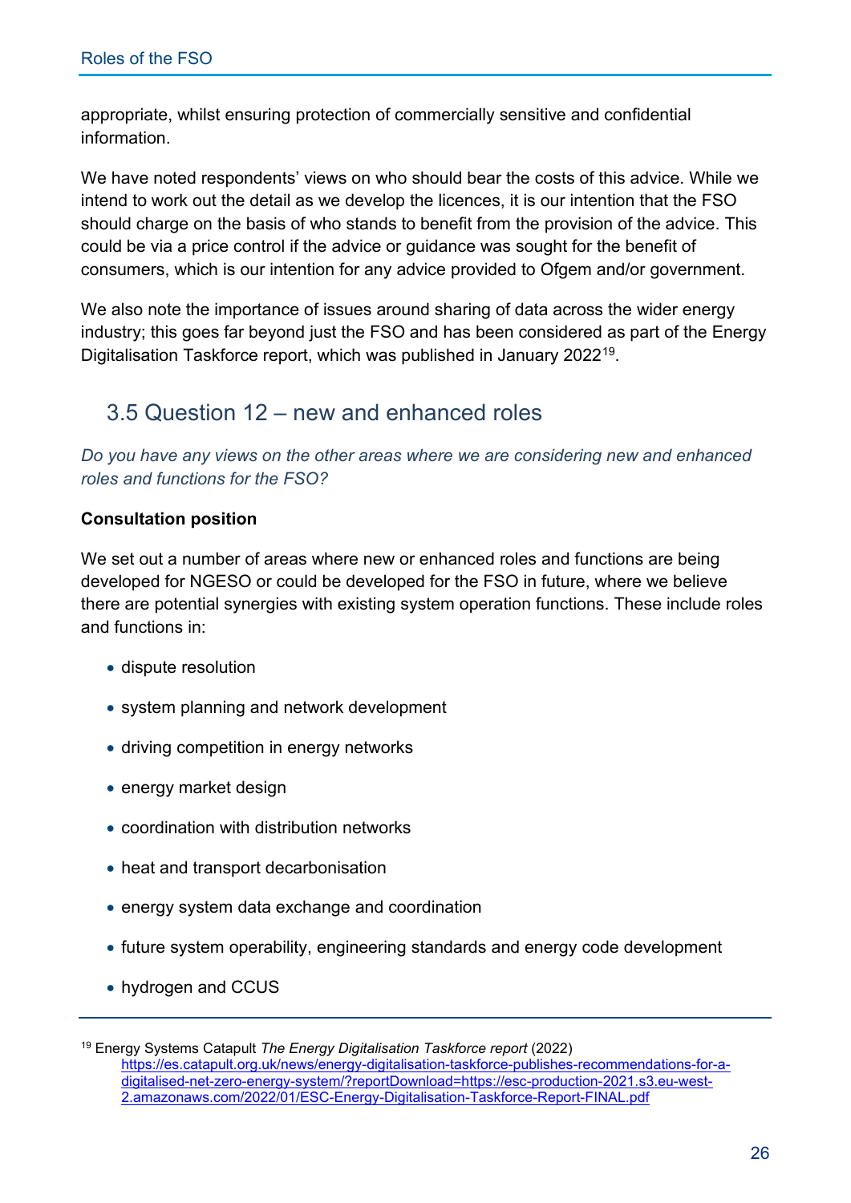appropriate, whilst ensuring protection of commercially sensitive and confidential information.

We have noted respondents' views on who should bear the costs of this advice. While we intend to work out the detail as we develop the licences, it is our intention that the FSO should charge on the basis of who stands to benefit from the provision of the advice. This could be via a price control if the advice or guidance was sought for the benefit of consumers, which is our intention for any advice provided to Ofgem and/or government.

We also note the importance of issues around sharing of data across the wider energy industry; this goes far beyond just the FSO and has been considered as part of the Energy Digitalisation Taskforce report, which was published in January 2022[19].

## 3.5 Question 12 – new and enhanced roles

*Do you have any views on the other areas where we are considering new and enhanced roles and functions for the FSO?*

**Consultation position**

We set out a number of areas where new or enhanced roles and functions are being developed for NGESO or could be developed for the FSO in future, where we believe there are potential synergies with existing system operation functions. These include roles and functions in:

- dispute resolution
- system planning and network development
- driving competition in energy networks
- energy market design
- coordination with distribution networks
- heat and transport decarbonisation
- energy system data exchange and coordination
- future system operability, engineering standards and energy code development
- hydrogen and CCUS

---

[19] Energy Systems Catapult *The Energy Digitalisation Taskforce report* (2022) https://es.catapult.org.uk/news/energy-digitalisation-taskforce-publishes-recommendations-for-a-digitalised-net-zero-energy-system/?reportDownload=https://esc-production-2021.s3.eu-west-2.amazonaws.com/2022/01/ESC-Energy-Digitalisation-Taskforce-Report-FINAL.pdf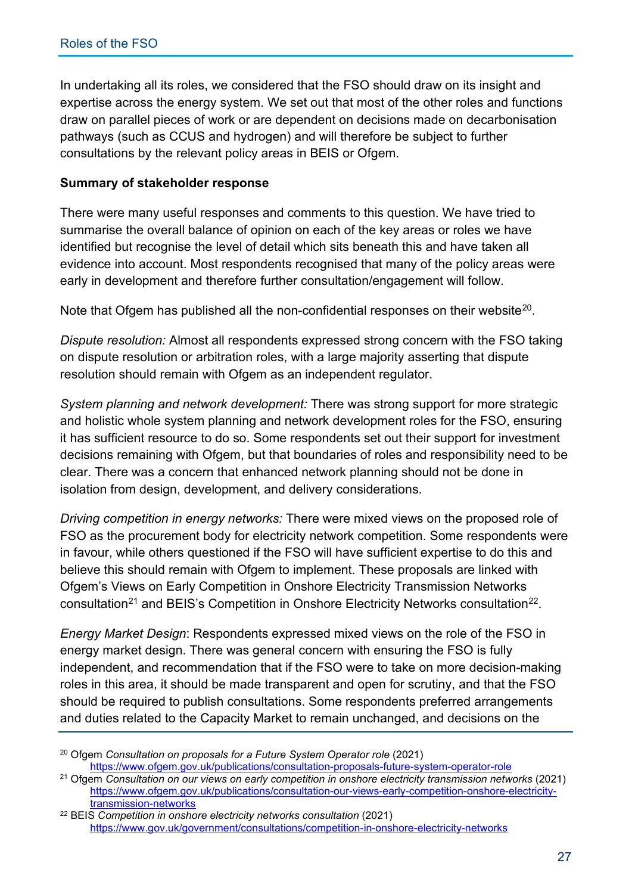In undertaking all its roles, we considered that the FSO should draw on its insight and expertise across the energy system. We set out that most of the other roles and functions draw on parallel pieces of work or are dependent on decisions made on decarbonisation pathways (such as CCUS and hydrogen) and will therefore be subject to further consultations by the relevant policy areas in BEIS or Ofgem.

**Summary of stakeholder response**

There were many useful responses and comments to this question. We have tried to summarise the overall balance of opinion on each of the key areas or roles we have identified but recognise the level of detail which sits beneath this and have taken all evidence into account. Most respondents recognised that many of the policy areas were early in development and therefore further consultation/engagement will follow.

Note that Ofgem has published all the non-confidential responses on their website[20].

*Dispute resolution:* Almost all respondents expressed strong concern with the FSO taking on dispute resolution or arbitration roles, with a large majority asserting that dispute resolution should remain with Ofgem as an independent regulator.

*System planning and network development:* There was strong support for more strategic and holistic whole system planning and network development roles for the FSO, ensuring it has sufficient resource to do so. Some respondents set out their support for investment decisions remaining with Ofgem, but that boundaries of roles and responsibility need to be clear. There was a concern that enhanced network planning should not be done in isolation from design, development, and delivery considerations.

*Driving competition in energy networks:* There were mixed views on the proposed role of FSO as the procurement body for electricity network competition. Some respondents were in favour, while others questioned if the FSO will have sufficient expertise to do this and believe this should remain with Ofgem to implement. These proposals are linked with Ofgem's Views on Early Competition in Onshore Electricity Transmission Networks consultation[21] and BEIS's Competition in Onshore Electricity Networks consultation[22].

*Energy Market Design*: Respondents expressed mixed views on the role of the FSO in energy market design. There was general concern with ensuring the FSO is fully independent, and recommendation that if the FSO were to take on more decision-making roles in this area, it should be made transparent and open for scrutiny, and that the FSO should be required to publish consultations. Some respondents preferred arrangements and duties related to the Capacity Market to remain unchanged, and decisions on the

---

[20] Ofgem *Consultation on proposals for a Future System Operator role* (2021) https://www.ofgem.gov.uk/publications/consultation-proposals-future-system-operator-role

[21] Ofgem *Consultation on our views on early competition in onshore electricity transmission networks* (2021) https://www.ofgem.gov.uk/publications/consultation-our-views-early-competition-onshore-electricity-transmission-networks

[22] BEIS *Competition in onshore electricity networks consultation* (2021) https://www.gov.uk/government/consultations/competition-in-onshore-electricity-networks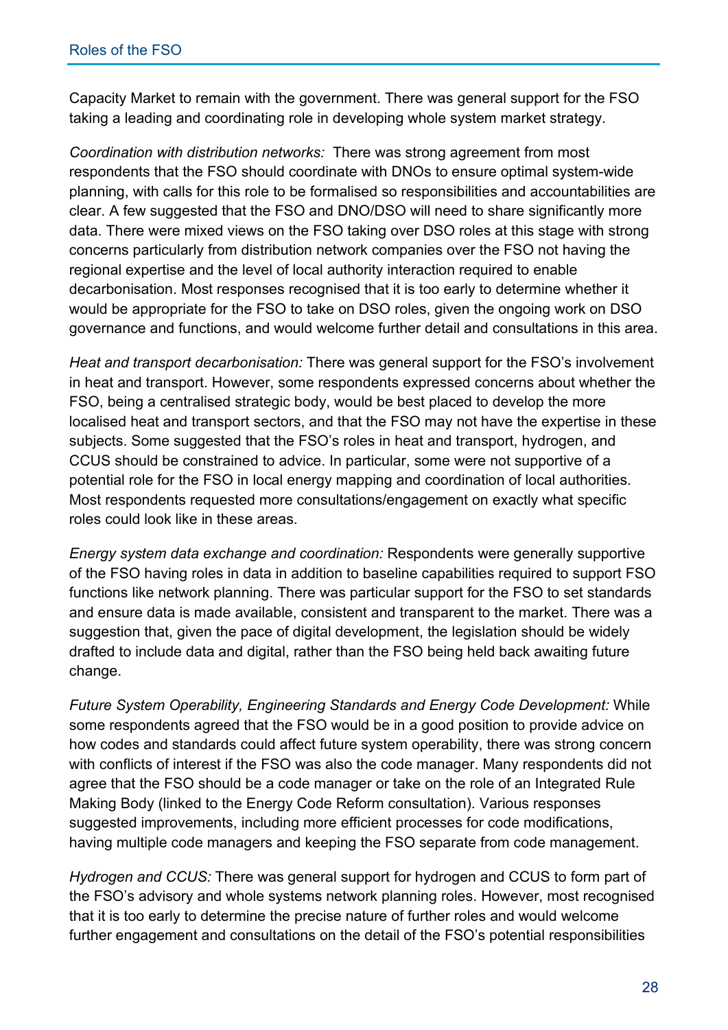Capacity Market to remain with the government. There was general support for the FSO taking a leading and coordinating role in developing whole system market strategy.

*Coordination with distribution networks:* There was strong agreement from most respondents that the FSO should coordinate with DNOs to ensure optimal system-wide planning, with calls for this role to be formalised so responsibilities and accountabilities are clear. A few suggested that the FSO and DNO/DSO will need to share significantly more data. There were mixed views on the FSO taking over DSO roles at this stage with strong concerns particularly from distribution network companies over the FSO not having the regional expertise and the level of local authority interaction required to enable decarbonisation. Most responses recognised that it is too early to determine whether it would be appropriate for the FSO to take on DSO roles, given the ongoing work on DSO governance and functions, and would welcome further detail and consultations in this area.

*Heat and transport decarbonisation:* There was general support for the FSO's involvement in heat and transport. However, some respondents expressed concerns about whether the FSO, being a centralised strategic body, would be best placed to develop the more localised heat and transport sectors, and that the FSO may not have the expertise in these subjects. Some suggested that the FSO's roles in heat and transport, hydrogen, and CCUS should be constrained to advice. In particular, some were not supportive of a potential role for the FSO in local energy mapping and coordination of local authorities. Most respondents requested more consultations/engagement on exactly what specific roles could look like in these areas.

*Energy system data exchange and coordination:* Respondents were generally supportive of the FSO having roles in data in addition to baseline capabilities required to support FSO functions like network planning. There was particular support for the FSO to set standards and ensure data is made available, consistent and transparent to the market. There was a suggestion that, given the pace of digital development, the legislation should be widely drafted to include data and digital, rather than the FSO being held back awaiting future change.

*Future System Operability, Engineering Standards and Energy Code Development:* While some respondents agreed that the FSO would be in a good position to provide advice on how codes and standards could affect future system operability, there was strong concern with conflicts of interest if the FSO was also the code manager. Many respondents did not agree that the FSO should be a code manager or take on the role of an Integrated Rule Making Body (linked to the Energy Code Reform consultation). Various responses suggested improvements, including more efficient processes for code modifications, having multiple code managers and keeping the FSO separate from code management.

*Hydrogen and CCUS:* There was general support for hydrogen and CCUS to form part of the FSO's advisory and whole systems network planning roles. However, most recognised that it is too early to determine the precise nature of further roles and would welcome further engagement and consultations on the detail of the FSO's potential responsibilities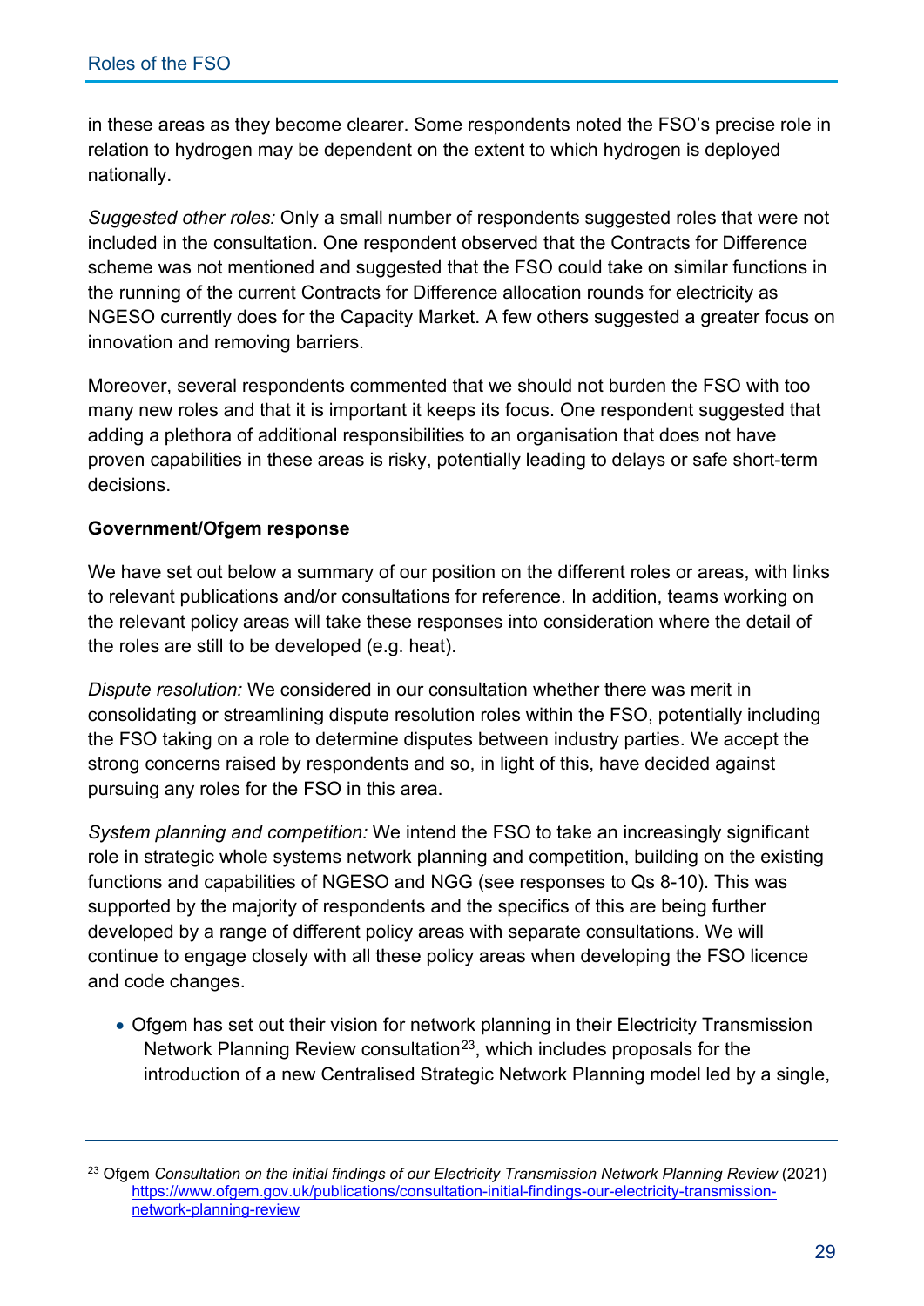in these areas as they become clearer. Some respondents noted the FSO's precise role in relation to hydrogen may be dependent on the extent to which hydrogen is deployed nationally.

*Suggested other roles:* Only a small number of respondents suggested roles that were not included in the consultation. One respondent observed that the Contracts for Difference scheme was not mentioned and suggested that the FSO could take on similar functions in the running of the current Contracts for Difference allocation rounds for electricity as NGESO currently does for the Capacity Market. A few others suggested a greater focus on innovation and removing barriers.

Moreover, several respondents commented that we should not burden the FSO with too many new roles and that it is important it keeps its focus. One respondent suggested that adding a plethora of additional responsibilities to an organisation that does not have proven capabilities in these areas is risky, potentially leading to delays or safe short-term decisions.

**Government/Ofgem response**

We have set out below a summary of our position on the different roles or areas, with links to relevant publications and/or consultations for reference. In addition, teams working on the relevant policy areas will take these responses into consideration where the detail of the roles are still to be developed (e.g. heat).

*Dispute resolution:* We considered in our consultation whether there was merit in consolidating or streamlining dispute resolution roles within the FSO, potentially including the FSO taking on a role to determine disputes between industry parties. We accept the strong concerns raised by respondents and so, in light of this, have decided against pursuing any roles for the FSO in this area.

*System planning and competition:* We intend the FSO to take an increasingly significant role in strategic whole systems network planning and competition, building on the existing functions and capabilities of NGESO and NGG (see responses to Qs 8-10). This was supported by the majority of respondents and the specifics of this are being further developed by a range of different policy areas with separate consultations. We will continue to engage closely with all these policy areas when developing the FSO licence and code changes.

- Ofgem has set out their vision for network planning in their Electricity Transmission Network Planning Review consultation[23], which includes proposals for the introduction of a new Centralised Strategic Network Planning model led by a single,

[23] Ofgem *Consultation on the initial findings of our Electricity Transmission Network Planning Review* (2021) https://www.ofgem.gov.uk/publications/consultation-initial-findings-our-electricity-transmission-network-planning-review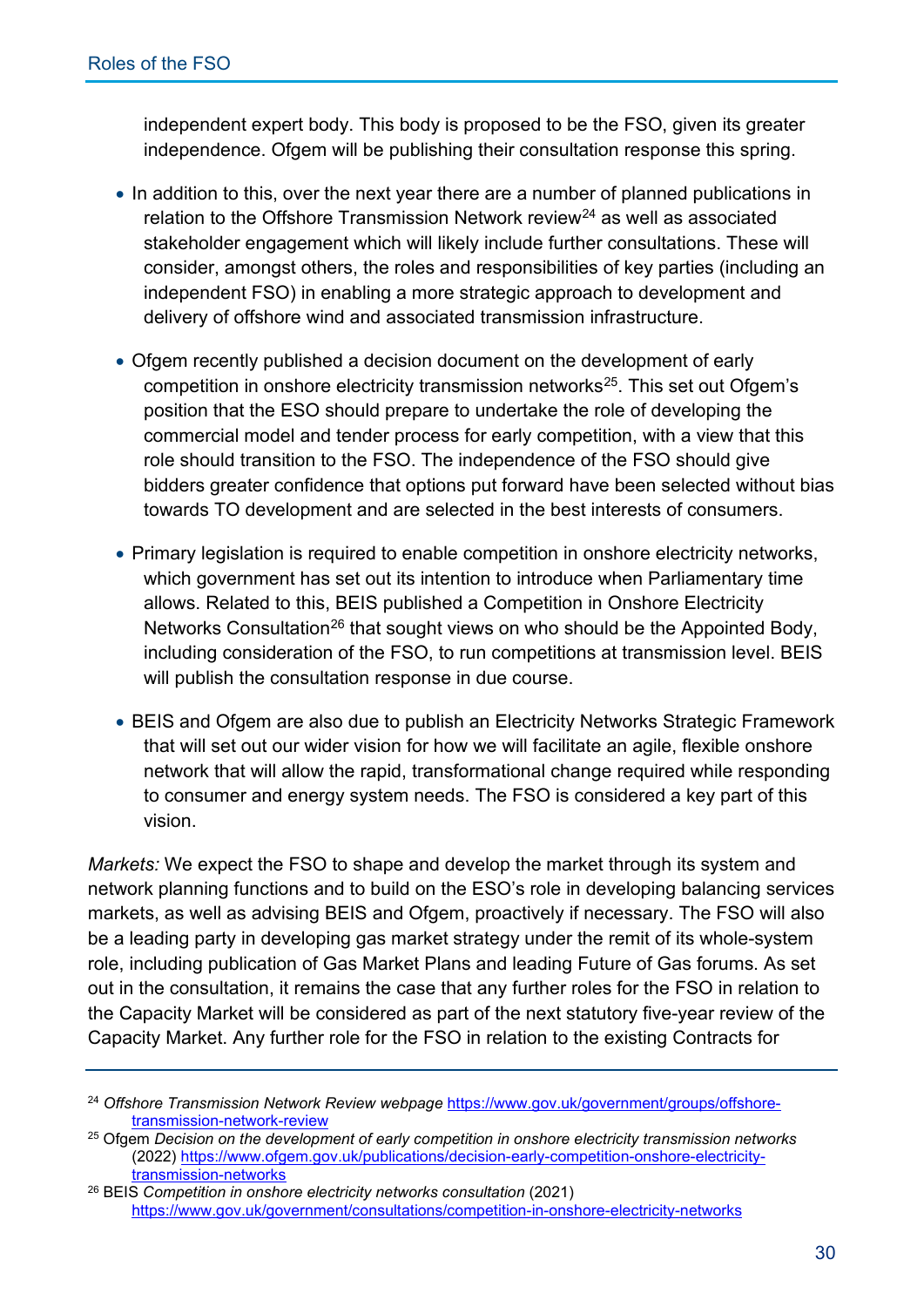independent expert body. This body is proposed to be the FSO, given its greater independence. Ofgem will be publishing their consultation response this spring.

- In addition to this, over the next year there are a number of planned publications in relation to the Offshore Transmission Network review[24] as well as associated stakeholder engagement which will likely include further consultations. These will consider, amongst others, the roles and responsibilities of key parties (including an independent FSO) in enabling a more strategic approach to development and delivery of offshore wind and associated transmission infrastructure.
- Ofgem recently published a decision document on the development of early competition in onshore electricity transmission networks[25]. This set out Ofgem's position that the ESO should prepare to undertake the role of developing the commercial model and tender process for early competition, with a view that this role should transition to the FSO. The independence of the FSO should give bidders greater confidence that options put forward have been selected without bias towards TO development and are selected in the best interests of consumers.
- Primary legislation is required to enable competition in onshore electricity networks, which government has set out its intention to introduce when Parliamentary time allows. Related to this, BEIS published a Competition in Onshore Electricity Networks Consultation[26] that sought views on who should be the Appointed Body, including consideration of the FSO, to run competitions at transmission level. BEIS will publish the consultation response in due course.
- BEIS and Ofgem are also due to publish an Electricity Networks Strategic Framework that will set out our wider vision for how we will facilitate an agile, flexible onshore network that will allow the rapid, transformational change required while responding to consumer and energy system needs. The FSO is considered a key part of this vision.

*Markets:* We expect the FSO to shape and develop the market through its system and network planning functions and to build on the ESO's role in developing balancing services markets, as well as advising BEIS and Ofgem, proactively if necessary. The FSO will also be a leading party in developing gas market strategy under the remit of its whole-system role, including publication of Gas Market Plans and leading Future of Gas forums. As set out in the consultation, it remains the case that any further roles for the FSO in relation to the Capacity Market will be considered as part of the next statutory five-year review of the Capacity Market. Any further role for the FSO in relation to the existing Contracts for

---

[24] *Offshore Transmission Network Review webpage* https://www.gov.uk/government/groups/offshore-transmission-network-review

[25] Ofgem *Decision on the development of early competition in onshore electricity transmission networks* (2022) https://www.ofgem.gov.uk/publications/decision-early-competition-onshore-electricity-transmission-networks

[26] BEIS *Competition in onshore electricity networks consultation* (2021) https://www.gov.uk/government/consultations/competition-in-onshore-electricity-networks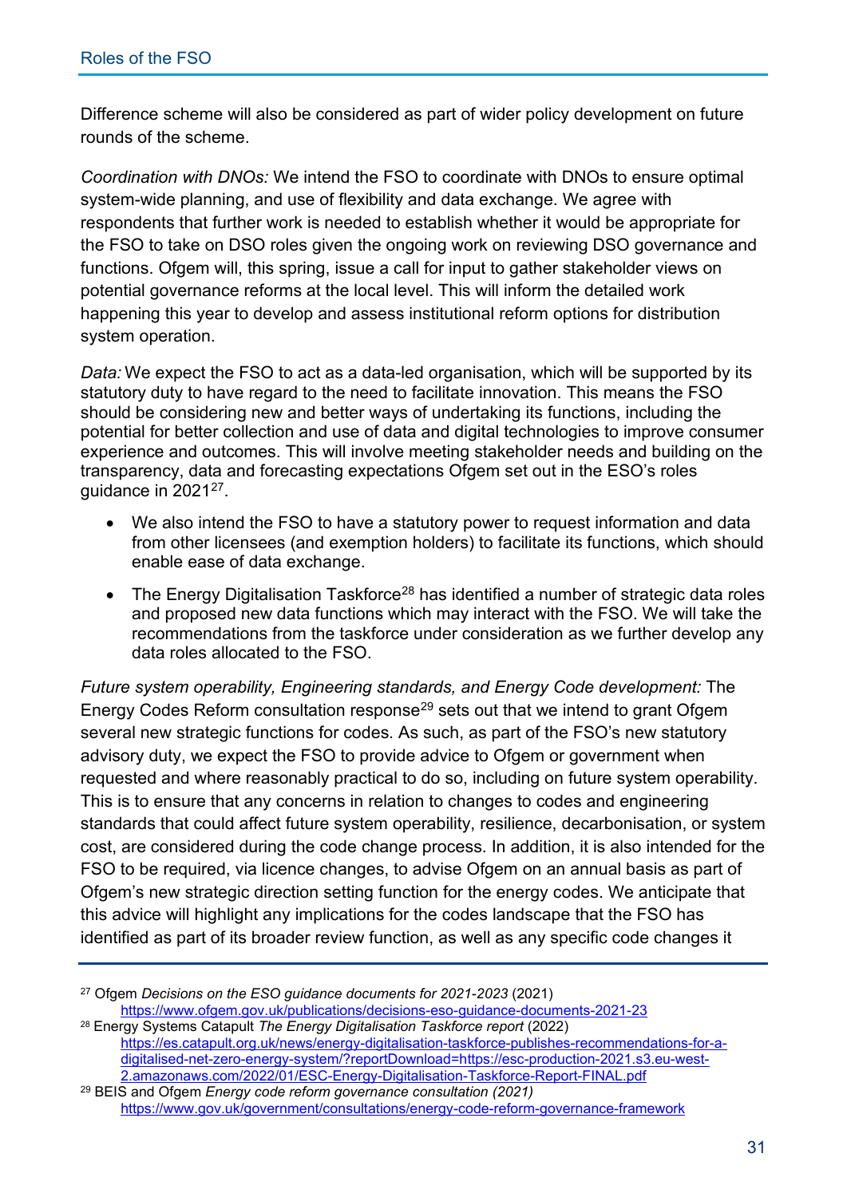Difference scheme will also be considered as part of wider policy development on future rounds of the scheme.

*Coordination with DNOs:* We intend the FSO to coordinate with DNOs to ensure optimal system-wide planning, and use of flexibility and data exchange. We agree with respondents that further work is needed to establish whether it would be appropriate for the FSO to take on DSO roles given the ongoing work on reviewing DSO governance and functions. Ofgem will, this spring, issue a call for input to gather stakeholder views on potential governance reforms at the local level. This will inform the detailed work happening this year to develop and assess institutional reform options for distribution system operation.

*Data:* We expect the FSO to act as a data-led organisation, which will be supported by its statutory duty to have regard to the need to facilitate innovation. This means the FSO should be considering new and better ways of undertaking its functions, including the potential for better collection and use of data and digital technologies to improve consumer experience and outcomes. This will involve meeting stakeholder needs and building on the transparency, data and forecasting expectations Ofgem set out in the ESO's roles guidance in 2021[27].

- We also intend the FSO to have a statutory power to request information and data from other licensees (and exemption holders) to facilitate its functions, which should enable ease of data exchange.
- The Energy Digitalisation Taskforce[28] has identified a number of strategic data roles and proposed new data functions which may interact with the FSO. We will take the recommendations from the taskforce under consideration as we further develop any data roles allocated to the FSO.

*Future system operability, Engineering standards, and Energy Code development:* The Energy Codes Reform consultation response[29] sets out that we intend to grant Ofgem several new strategic functions for codes. As such, as part of the FSO's new statutory advisory duty, we expect the FSO to provide advice to Ofgem or government when requested and where reasonably practical to do so, including on future system operability. This is to ensure that any concerns in relation to changes to codes and engineering standards that could affect future system operability, resilience, decarbonisation, or system cost, are considered during the code change process. In addition, it is also intended for the FSO to be required, via licence changes, to advise Ofgem on an annual basis as part of Ofgem's new strategic direction setting function for the energy codes. We anticipate that this advice will highlight any implications for the codes landscape that the FSO has identified as part of its broader review function, as well as any specific code changes it

---

[27] Ofgem *Decisions on the ESO guidance documents for 2021-2023* (2021) https://www.ofgem.gov.uk/publications/decisions-eso-guidance-documents-2021-23

[28] Energy Systems Catapult *The Energy Digitalisation Taskforce report* (2022) https://es.catapult.org.uk/news/energy-digitalisation-taskforce-publishes-recommendations-for-a-digitalised-net-zero-energy-system/?reportDownload=https://esc-production-2021.s3.eu-west-2.amazonaws.com/2022/01/ESC-Energy-Digitalisation-Taskforce-Report-FINAL.pdf

[29] BEIS and Ofgem *Energy code reform governance consultation (2021)* https://www.gov.uk/government/consultations/energy-code-reform-governance-framework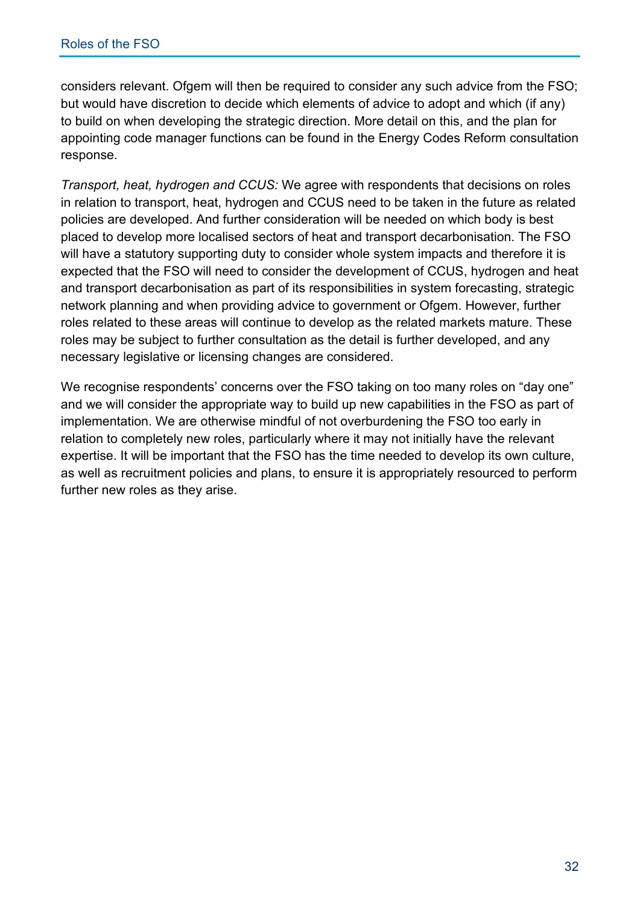considers relevant. Ofgem will then be required to consider any such advice from the FSO; but would have discretion to decide which elements of advice to adopt and which (if any) to build on when developing the strategic direction. More detail on this, and the plan for appointing code manager functions can be found in the Energy Codes Reform consultation response.

*Transport, heat, hydrogen and CCUS:* We agree with respondents that decisions on roles in relation to transport, heat, hydrogen and CCUS need to be taken in the future as related policies are developed. And further consideration will be needed on which body is best placed to develop more localised sectors of heat and transport decarbonisation. The FSO will have a statutory supporting duty to consider whole system impacts and therefore it is expected that the FSO will need to consider the development of CCUS, hydrogen and heat and transport decarbonisation as part of its responsibilities in system forecasting, strategic network planning and when providing advice to government or Ofgem. However, further roles related to these areas will continue to develop as the related markets mature. These roles may be subject to further consultation as the detail is further developed, and any necessary legislative or licensing changes are considered.

We recognise respondents' concerns over the FSO taking on too many roles on "day one" and we will consider the appropriate way to build up new capabilities in the FSO as part of implementation. We are otherwise mindful of not overburdening the FSO too early in relation to completely new roles, particularly where it may not initially have the relevant expertise. It will be important that the FSO has the time needed to develop its own culture, as well as recruitment policies and plans, to ensure it is appropriately resourced to perform further new roles as they arise.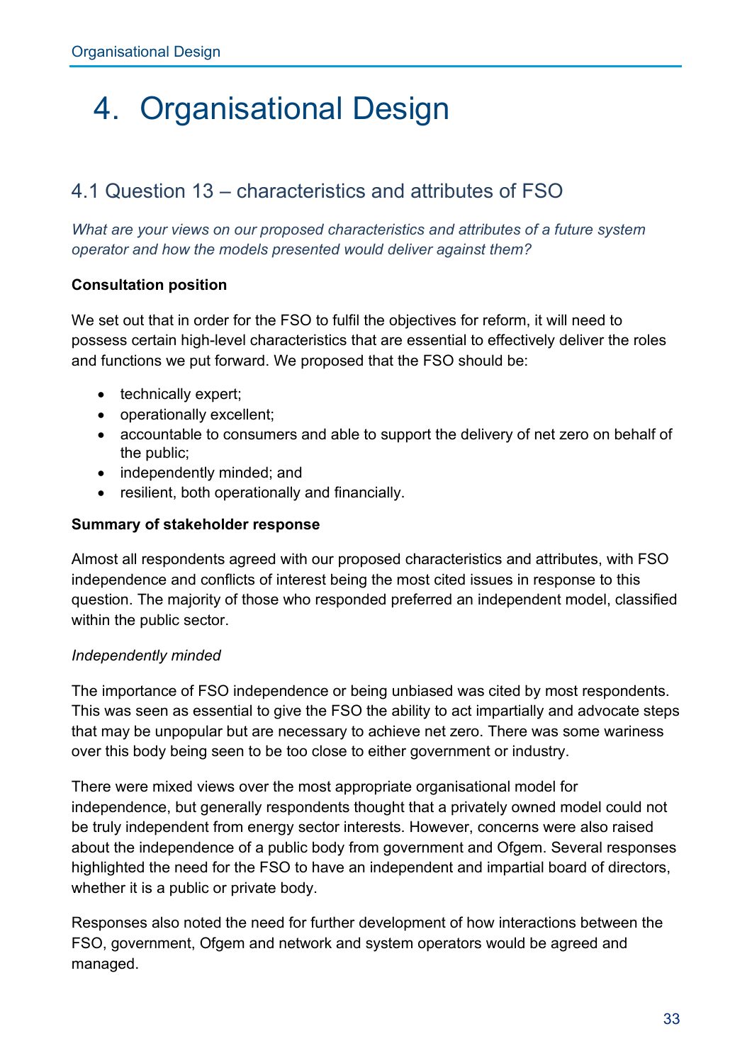# 4. Organisational Design

## 4.1 Question 13 – characteristics and attributes of FSO

*What are your views on our proposed characteristics and attributes of a future system operator and how the models presented would deliver against them?*

**Consultation position**

We set out that in order for the FSO to fulfil the objectives for reform, it will need to possess certain high-level characteristics that are essential to effectively deliver the roles and functions we put forward. We proposed that the FSO should be:

- technically expert;
- operationally excellent;
- accountable to consumers and able to support the delivery of net zero on behalf of the public;
- independently minded; and
- resilient, both operationally and financially.

**Summary of stakeholder response**

Almost all respondents agreed with our proposed characteristics and attributes, with FSO independence and conflicts of interest being the most cited issues in response to this question. The majority of those who responded preferred an independent model, classified within the public sector.

*Independently minded*

The importance of FSO independence or being unbiased was cited by most respondents. This was seen as essential to give the FSO the ability to act impartially and advocate steps that may be unpopular but are necessary to achieve net zero. There was some wariness over this body being seen to be too close to either government or industry.

There were mixed views over the most appropriate organisational model for independence, but generally respondents thought that a privately owned model could not be truly independent from energy sector interests. However, concerns were also raised about the independence of a public body from government and Ofgem. Several responses highlighted the need for the FSO to have an independent and impartial board of directors, whether it is a public or private body.

Responses also noted the need for further development of how interactions between the FSO, government, Ofgem and network and system operators would be agreed and managed.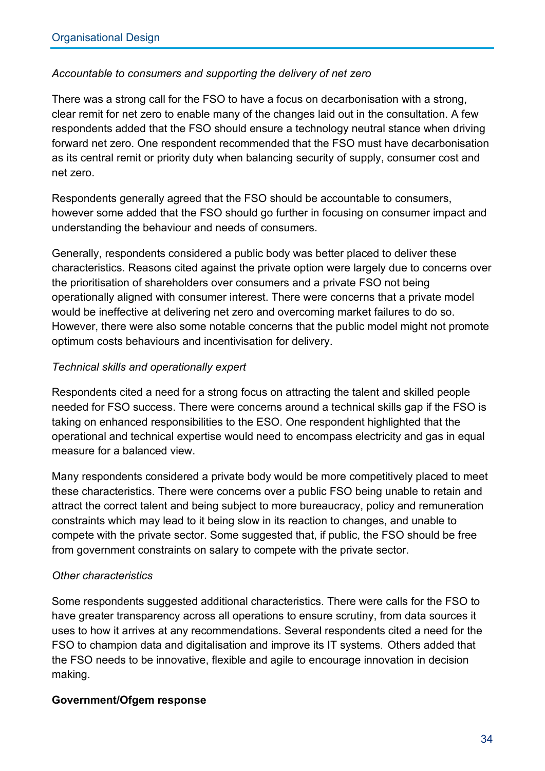*Accountable to consumers and supporting the delivery of net zero*

There was a strong call for the FSO to have a focus on decarbonisation with a strong, clear remit for net zero to enable many of the changes laid out in the consultation. A few respondents added that the FSO should ensure a technology neutral stance when driving forward net zero. One respondent recommended that the FSO must have decarbonisation as its central remit or priority duty when balancing security of supply, consumer cost and net zero.

Respondents generally agreed that the FSO should be accountable to consumers, however some added that the FSO should go further in focusing on consumer impact and understanding the behaviour and needs of consumers.

Generally, respondents considered a public body was better placed to deliver these characteristics. Reasons cited against the private option were largely due to concerns over the prioritisation of shareholders over consumers and a private FSO not being operationally aligned with consumer interest. There were concerns that a private model would be ineffective at delivering net zero and overcoming market failures to do so. However, there were also some notable concerns that the public model might not promote optimum costs behaviours and incentivisation for delivery.

*Technical skills and operationally expert*

Respondents cited a need for a strong focus on attracting the talent and skilled people needed for FSO success. There were concerns around a technical skills gap if the FSO is taking on enhanced responsibilities to the ESO. One respondent highlighted that the operational and technical expertise would need to encompass electricity and gas in equal measure for a balanced view.

Many respondents considered a private body would be more competitively placed to meet these characteristics. There were concerns over a public FSO being unable to retain and attract the correct talent and being subject to more bureaucracy, policy and remuneration constraints which may lead to it being slow in its reaction to changes, and unable to compete with the private sector. Some suggested that, if public, the FSO should be free from government constraints on salary to compete with the private sector.

*Other characteristics*

Some respondents suggested additional characteristics. There were calls for the FSO to have greater transparency across all operations to ensure scrutiny, from data sources it uses to how it arrives at any recommendations. Several respondents cited a need for the FSO to champion data and digitalisation and improve its IT systems. Others added that the FSO needs to be innovative, flexible and agile to encourage innovation in decision making.

**Government/Ofgem response**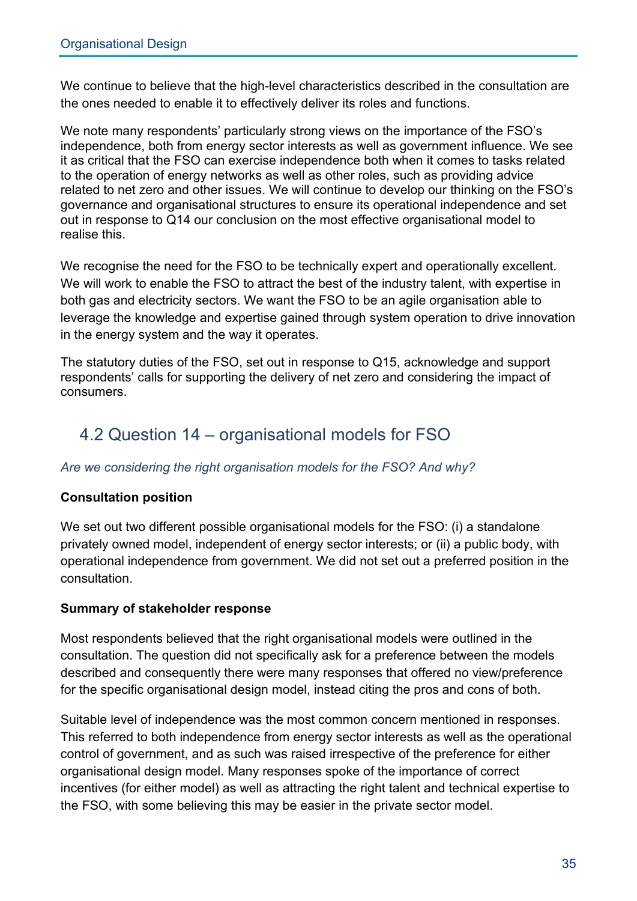We continue to believe that the high-level characteristics described in the consultation are the ones needed to enable it to effectively deliver its roles and functions.

We note many respondents' particularly strong views on the importance of the FSO's independence, both from energy sector interests as well as government influence. We see it as critical that the FSO can exercise independence both when it comes to tasks related to the operation of energy networks as well as other roles, such as providing advice related to net zero and other issues. We will continue to develop our thinking on the FSO's governance and organisational structures to ensure its operational independence and set out in response to Q14 our conclusion on the most effective organisational model to realise this.

We recognise the need for the FSO to be technically expert and operationally excellent. We will work to enable the FSO to attract the best of the industry talent, with expertise in both gas and electricity sectors. We want the FSO to be an agile organisation able to leverage the knowledge and expertise gained through system operation to drive innovation in the energy system and the way it operates.

The statutory duties of the FSO, set out in response to Q15, acknowledge and support respondents' calls for supporting the delivery of net zero and considering the impact of consumers.

## 4.2 Question 14 – organisational models for FSO

*Are we considering the right organisation models for the FSO? And why?*

**Consultation position**

We set out two different possible organisational models for the FSO: (i) a standalone privately owned model, independent of energy sector interests; or (ii) a public body, with operational independence from government. We did not set out a preferred position in the consultation.

**Summary of stakeholder response**

Most respondents believed that the right organisational models were outlined in the consultation. The question did not specifically ask for a preference between the models described and consequently there were many responses that offered no view/preference for the specific organisational design model, instead citing the pros and cons of both.

Suitable level of independence was the most common concern mentioned in responses. This referred to both independence from energy sector interests as well as the operational control of government, and as such was raised irrespective of the preference for either organisational design model. Many responses spoke of the importance of correct incentives (for either model) as well as attracting the right talent and technical expertise to the FSO, with some believing this may be easier in the private sector model.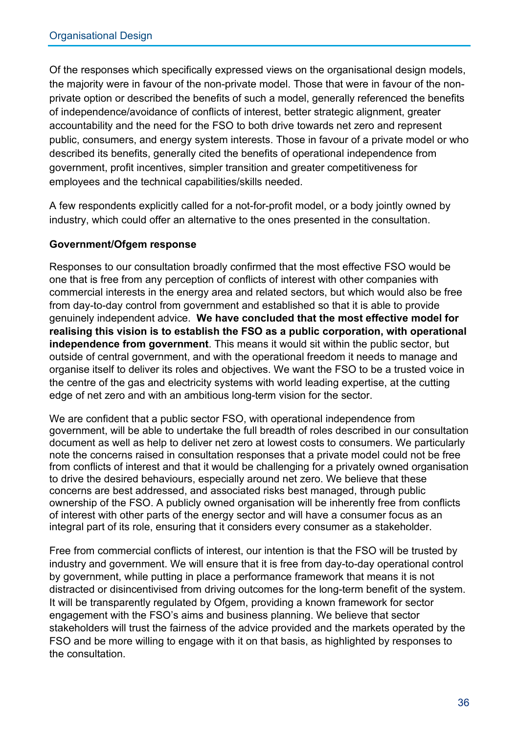Of the responses which specifically expressed views on the organisational design models, the majority were in favour of the non-private model. Those that were in favour of the non-private option or described the benefits of such a model, generally referenced the benefits of independence/avoidance of conflicts of interest, better strategic alignment, greater accountability and the need for the FSO to both drive towards net zero and represent public, consumers, and energy system interests. Those in favour of a private model or who described its benefits, generally cited the benefits of operational independence from government, profit incentives, simpler transition and greater competitiveness for employees and the technical capabilities/skills needed.

A few respondents explicitly called for a not-for-profit model, or a body jointly owned by industry, which could offer an alternative to the ones presented in the consultation.

**Government/Ofgem response**

Responses to our consultation broadly confirmed that the most effective FSO would be one that is free from any perception of conflicts of interest with other companies with commercial interests in the energy area and related sectors, but which would also be free from day-to-day control from government and established so that it is able to provide genuinely independent advice. **We have concluded that the most effective model for realising this vision is to establish the FSO as a public corporation, with operational independence from government**. This means it would sit within the public sector, but outside of central government, and with the operational freedom it needs to manage and organise itself to deliver its roles and objectives. We want the FSO to be a trusted voice in the centre of the gas and electricity systems with world leading expertise, at the cutting edge of net zero and with an ambitious long-term vision for the sector.

We are confident that a public sector FSO, with operational independence from government, will be able to undertake the full breadth of roles described in our consultation document as well as help to deliver net zero at lowest costs to consumers. We particularly note the concerns raised in consultation responses that a private model could not be free from conflicts of interest and that it would be challenging for a privately owned organisation to drive the desired behaviours, especially around net zero. We believe that these concerns are best addressed, and associated risks best managed, through public ownership of the FSO. A publicly owned organisation will be inherently free from conflicts of interest with other parts of the energy sector and will have a consumer focus as an integral part of its role, ensuring that it considers every consumer as a stakeholder.

Free from commercial conflicts of interest, our intention is that the FSO will be trusted by industry and government. We will ensure that it is free from day-to-day operational control by government, while putting in place a performance framework that means it is not distracted or disincentivised from driving outcomes for the long-term benefit of the system. It will be transparently regulated by Ofgem, providing a known framework for sector engagement with the FSO's aims and business planning. We believe that sector stakeholders will trust the fairness of the advice provided and the markets operated by the FSO and be more willing to engage with it on that basis, as highlighted by responses to the consultation.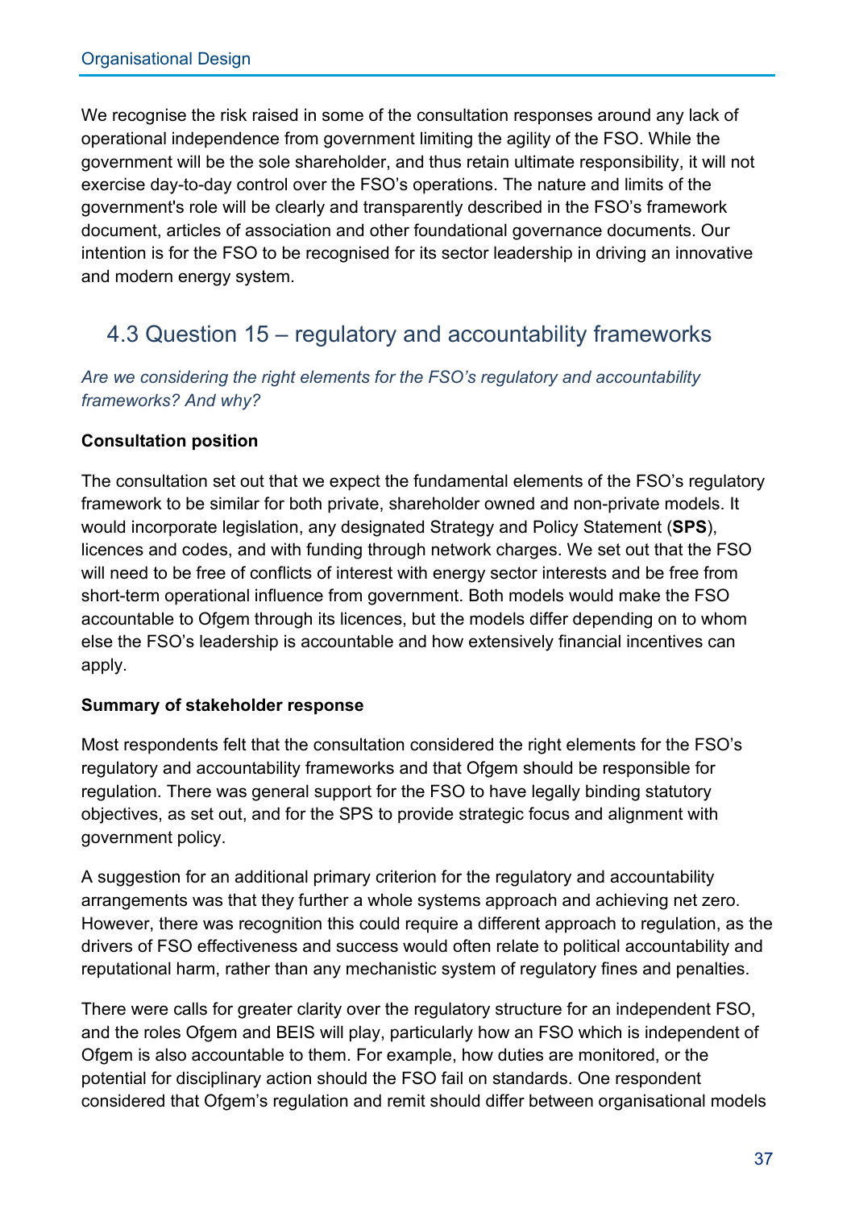We recognise the risk raised in some of the consultation responses around any lack of operational independence from government limiting the agility of the FSO. While the government will be the sole shareholder, and thus retain ultimate responsibility, it will not exercise day-to-day control over the FSO's operations. The nature and limits of the government's role will be clearly and transparently described in the FSO's framework document, articles of association and other foundational governance documents. Our intention is for the FSO to be recognised for its sector leadership in driving an innovative and modern energy system.

## 4.3 Question 15 – regulatory and accountability frameworks

*Are we considering the right elements for the FSO's regulatory and accountability frameworks? And why?*

**Consultation position**

The consultation set out that we expect the fundamental elements of the FSO's regulatory framework to be similar for both private, shareholder owned and non-private models. It would incorporate legislation, any designated Strategy and Policy Statement (**SPS**), licences and codes, and with funding through network charges. We set out that the FSO will need to be free of conflicts of interest with energy sector interests and be free from short-term operational influence from government. Both models would make the FSO accountable to Ofgem through its licences, but the models differ depending on to whom else the FSO's leadership is accountable and how extensively financial incentives can apply.

**Summary of stakeholder response**

Most respondents felt that the consultation considered the right elements for the FSO's regulatory and accountability frameworks and that Ofgem should be responsible for regulation. There was general support for the FSO to have legally binding statutory objectives, as set out, and for the SPS to provide strategic focus and alignment with government policy.

A suggestion for an additional primary criterion for the regulatory and accountability arrangements was that they further a whole systems approach and achieving net zero. However, there was recognition this could require a different approach to regulation, as the drivers of FSO effectiveness and success would often relate to political accountability and reputational harm, rather than any mechanistic system of regulatory fines and penalties.

There were calls for greater clarity over the regulatory structure for an independent FSO, and the roles Ofgem and BEIS will play, particularly how an FSO which is independent of Ofgem is also accountable to them. For example, how duties are monitored, or the potential for disciplinary action should the FSO fail on standards. One respondent considered that Ofgem's regulation and remit should differ between organisational models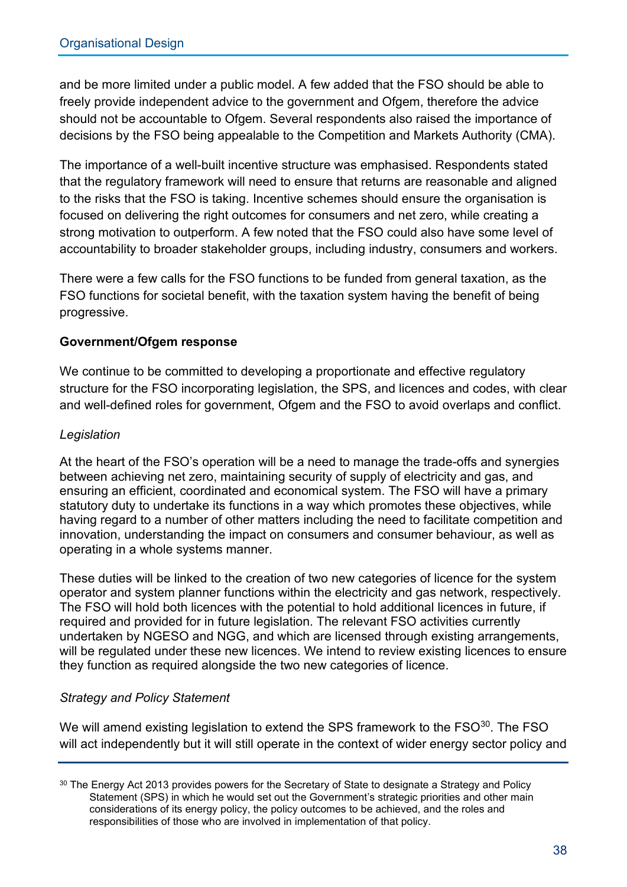and be more limited under a public model. A few added that the FSO should be able to freely provide independent advice to the government and Ofgem, therefore the advice should not be accountable to Ofgem. Several respondents also raised the importance of decisions by the FSO being appealable to the Competition and Markets Authority (CMA).

The importance of a well-built incentive structure was emphasised. Respondents stated that the regulatory framework will need to ensure that returns are reasonable and aligned to the risks that the FSO is taking. Incentive schemes should ensure the organisation is focused on delivering the right outcomes for consumers and net zero, while creating a strong motivation to outperform. A few noted that the FSO could also have some level of accountability to broader stakeholder groups, including industry, consumers and workers.

There were a few calls for the FSO functions to be funded from general taxation, as the FSO functions for societal benefit, with the taxation system having the benefit of being progressive.

**Government/Ofgem response**

We continue to be committed to developing a proportionate and effective regulatory structure for the FSO incorporating legislation, the SPS, and licences and codes, with clear and well-defined roles for government, Ofgem and the FSO to avoid overlaps and conflict.

*Legislation*

At the heart of the FSO's operation will be a need to manage the trade-offs and synergies between achieving net zero, maintaining security of supply of electricity and gas, and ensuring an efficient, coordinated and economical system. The FSO will have a primary statutory duty to undertake its functions in a way which promotes these objectives, while having regard to a number of other matters including the need to facilitate competition and innovation, understanding the impact on consumers and consumer behaviour, as well as operating in a whole systems manner.

These duties will be linked to the creation of two new categories of licence for the system operator and system planner functions within the electricity and gas network, respectively. The FSO will hold both licences with the potential to hold additional licences in future, if required and provided for in future legislation. The relevant FSO activities currently undertaken by NGESO and NGG, and which are licensed through existing arrangements, will be regulated under these new licences. We intend to review existing licences to ensure they function as required alongside the two new categories of licence.

*Strategy and Policy Statement*

We will amend existing legislation to extend the SPS framework to the FSO[30]. The FSO will act independently but it will still operate in the context of wider energy sector policy and

[30] The Energy Act 2013 provides powers for the Secretary of State to designate a Strategy and Policy Statement (SPS) in which he would set out the Government's strategic priorities and other main considerations of its energy policy, the policy outcomes to be achieved, and the roles and responsibilities of those who are involved in implementation of that policy.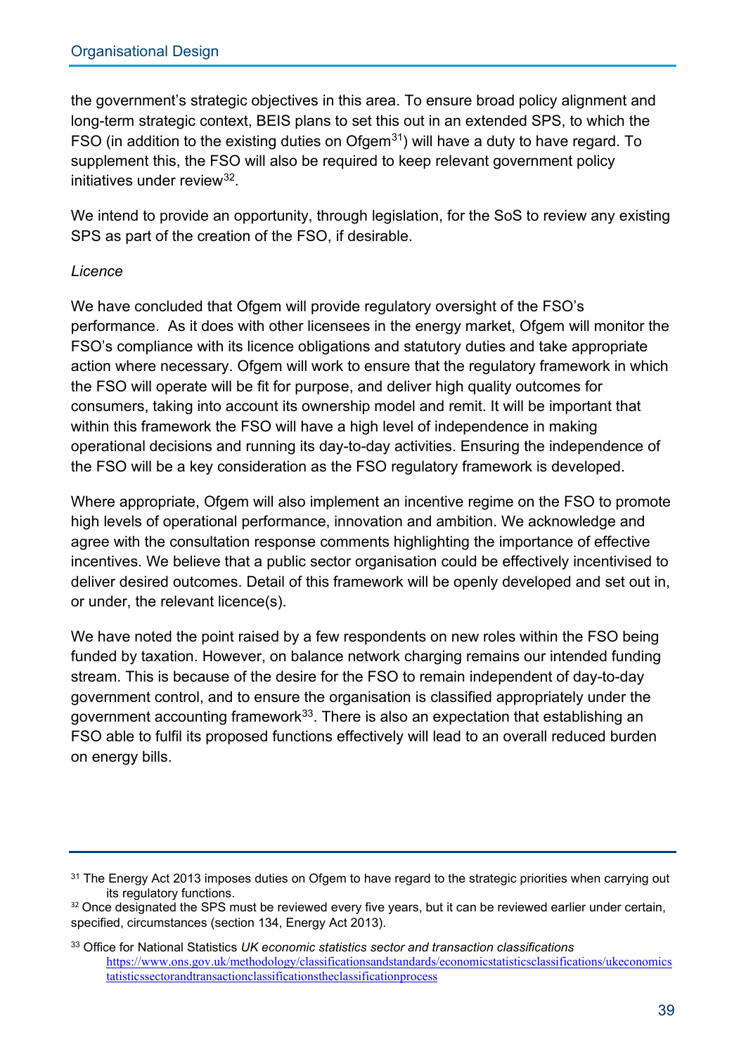the government's strategic objectives in this area. To ensure broad policy alignment and long-term strategic context, BEIS plans to set this out in an extended SPS, to which the FSO (in addition to the existing duties on Ofgem[31]) will have a duty to have regard. To supplement this, the FSO will also be required to keep relevant government policy initiatives under review[32].

We intend to provide an opportunity, through legislation, for the SoS to review any existing SPS as part of the creation of the FSO, if desirable.

*Licence*

We have concluded that Ofgem will provide regulatory oversight of the FSO's performance. As it does with other licensees in the energy market, Ofgem will monitor the FSO's compliance with its licence obligations and statutory duties and take appropriate action where necessary. Ofgem will work to ensure that the regulatory framework in which the FSO will operate will be fit for purpose, and deliver high quality outcomes for consumers, taking into account its ownership model and remit. It will be important that within this framework the FSO will have a high level of independence in making operational decisions and running its day-to-day activities. Ensuring the independence of the FSO will be a key consideration as the FSO regulatory framework is developed.

Where appropriate, Ofgem will also implement an incentive regime on the FSO to promote high levels of operational performance, innovation and ambition. We acknowledge and agree with the consultation response comments highlighting the importance of effective incentives. We believe that a public sector organisation could be effectively incentivised to deliver desired outcomes. Detail of this framework will be openly developed and set out in, or under, the relevant licence(s).

We have noted the point raised by a few respondents on new roles within the FSO being funded by taxation. However, on balance network charging remains our intended funding stream. This is because of the desire for the FSO to remain independent of day-to-day government control, and to ensure the organisation is classified appropriately under the government accounting framework[33]. There is also an expectation that establishing an FSO able to fulfil its proposed functions effectively will lead to an overall reduced burden on energy bills.

---

[31] The Energy Act 2013 imposes duties on Ofgem to have regard to the strategic priorities when carrying out its regulatory functions.

[32] Once designated the SPS must be reviewed every five years, but it can be reviewed earlier under certain, specified, circumstances (section 134, Energy Act 2013).

[33] Office for National Statistics *UK economic statistics sector and transaction classifications* https://www.ons.gov.uk/methodology/classificationsandstandards/economicstatisticsclassifications/ukeconomicstatisticssectorandtransactionclassificationstheclassificationprocess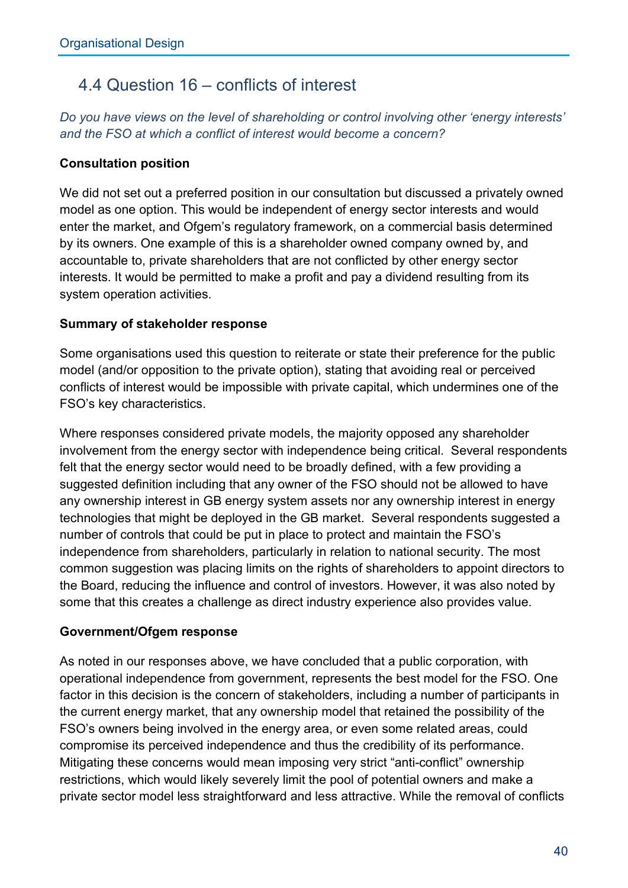## 4.4 Question 16 – conflicts of interest

*Do you have views on the level of shareholding or control involving other 'energy interests' and the FSO at which a conflict of interest would become a concern?*

**Consultation position**

We did not set out a preferred position in our consultation but discussed a privately owned model as one option. This would be independent of energy sector interests and would enter the market, and Ofgem's regulatory framework, on a commercial basis determined by its owners. One example of this is a shareholder owned company owned by, and accountable to, private shareholders that are not conflicted by other energy sector interests. It would be permitted to make a profit and pay a dividend resulting from its system operation activities.

**Summary of stakeholder response**

Some organisations used this question to reiterate or state their preference for the public model (and/or opposition to the private option), stating that avoiding real or perceived conflicts of interest would be impossible with private capital, which undermines one of the FSO's key characteristics.

Where responses considered private models, the majority opposed any shareholder involvement from the energy sector with independence being critical. Several respondents felt that the energy sector would need to be broadly defined, with a few providing a suggested definition including that any owner of the FSO should not be allowed to have any ownership interest in GB energy system assets nor any ownership interest in energy technologies that might be deployed in the GB market. Several respondents suggested a number of controls that could be put in place to protect and maintain the FSO's independence from shareholders, particularly in relation to national security. The most common suggestion was placing limits on the rights of shareholders to appoint directors to the Board, reducing the influence and control of investors. However, it was also noted by some that this creates a challenge as direct industry experience also provides value.

**Government/Ofgem response**

As noted in our responses above, we have concluded that a public corporation, with operational independence from government, represents the best model for the FSO. One factor in this decision is the concern of stakeholders, including a number of participants in the current energy market, that any ownership model that retained the possibility of the FSO's owners being involved in the energy area, or even some related areas, could compromise its perceived independence and thus the credibility of its performance. Mitigating these concerns would mean imposing very strict "anti-conflict" ownership restrictions, which would likely severely limit the pool of potential owners and make a private sector model less straightforward and less attractive. While the removal of conflicts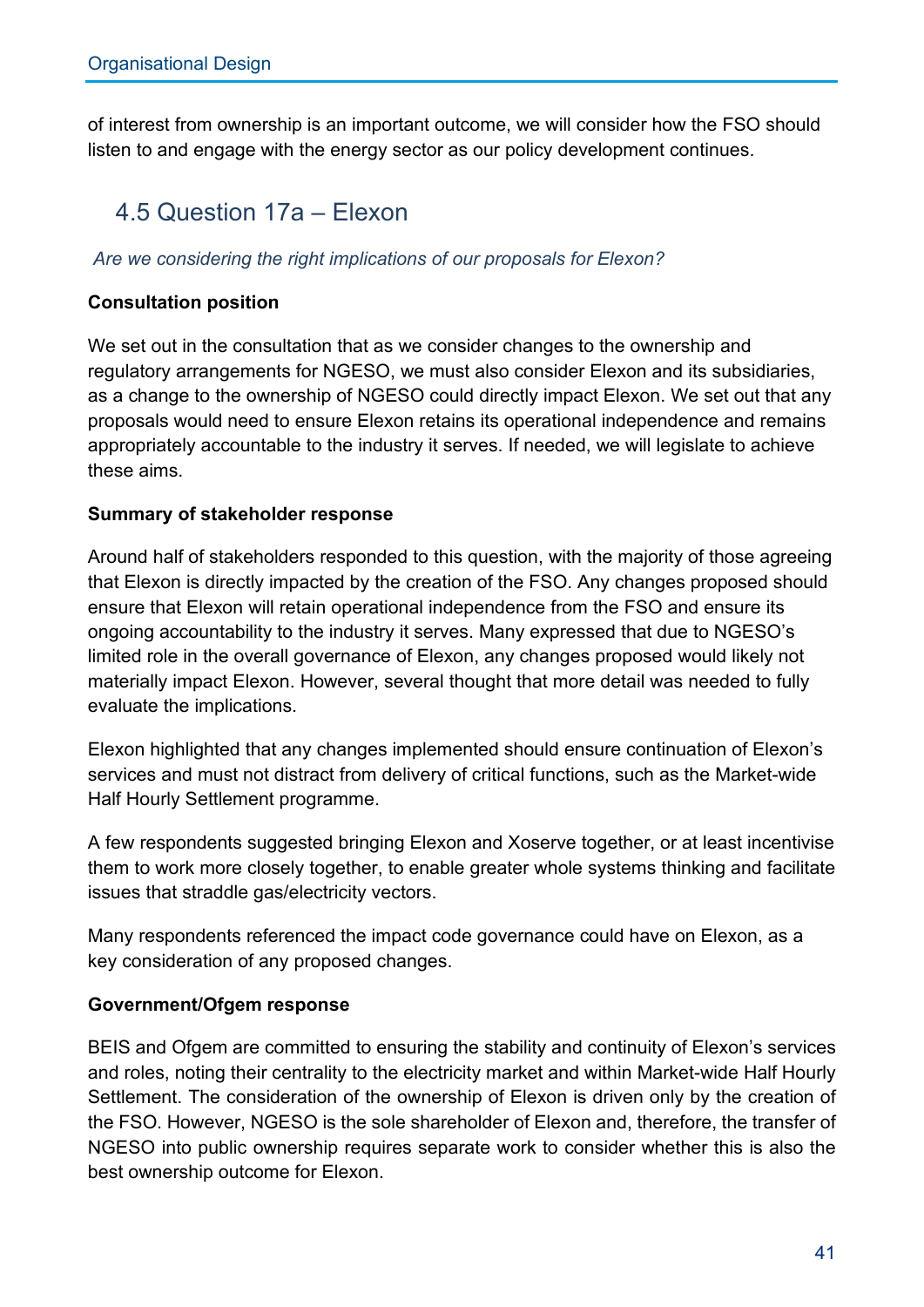of interest from ownership is an important outcome, we will consider how the FSO should listen to and engage with the energy sector as our policy development continues.

## 4.5 Question 17a – Elexon

*Are we considering the right implications of our proposals for Elexon?*

**Consultation position**

We set out in the consultation that as we consider changes to the ownership and regulatory arrangements for NGESO, we must also consider Elexon and its subsidiaries, as a change to the ownership of NGESO could directly impact Elexon. We set out that any proposals would need to ensure Elexon retains its operational independence and remains appropriately accountable to the industry it serves. If needed, we will legislate to achieve these aims.

**Summary of stakeholder response**

Around half of stakeholders responded to this question, with the majority of those agreeing that Elexon is directly impacted by the creation of the FSO. Any changes proposed should ensure that Elexon will retain operational independence from the FSO and ensure its ongoing accountability to the industry it serves. Many expressed that due to NGESO's limited role in the overall governance of Elexon, any changes proposed would likely not materially impact Elexon. However, several thought that more detail was needed to fully evaluate the implications.

Elexon highlighted that any changes implemented should ensure continuation of Elexon's services and must not distract from delivery of critical functions, such as the Market-wide Half Hourly Settlement programme.

A few respondents suggested bringing Elexon and Xoserve together, or at least incentivise them to work more closely together, to enable greater whole systems thinking and facilitate issues that straddle gas/electricity vectors.

Many respondents referenced the impact code governance could have on Elexon, as a key consideration of any proposed changes.

**Government/Ofgem response**

BEIS and Ofgem are committed to ensuring the stability and continuity of Elexon's services and roles, noting their centrality to the electricity market and within Market-wide Half Hourly Settlement. The consideration of the ownership of Elexon is driven only by the creation of the FSO. However, NGESO is the sole shareholder of Elexon and, therefore, the transfer of NGESO into public ownership requires separate work to consider whether this is also the best ownership outcome for Elexon.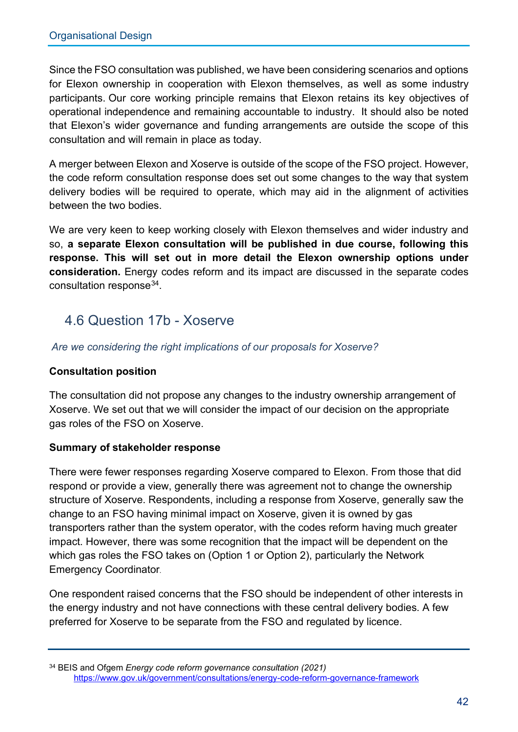Since the FSO consultation was published, we have been considering scenarios and options for Elexon ownership in cooperation with Elexon themselves, as well as some industry participants. Our core working principle remains that Elexon retains its key objectives of operational independence and remaining accountable to industry. It should also be noted that Elexon's wider governance and funding arrangements are outside the scope of this consultation and will remain in place as today.

A merger between Elexon and Xoserve is outside of the scope of the FSO project. However, the code reform consultation response does set out some changes to the way that system delivery bodies will be required to operate, which may aid in the alignment of activities between the two bodies.

We are very keen to keep working closely with Elexon themselves and wider industry and so, **a separate Elexon consultation will be published in due course, following this response. This will set out in more detail the Elexon ownership options under consideration.** Energy codes reform and its impact are discussed in the separate codes consultation response[34].

## 4.6 Question 17b - Xoserve

*Are we considering the right implications of our proposals for Xoserve?*

**Consultation position**

The consultation did not propose any changes to the industry ownership arrangement of Xoserve. We set out that we will consider the impact of our decision on the appropriate gas roles of the FSO on Xoserve.

**Summary of stakeholder response**

There were fewer responses regarding Xoserve compared to Elexon. From those that did respond or provide a view, generally there was agreement not to change the ownership structure of Xoserve. Respondents, including a response from Xoserve, generally saw the change to an FSO having minimal impact on Xoserve, given it is owned by gas transporters rather than the system operator, with the codes reform having much greater impact. However, there was some recognition that the impact will be dependent on the which gas roles the FSO takes on (Option 1 or Option 2), particularly the Network Emergency Coordinator.

One respondent raised concerns that the FSO should be independent of other interests in the energy industry and not have connections with these central delivery bodies. A few preferred for Xoserve to be separate from the FSO and regulated by licence.

---

[34] BEIS and Ofgem *Energy code reform governance consultation (2021)* https://www.gov.uk/government/consultations/energy-code-reform-governance-framework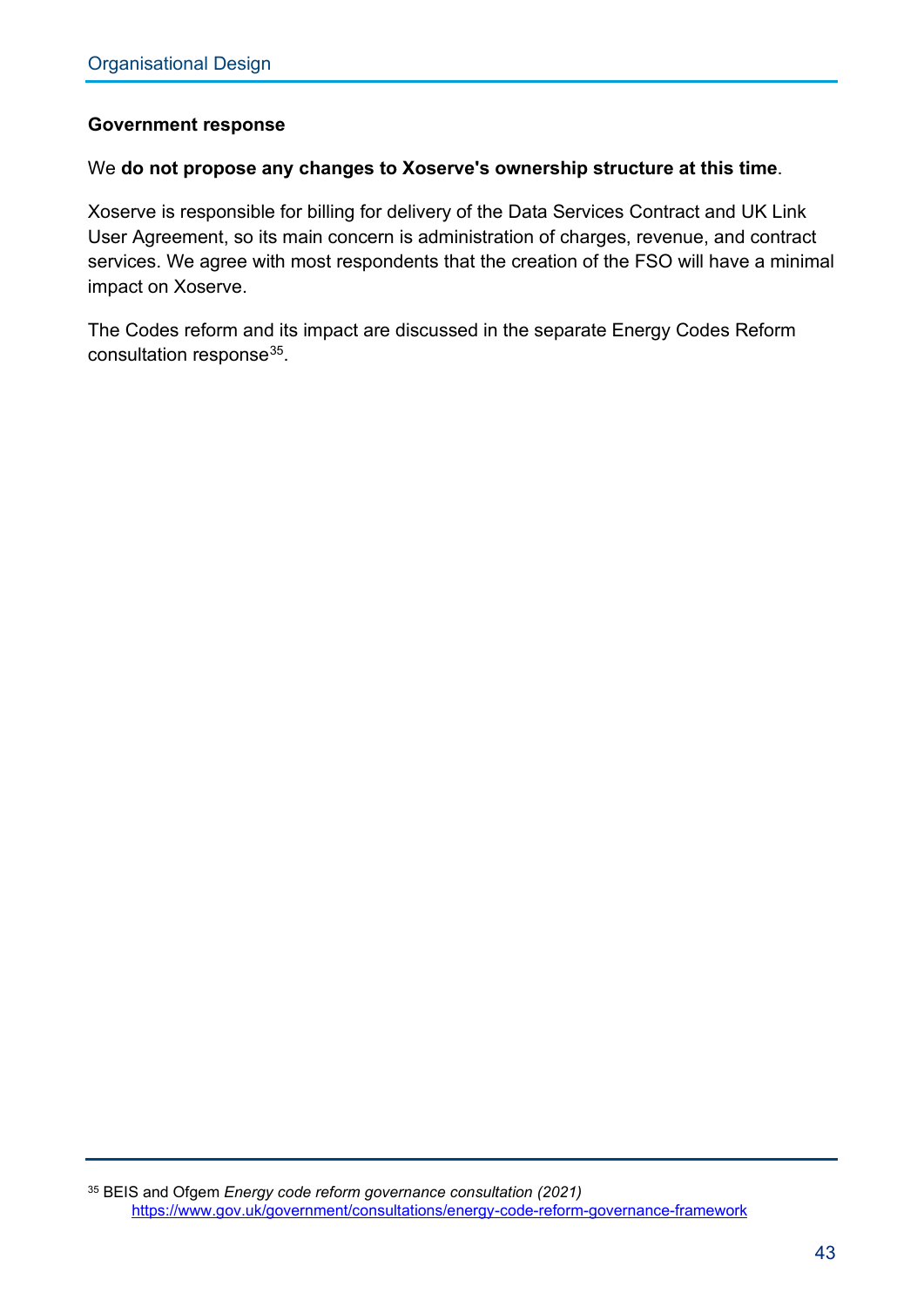**Government response**

We **do not propose any changes to Xoserve's ownership structure at this time**.

Xoserve is responsible for billing for delivery of the Data Services Contract and UK Link User Agreement, so its main concern is administration of charges, revenue, and contract services. We agree with most respondents that the creation of the FSO will have a minimal impact on Xoserve.

The Codes reform and its impact are discussed in the separate Energy Codes Reform consultation response[35].

[35] BEIS and Ofgem *Energy code reform governance consultation (2021)* https://www.gov.uk/government/consultations/energy-code-reform-governance-framework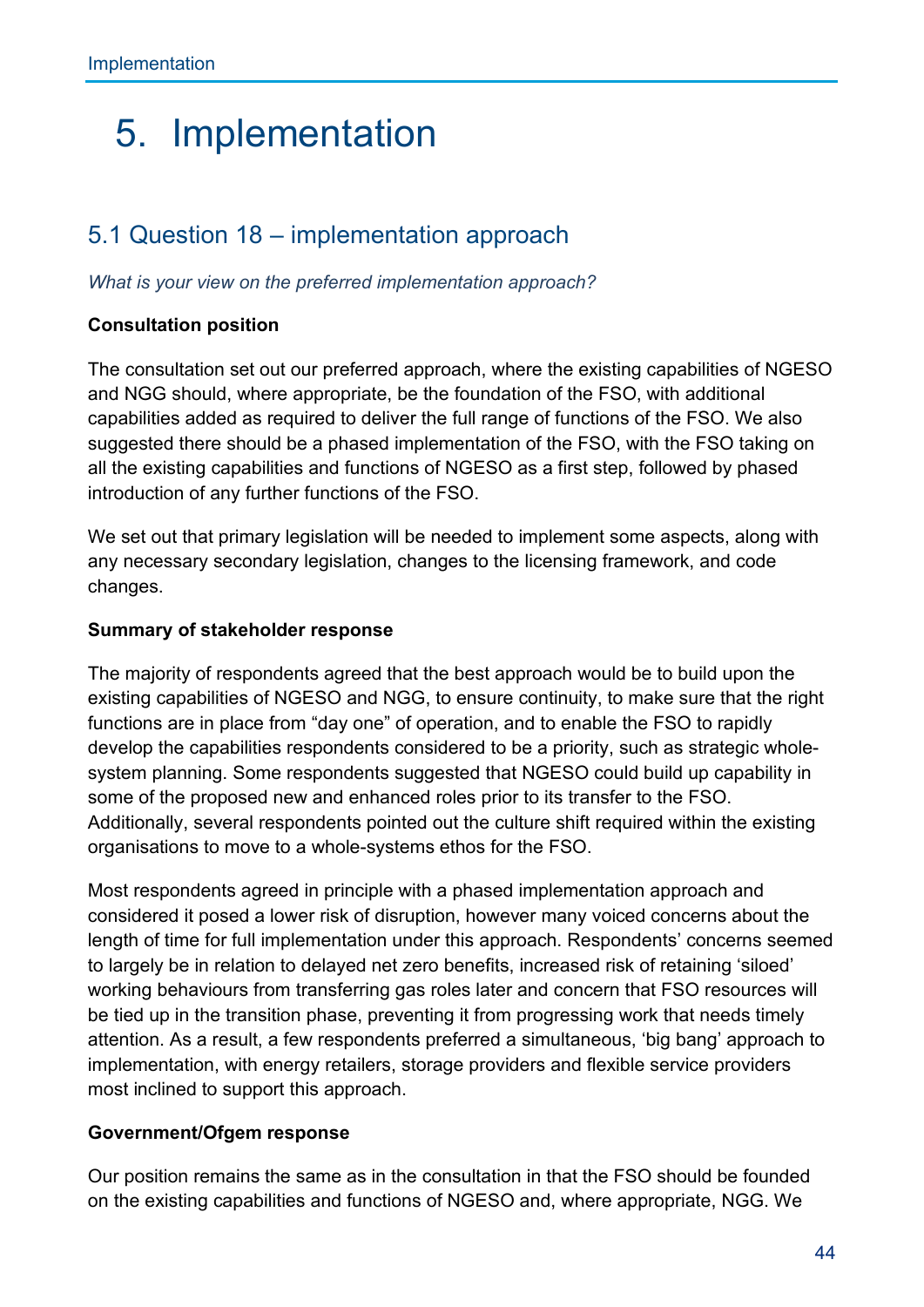# 5. Implementation

## 5.1 Question 18 – implementation approach

*What is your view on the preferred implementation approach?*

**Consultation position**

The consultation set out our preferred approach, where the existing capabilities of NGESO and NGG should, where appropriate, be the foundation of the FSO, with additional capabilities added as required to deliver the full range of functions of the FSO. We also suggested there should be a phased implementation of the FSO, with the FSO taking on all the existing capabilities and functions of NGESO as a first step, followed by phased introduction of any further functions of the FSO.

We set out that primary legislation will be needed to implement some aspects, along with any necessary secondary legislation, changes to the licensing framework, and code changes.

**Summary of stakeholder response**

The majority of respondents agreed that the best approach would be to build upon the existing capabilities of NGESO and NGG, to ensure continuity, to make sure that the right functions are in place from "day one" of operation, and to enable the FSO to rapidly develop the capabilities respondents considered to be a priority, such as strategic whole-system planning. Some respondents suggested that NGESO could build up capability in some of the proposed new and enhanced roles prior to its transfer to the FSO. Additionally, several respondents pointed out the culture shift required within the existing organisations to move to a whole-systems ethos for the FSO.

Most respondents agreed in principle with a phased implementation approach and considered it posed a lower risk of disruption, however many voiced concerns about the length of time for full implementation under this approach. Respondents' concerns seemed to largely be in relation to delayed net zero benefits, increased risk of retaining 'siloed' working behaviours from transferring gas roles later and concern that FSO resources will be tied up in the transition phase, preventing it from progressing work that needs timely attention. As a result, a few respondents preferred a simultaneous, 'big bang' approach to implementation, with energy retailers, storage providers and flexible service providers most inclined to support this approach.

**Government/Ofgem response**

Our position remains the same as in the consultation in that the FSO should be founded on the existing capabilities and functions of NGESO and, where appropriate, NGG. We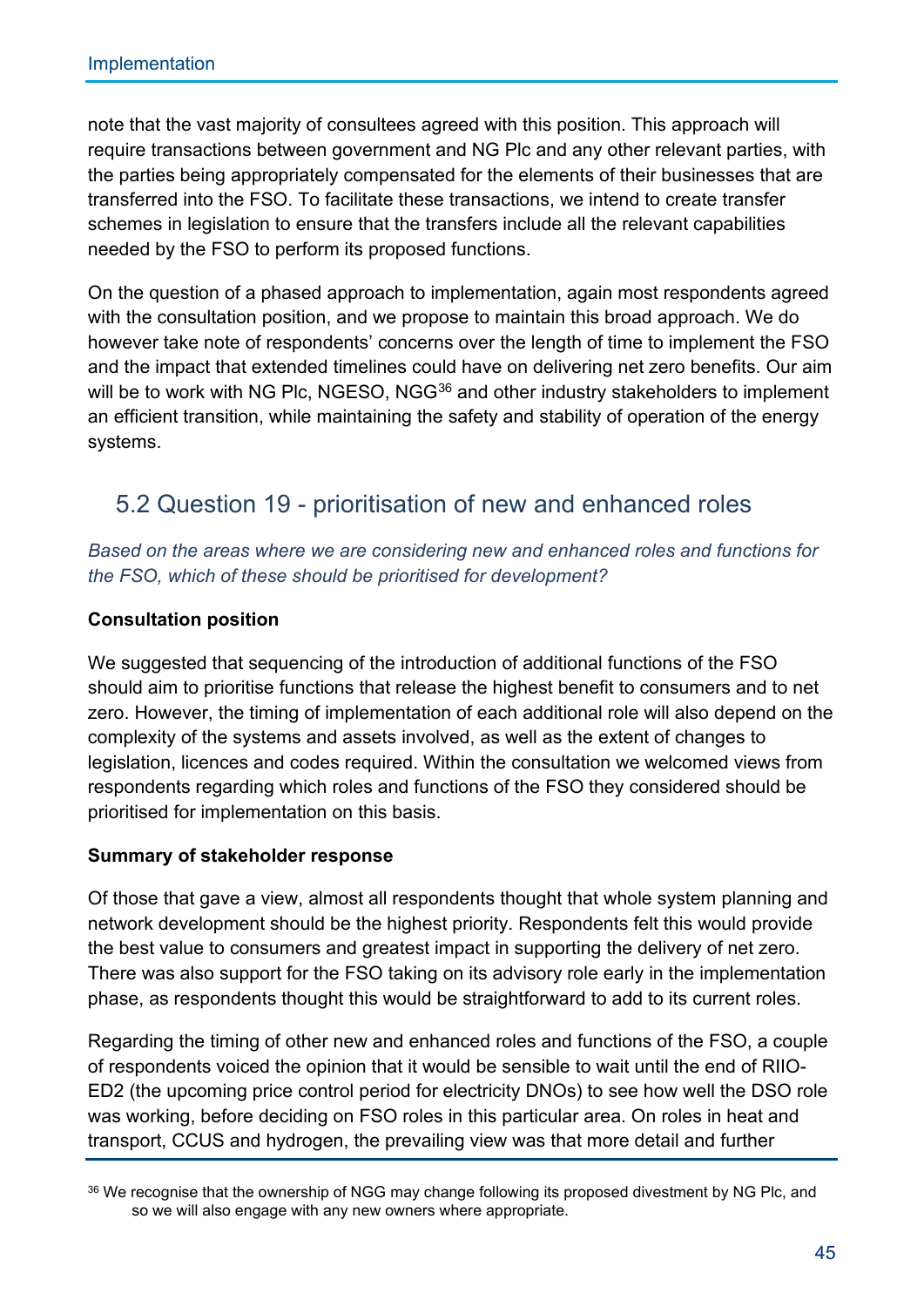note that the vast majority of consultees agreed with this position. This approach will require transactions between government and NG Plc and any other relevant parties, with the parties being appropriately compensated for the elements of their businesses that are transferred into the FSO. To facilitate these transactions, we intend to create transfer schemes in legislation to ensure that the transfers include all the relevant capabilities needed by the FSO to perform its proposed functions.

On the question of a phased approach to implementation, again most respondents agreed with the consultation position, and we propose to maintain this broad approach. We do however take note of respondents' concerns over the length of time to implement the FSO and the impact that extended timelines could have on delivering net zero benefits. Our aim will be to work with NG Plc, NGESO, NGG[36] and other industry stakeholders to implement an efficient transition, while maintaining the safety and stability of operation of the energy systems.

## 5.2 Question 19 - prioritisation of new and enhanced roles

*Based on the areas where we are considering new and enhanced roles and functions for the FSO, which of these should be prioritised for development?*

**Consultation position**

We suggested that sequencing of the introduction of additional functions of the FSO should aim to prioritise functions that release the highest benefit to consumers and to net zero. However, the timing of implementation of each additional role will also depend on the complexity of the systems and assets involved, as well as the extent of changes to legislation, licences and codes required. Within the consultation we welcomed views from respondents regarding which roles and functions of the FSO they considered should be prioritised for implementation on this basis.

**Summary of stakeholder response**

Of those that gave a view, almost all respondents thought that whole system planning and network development should be the highest priority. Respondents felt this would provide the best value to consumers and greatest impact in supporting the delivery of net zero. There was also support for the FSO taking on its advisory role early in the implementation phase, as respondents thought this would be straightforward to add to its current roles.

Regarding the timing of other new and enhanced roles and functions of the FSO, a couple of respondents voiced the opinion that it would be sensible to wait until the end of RIIO-ED2 (the upcoming price control period for electricity DNOs) to see how well the DSO role was working, before deciding on FSO roles in this particular area. On roles in heat and transport, CCUS and hydrogen, the prevailing view was that more detail and further

[36] We recognise that the ownership of NGG may change following its proposed divestment by NG Plc, and so we will also engage with any new owners where appropriate.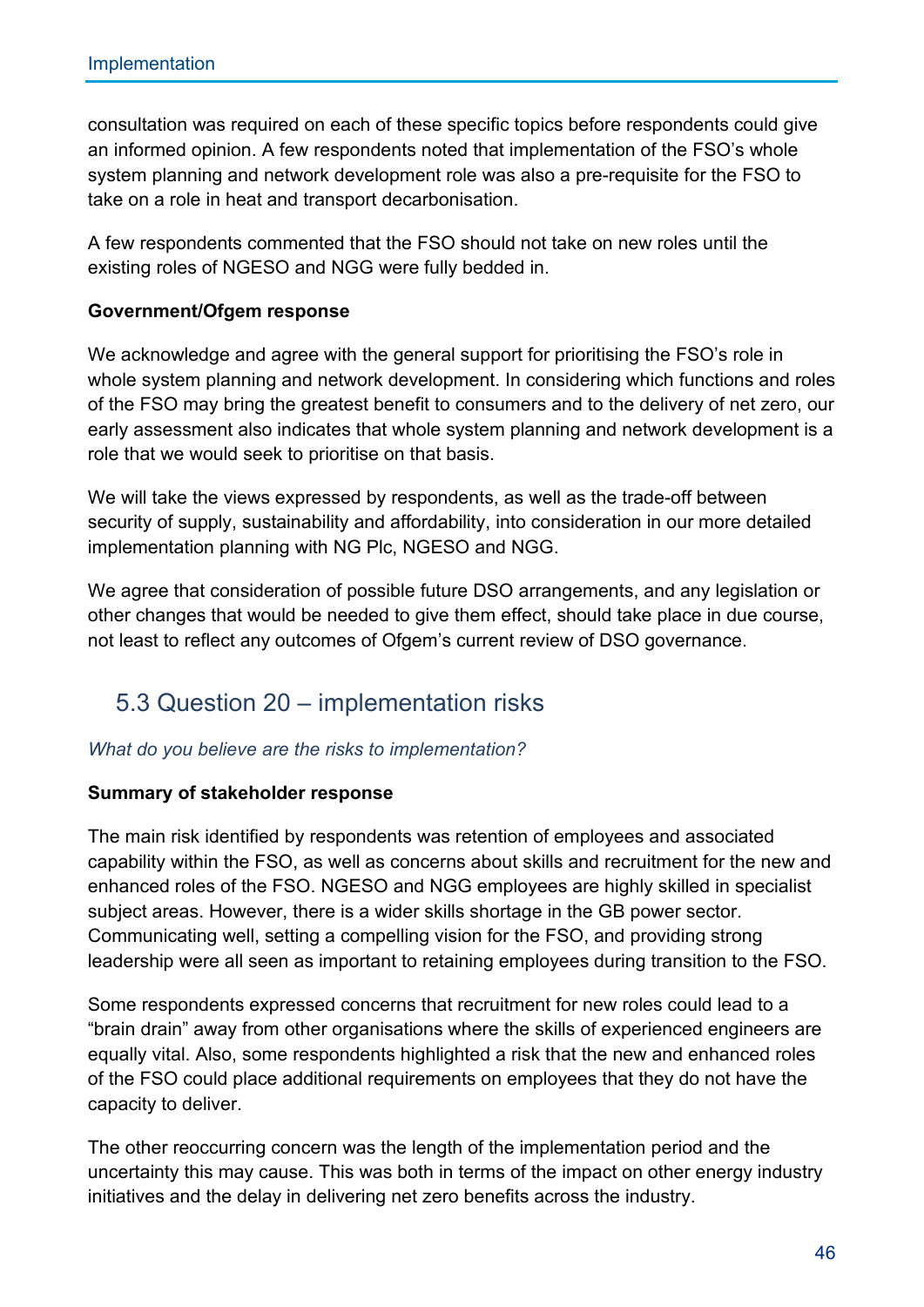consultation was required on each of these specific topics before respondents could give an informed opinion. A few respondents noted that implementation of the FSO's whole system planning and network development role was also a pre-requisite for the FSO to take on a role in heat and transport decarbonisation.

A few respondents commented that the FSO should not take on new roles until the existing roles of NGESO and NGG were fully bedded in.

**Government/Ofgem response**

We acknowledge and agree with the general support for prioritising the FSO's role in whole system planning and network development. In considering which functions and roles of the FSO may bring the greatest benefit to consumers and to the delivery of net zero, our early assessment also indicates that whole system planning and network development is a role that we would seek to prioritise on that basis.

We will take the views expressed by respondents, as well as the trade-off between security of supply, sustainability and affordability, into consideration in our more detailed implementation planning with NG Plc, NGESO and NGG.

We agree that consideration of possible future DSO arrangements, and any legislation or other changes that would be needed to give them effect, should take place in due course, not least to reflect any outcomes of Ofgem's current review of DSO governance.

## 5.3 Question 20 – implementation risks

*What do you believe are the risks to implementation?*

**Summary of stakeholder response**

The main risk identified by respondents was retention of employees and associated capability within the FSO, as well as concerns about skills and recruitment for the new and enhanced roles of the FSO. NGESO and NGG employees are highly skilled in specialist subject areas. However, there is a wider skills shortage in the GB power sector. Communicating well, setting a compelling vision for the FSO, and providing strong leadership were all seen as important to retaining employees during transition to the FSO.

Some respondents expressed concerns that recruitment for new roles could lead to a "brain drain" away from other organisations where the skills of experienced engineers are equally vital. Also, some respondents highlighted a risk that the new and enhanced roles of the FSO could place additional requirements on employees that they do not have the capacity to deliver.

The other reoccurring concern was the length of the implementation period and the uncertainty this may cause. This was both in terms of the impact on other energy industry initiatives and the delay in delivering net zero benefits across the industry.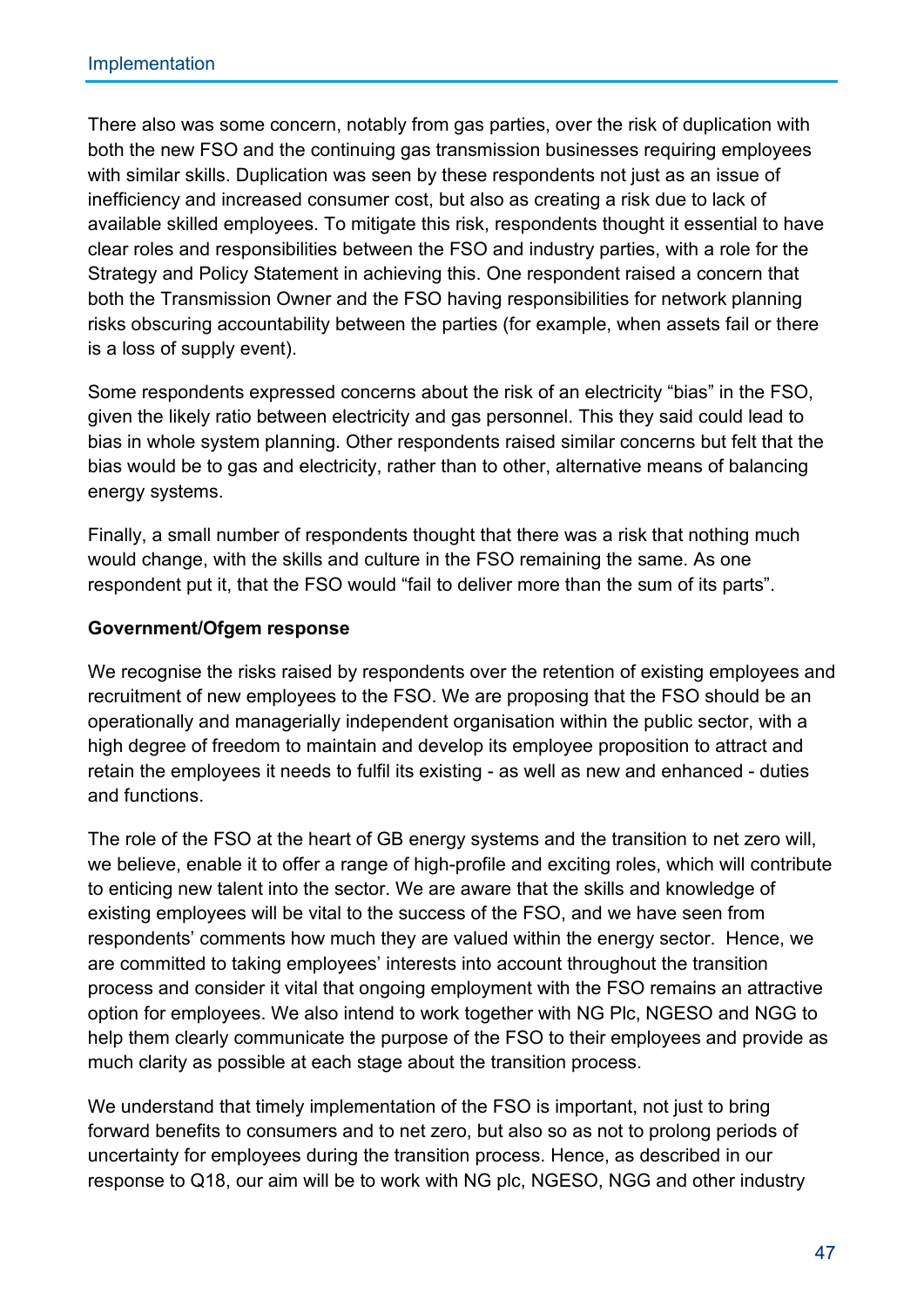There also was some concern, notably from gas parties, over the risk of duplication with both the new FSO and the continuing gas transmission businesses requiring employees with similar skills. Duplication was seen by these respondents not just as an issue of inefficiency and increased consumer cost, but also as creating a risk due to lack of available skilled employees. To mitigate this risk, respondents thought it essential to have clear roles and responsibilities between the FSO and industry parties, with a role for the Strategy and Policy Statement in achieving this. One respondent raised a concern that both the Transmission Owner and the FSO having responsibilities for network planning risks obscuring accountability between the parties (for example, when assets fail or there is a loss of supply event).

Some respondents expressed concerns about the risk of an electricity "bias" in the FSO, given the likely ratio between electricity and gas personnel. This they said could lead to bias in whole system planning. Other respondents raised similar concerns but felt that the bias would be to gas and electricity, rather than to other, alternative means of balancing energy systems.

Finally, a small number of respondents thought that there was a risk that nothing much would change, with the skills and culture in the FSO remaining the same. As one respondent put it, that the FSO would "fail to deliver more than the sum of its parts".

**Government/Ofgem response**

We recognise the risks raised by respondents over the retention of existing employees and recruitment of new employees to the FSO. We are proposing that the FSO should be an operationally and managerially independent organisation within the public sector, with a high degree of freedom to maintain and develop its employee proposition to attract and retain the employees it needs to fulfil its existing - as well as new and enhanced - duties and functions.

The role of the FSO at the heart of GB energy systems and the transition to net zero will, we believe, enable it to offer a range of high-profile and exciting roles, which will contribute to enticing new talent into the sector. We are aware that the skills and knowledge of existing employees will be vital to the success of the FSO, and we have seen from respondents' comments how much they are valued within the energy sector. Hence, we are committed to taking employees' interests into account throughout the transition process and consider it vital that ongoing employment with the FSO remains an attractive option for employees. We also intend to work together with NG Plc, NGESO and NGG to help them clearly communicate the purpose of the FSO to their employees and provide as much clarity as possible at each stage about the transition process.

We understand that timely implementation of the FSO is important, not just to bring forward benefits to consumers and to net zero, but also so as not to prolong periods of uncertainty for employees during the transition process. Hence, as described in our response to Q18, our aim will be to work with NG plc, NGESO, NGG and other industry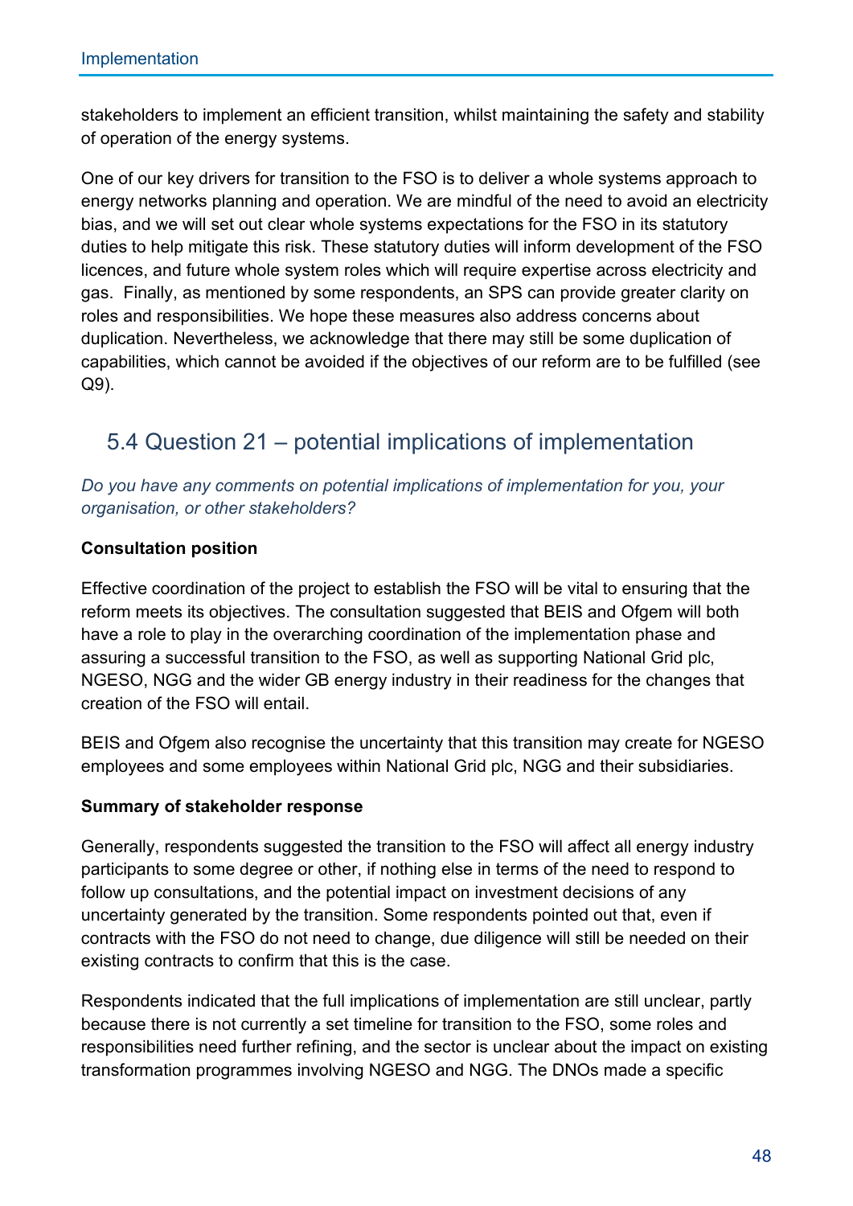stakeholders to implement an efficient transition, whilst maintaining the safety and stability of operation of the energy systems.

One of our key drivers for transition to the FSO is to deliver a whole systems approach to energy networks planning and operation. We are mindful of the need to avoid an electricity bias, and we will set out clear whole systems expectations for the FSO in its statutory duties to help mitigate this risk. These statutory duties will inform development of the FSO licences, and future whole system roles which will require expertise across electricity and gas. Finally, as mentioned by some respondents, an SPS can provide greater clarity on roles and responsibilities. We hope these measures also address concerns about duplication. Nevertheless, we acknowledge that there may still be some duplication of capabilities, which cannot be avoided if the objectives of our reform are to be fulfilled (see Q9).

## 5.4 Question 21 – potential implications of implementation

*Do you have any comments on potential implications of implementation for you, your organisation, or other stakeholders?*

**Consultation position**

Effective coordination of the project to establish the FSO will be vital to ensuring that the reform meets its objectives. The consultation suggested that BEIS and Ofgem will both have a role to play in the overarching coordination of the implementation phase and assuring a successful transition to the FSO, as well as supporting National Grid plc, NGESO, NGG and the wider GB energy industry in their readiness for the changes that creation of the FSO will entail.

BEIS and Ofgem also recognise the uncertainty that this transition may create for NGESO employees and some employees within National Grid plc, NGG and their subsidiaries.

**Summary of stakeholder response**

Generally, respondents suggested the transition to the FSO will affect all energy industry participants to some degree or other, if nothing else in terms of the need to respond to follow up consultations, and the potential impact on investment decisions of any uncertainty generated by the transition. Some respondents pointed out that, even if contracts with the FSO do not need to change, due diligence will still be needed on their existing contracts to confirm that this is the case.

Respondents indicated that the full implications of implementation are still unclear, partly because there is not currently a set timeline for transition to the FSO, some roles and responsibilities need further refining, and the sector is unclear about the impact on existing transformation programmes involving NGESO and NGG. The DNOs made a specific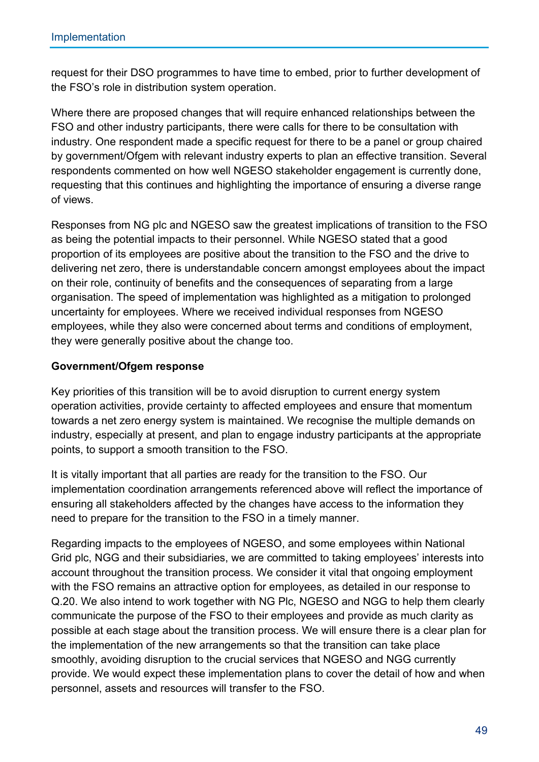request for their DSO programmes to have time to embed, prior to further development of the FSO's role in distribution system operation.

Where there are proposed changes that will require enhanced relationships between the FSO and other industry participants, there were calls for there to be consultation with industry. One respondent made a specific request for there to be a panel or group chaired by government/Ofgem with relevant industry experts to plan an effective transition. Several respondents commented on how well NGESO stakeholder engagement is currently done, requesting that this continues and highlighting the importance of ensuring a diverse range of views.

Responses from NG plc and NGESO saw the greatest implications of transition to the FSO as being the potential impacts to their personnel. While NGESO stated that a good proportion of its employees are positive about the transition to the FSO and the drive to delivering net zero, there is understandable concern amongst employees about the impact on their role, continuity of benefits and the consequences of separating from a large organisation. The speed of implementation was highlighted as a mitigation to prolonged uncertainty for employees. Where we received individual responses from NGESO employees, while they also were concerned about terms and conditions of employment, they were generally positive about the change too.

**Government/Ofgem response**

Key priorities of this transition will be to avoid disruption to current energy system operation activities, provide certainty to affected employees and ensure that momentum towards a net zero energy system is maintained. We recognise the multiple demands on industry, especially at present, and plan to engage industry participants at the appropriate points, to support a smooth transition to the FSO.

It is vitally important that all parties are ready for the transition to the FSO. Our implementation coordination arrangements referenced above will reflect the importance of ensuring all stakeholders affected by the changes have access to the information they need to prepare for the transition to the FSO in a timely manner.

Regarding impacts to the employees of NGESO, and some employees within National Grid plc, NGG and their subsidiaries, we are committed to taking employees' interests into account throughout the transition process. We consider it vital that ongoing employment with the FSO remains an attractive option for employees, as detailed in our response to Q.20. We also intend to work together with NG Plc, NGESO and NGG to help them clearly communicate the purpose of the FSO to their employees and provide as much clarity as possible at each stage about the transition process. We will ensure there is a clear plan for the implementation of the new arrangements so that the transition can take place smoothly, avoiding disruption to the crucial services that NGESO and NGG currently provide. We would expect these implementation plans to cover the detail of how and when personnel, assets and resources will transfer to the FSO.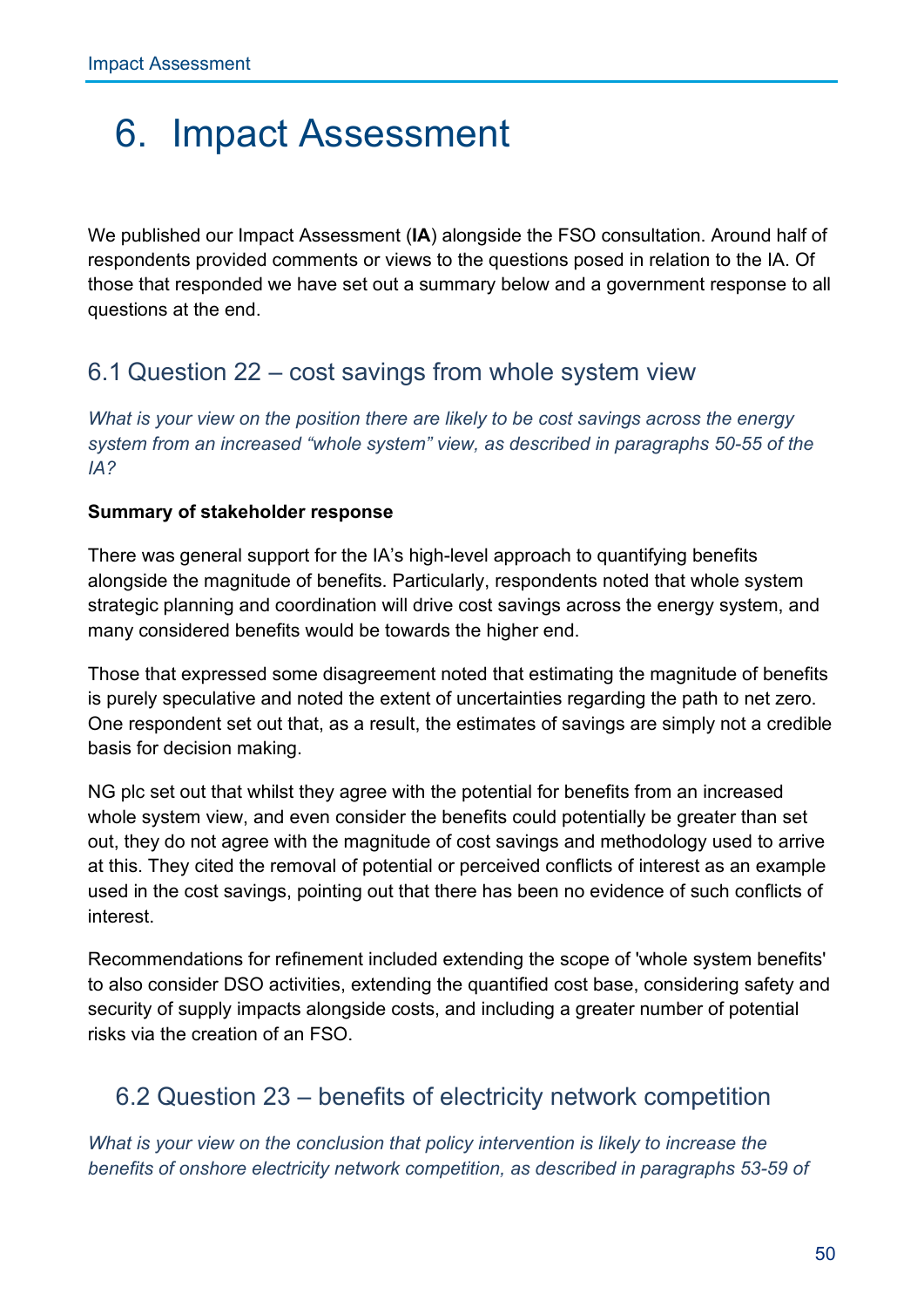# 6. Impact Assessment

We published our Impact Assessment (**IA**) alongside the FSO consultation. Around half of respondents provided comments or views to the questions posed in relation to the IA. Of those that responded we have set out a summary below and a government response to all questions at the end.

## 6.1 Question 22 – cost savings from whole system view

*What is your view on the position there are likely to be cost savings across the energy system from an increased "whole system" view, as described in paragraphs 50-55 of the IA?*

**Summary of stakeholder response**

There was general support for the IA's high-level approach to quantifying benefits alongside the magnitude of benefits. Particularly, respondents noted that whole system strategic planning and coordination will drive cost savings across the energy system, and many considered benefits would be towards the higher end.

Those that expressed some disagreement noted that estimating the magnitude of benefits is purely speculative and noted the extent of uncertainties regarding the path to net zero. One respondent set out that, as a result, the estimates of savings are simply not a credible basis for decision making.

NG plc set out that whilst they agree with the potential for benefits from an increased whole system view, and even consider the benefits could potentially be greater than set out, they do not agree with the magnitude of cost savings and methodology used to arrive at this. They cited the removal of potential or perceived conflicts of interest as an example used in the cost savings, pointing out that there has been no evidence of such conflicts of interest.

Recommendations for refinement included extending the scope of 'whole system benefits' to also consider DSO activities, extending the quantified cost base, considering safety and security of supply impacts alongside costs, and including a greater number of potential risks via the creation of an FSO.

## 6.2 Question 23 – benefits of electricity network competition

*What is your view on the conclusion that policy intervention is likely to increase the benefits of onshore electricity network competition, as described in paragraphs 53-59 of*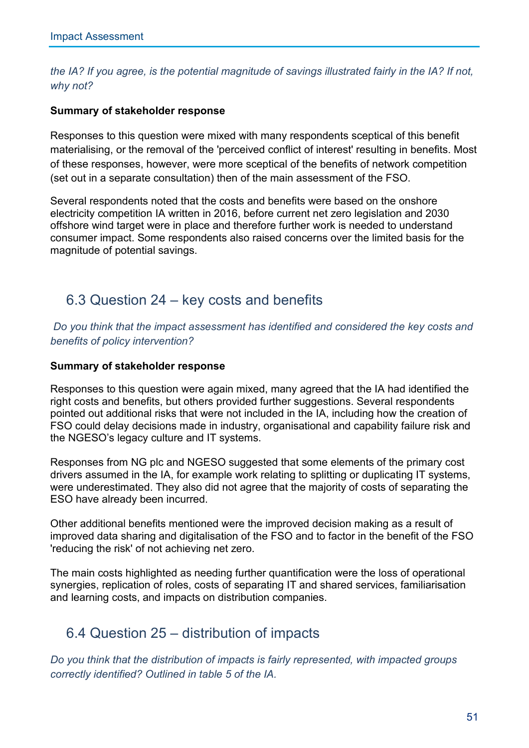*the IA? If you agree, is the potential magnitude of savings illustrated fairly in the IA? If not, why not?*

**Summary of stakeholder response**

Responses to this question were mixed with many respondents sceptical of this benefit materialising, or the removal of the 'perceived conflict of interest' resulting in benefits. Most of these responses, however, were more sceptical of the benefits of network competition (set out in a separate consultation) then of the main assessment of the FSO.

Several respondents noted that the costs and benefits were based on the onshore electricity competition IA written in 2016, before current net zero legislation and 2030 offshore wind target were in place and therefore further work is needed to understand consumer impact. Some respondents also raised concerns over the limited basis for the magnitude of potential savings.

## 6.3 Question 24 – key costs and benefits

*Do you think that the impact assessment has identified and considered the key costs and benefits of policy intervention?*

**Summary of stakeholder response**

Responses to this question were again mixed, many agreed that the IA had identified the right costs and benefits, but others provided further suggestions. Several respondents pointed out additional risks that were not included in the IA, including how the creation of FSO could delay decisions made in industry, organisational and capability failure risk and the NGESO's legacy culture and IT systems.

Responses from NG plc and NGESO suggested that some elements of the primary cost drivers assumed in the IA, for example work relating to splitting or duplicating IT systems, were underestimated. They also did not agree that the majority of costs of separating the ESO have already been incurred.

Other additional benefits mentioned were the improved decision making as a result of improved data sharing and digitalisation of the FSO and to factor in the benefit of the FSO 'reducing the risk' of not achieving net zero.

The main costs highlighted as needing further quantification were the loss of operational synergies, replication of roles, costs of separating IT and shared services, familiarisation and learning costs, and impacts on distribution companies.

## 6.4 Question 25 – distribution of impacts

*Do you think that the distribution of impacts is fairly represented, with impacted groups correctly identified? Outlined in table 5 of the IA.*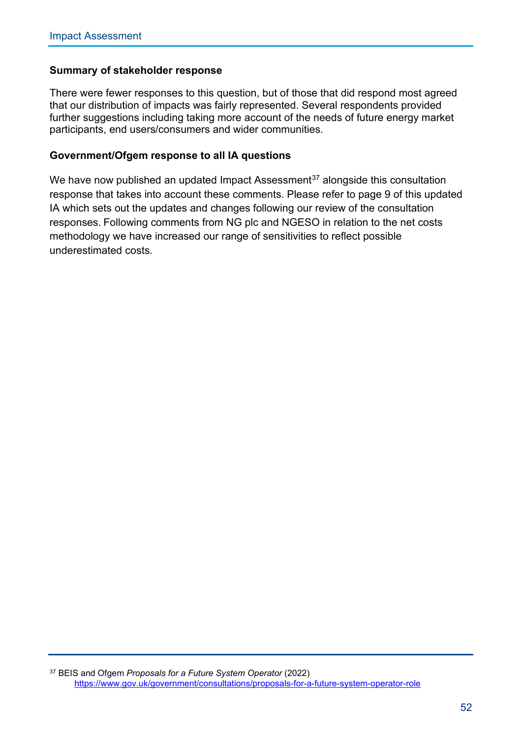**Summary of stakeholder response**

There were fewer responses to this question, but of those that did respond most agreed that our distribution of impacts was fairly represented. Several respondents provided further suggestions including taking more account of the needs of future energy market participants, end users/consumers and wider communities.

**Government/Ofgem response to all IA questions**

We have now published an updated Impact Assessment[37] alongside this consultation response that takes into account these comments. Please refer to page 9 of this updated IA which sets out the updates and changes following our review of the consultation responses. Following comments from NG plc and NGESO in relation to the net costs methodology we have increased our range of sensitivities to reflect possible underestimated costs.

---

[37] BEIS and Ofgem *Proposals for a Future System Operator* (2022) https://www.gov.uk/government/consultations/proposals-for-a-future-system-operator-role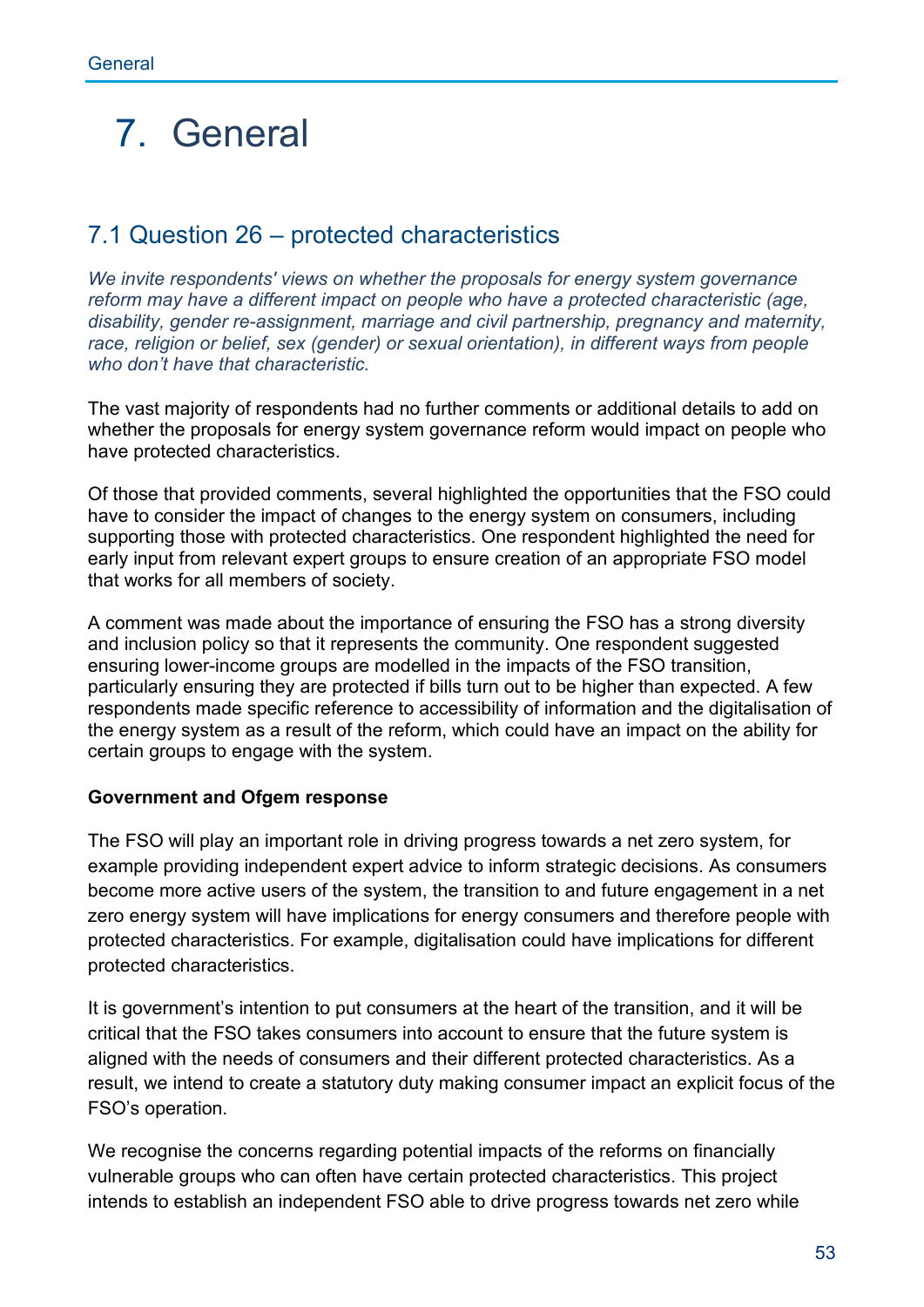# 7. General

## 7.1 Question 26 – protected characteristics

*We invite respondents' views on whether the proposals for energy system governance reform may have a different impact on people who have a protected characteristic (age, disability, gender re-assignment, marriage and civil partnership, pregnancy and maternity, race, religion or belief, sex (gender) or sexual orientation), in different ways from people who don't have that characteristic.*

The vast majority of respondents had no further comments or additional details to add on whether the proposals for energy system governance reform would impact on people who have protected characteristics.

Of those that provided comments, several highlighted the opportunities that the FSO could have to consider the impact of changes to the energy system on consumers, including supporting those with protected characteristics. One respondent highlighted the need for early input from relevant expert groups to ensure creation of an appropriate FSO model that works for all members of society.

A comment was made about the importance of ensuring the FSO has a strong diversity and inclusion policy so that it represents the community. One respondent suggested ensuring lower-income groups are modelled in the impacts of the FSO transition, particularly ensuring they are protected if bills turn out to be higher than expected. A few respondents made specific reference to accessibility of information and the digitalisation of the energy system as a result of the reform, which could have an impact on the ability for certain groups to engage with the system.

**Government and Ofgem response**

The FSO will play an important role in driving progress towards a net zero system, for example providing independent expert advice to inform strategic decisions. As consumers become more active users of the system, the transition to and future engagement in a net zero energy system will have implications for energy consumers and therefore people with protected characteristics. For example, digitalisation could have implications for different protected characteristics.

It is government's intention to put consumers at the heart of the transition, and it will be critical that the FSO takes consumers into account to ensure that the future system is aligned with the needs of consumers and their different protected characteristics. As a result, we intend to create a statutory duty making consumer impact an explicit focus of the FSO's operation.

We recognise the concerns regarding potential impacts of the reforms on financially vulnerable groups who can often have certain protected characteristics. This project intends to establish an independent FSO able to drive progress towards net zero while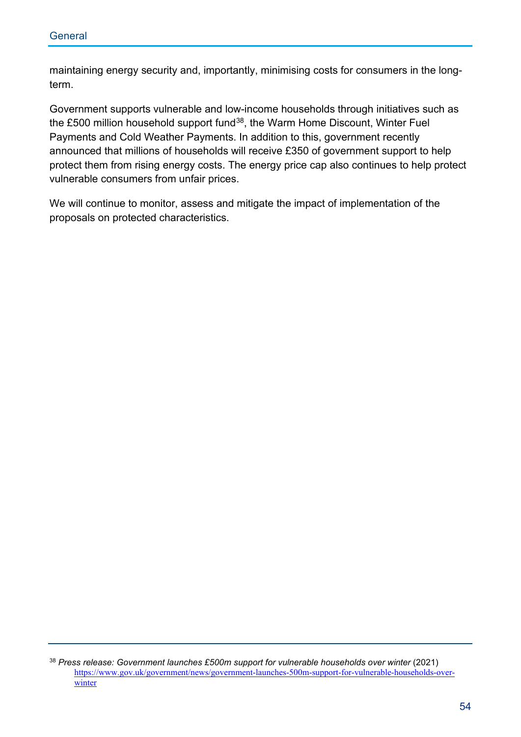maintaining energy security and, importantly, minimising costs for consumers in the long-term.

Government supports vulnerable and low-income households through initiatives such as the £500 million household support fund[38], the Warm Home Discount, Winter Fuel Payments and Cold Weather Payments. In addition to this, government recently announced that millions of households will receive £350 of government support to help protect them from rising energy costs. The energy price cap also continues to help protect vulnerable consumers from unfair prices.

We will continue to monitor, assess and mitigate the impact of implementation of the proposals on protected characteristics.

---

[38] *Press release: Government launches £500m support for vulnerable households over winter* (2021) https://www.gov.uk/government/news/government-launches-500m-support-for-vulnerable-households-over-winter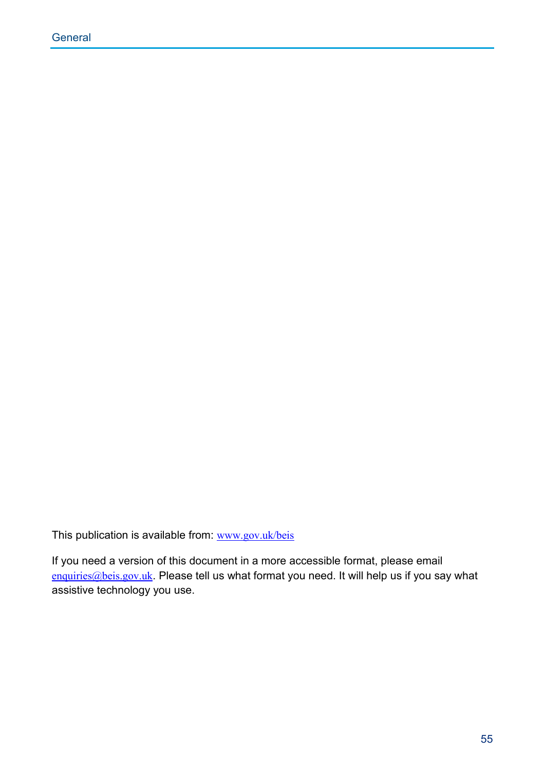This publication is available from: [www.gov.uk/beis](http://www.gov.uk/beis)

If you need a version of this document in a more accessible format, please email [enquiries@beis.gov.uk](mailto:enquiries@beis.gov.uk). Please tell us what format you need. It will help us if you say what assistive technology you use.